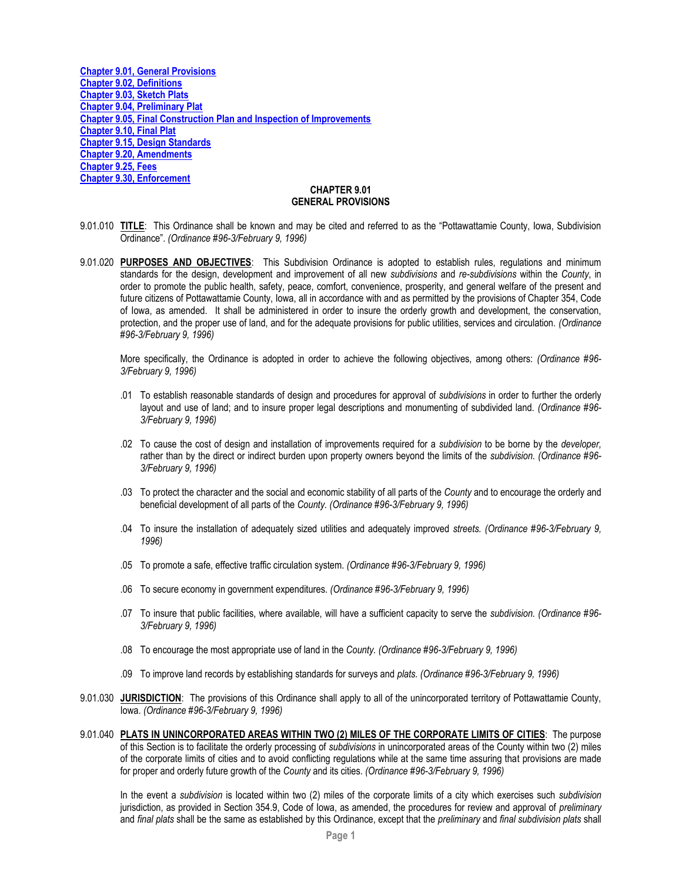**Chapter 9.01, General Provisions**
**Chapter 9.02, Definitions**
**Chapter 9.03, Sketch Plats**
**Chapter 9.04, Preliminary Plat**
**Chapter 9.05, Final Construction Plan and Inspection of Improvements**
**Chapter 9.10, Final Plat**
**Chapter 9.15, Design Standards**
**Chapter 9.20, Amendments**
**Chapter 9.25, Fees**
**Chapter 9.30, Enforcement**

## CHAPTER 9.01
## GENERAL PROVISIONS

9.01.010 **TITLE**: This Ordinance shall be known and may be cited and referred to as the "Pottawattamie County, Iowa, Subdivision Ordinance". *(Ordinance #96-3/February 9, 1996)*

9.01.020 **PURPOSES AND OBJECTIVES**: This Subdivision Ordinance is adopted to establish rules, regulations and minimum standards for the design, development and improvement of all new *subdivisions* and *re-subdivisions* within the *County*, in order to promote the public health, safety, peace, comfort, convenience, prosperity, and general welfare of the present and future citizens of Pottawattamie County, Iowa, all in accordance with and as permitted by the provisions of Chapter 354, Code of Iowa, as amended. It shall be administered in order to insure the orderly growth and development, the conservation, protection, and the proper use of land, and for the adequate provisions for public utilities, services and circulation. *(Ordinance #96-3/February 9, 1996)*

More specifically, the Ordinance is adopted in order to achieve the following objectives, among others: *(Ordinance #96-3/February 9, 1996)*

.01 To establish reasonable standards of design and procedures for approval of *subdivisions* in order to further the orderly layout and use of land; and to insure proper legal descriptions and monumenting of subdivided land. *(Ordinance #96-3/February 9, 1996)*

.02 To cause the cost of design and installation of improvements required for a *subdivision* to be borne by the *developer,* rather than by the direct or indirect burden upon property owners beyond the limits of the *subdivision. (Ordinance #96-3/February 9, 1996)*

.03 To protect the character and the social and economic stability of all parts of the *County* and to encourage the orderly and beneficial development of all parts of the *County. (Ordinance #96-3/February 9, 1996)*

.04 To insure the installation of adequately sized utilities and adequately improved *streets. (Ordinance #96-3/February 9, 1996)*

.05 To promote a safe, effective traffic circulation system. *(Ordinance #96-3/February 9, 1996)*

.06 To secure economy in government expenditures. *(Ordinance #96-3/February 9, 1996)*

.07 To insure that public facilities, where available, will have a sufficient capacity to serve the *subdivision. (Ordinance #96-3/February 9, 1996)*

.08 To encourage the most appropriate use of land in the *County. (Ordinance #96-3/February 9, 1996)*

.09 To improve land records by establishing standards for surveys and *plats. (Ordinance #96-3/February 9, 1996)*

9.01.030 **JURISDICTION**: The provisions of this Ordinance shall apply to all of the unincorporated territory of Pottawattamie County, Iowa. *(Ordinance #96-3/February 9, 1996)*

9.01.040 **PLATS IN UNINCORPORATED AREAS WITHIN TWO (2) MILES OF THE CORPORATE LIMITS OF CITIES**: The purpose of this Section is to facilitate the orderly processing of *subdivisions* in unincorporated areas of the County within two (2) miles of the corporate limits of cities and to avoid conflicting regulations while at the same time assuring that provisions are made for proper and orderly future growth of the *County* and its cities. *(Ordinance #96-3/February 9, 1996)*

In the event a *subdivision* is located within two (2) miles of the corporate limits of a city which exercises such *subdivision* jurisdiction, as provided in Section 354.9, Code of Iowa, as amended, the procedures for review and approval of *preliminary* and *final plats* shall be the same as established by this Ordinance, except that the *preliminary* and *final subdivision plats* shall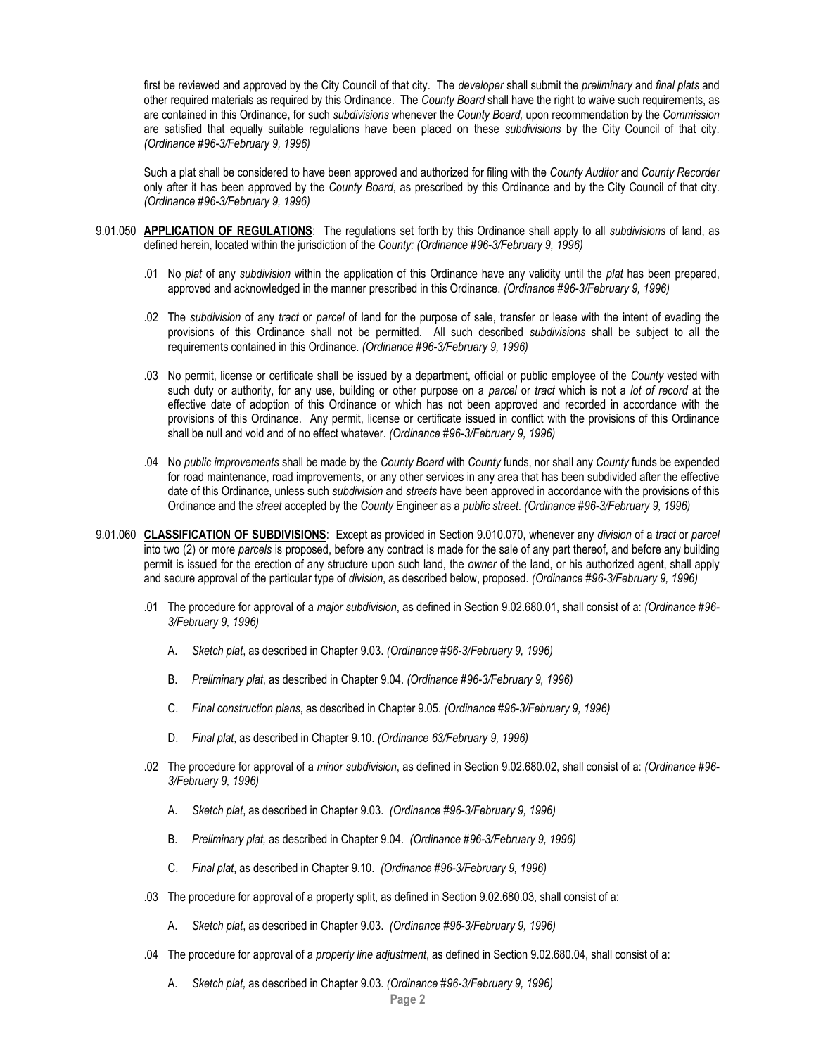first be reviewed and approved by the City Council of that city. The *developer* shall submit the *preliminary* and *final plats* and other required materials as required by this Ordinance. The *County Board* shall have the right to waive such requirements, as are contained in this Ordinance, for such *subdivisions* whenever the *County Board,* upon recommendation by the *Commission* are satisfied that equally suitable regulations have been placed on these *subdivisions* by the City Council of that city. *(Ordinance #96-3/February 9, 1996)*

Such a plat shall be considered to have been approved and authorized for filing with the *County Auditor* and *County Recorder* only after it has been approved by the *County Board*, as prescribed by this Ordinance and by the City Council of that city. *(Ordinance #96-3/February 9, 1996)*

9.01.050 **APPLICATION OF REGULATIONS**: The regulations set forth by this Ordinance shall apply to all *subdivisions* of land, as defined herein, located within the jurisdiction of the *County: (Ordinance #96-3/February 9, 1996)*

.01 No *plat* of any *subdivision* within the application of this Ordinance have any validity until the *plat* has been prepared, approved and acknowledged in the manner prescribed in this Ordinance. *(Ordinance #96-3/February 9, 1996)*

.02 The *subdivision* of any *tract* or *parcel* of land for the purpose of sale, transfer or lease with the intent of evading the provisions of this Ordinance shall not be permitted. All such described *subdivisions* shall be subject to all the requirements contained in this Ordinance. *(Ordinance #96-3/February 9, 1996)*

.03 No permit, license or certificate shall be issued by a department, official or public employee of the *County* vested with such duty or authority, for any use, building or other purpose on a *parcel* or *tract* which is not a *lot of record* at the effective date of adoption of this Ordinance or which has not been approved and recorded in accordance with the provisions of this Ordinance. Any permit, license or certificate issued in conflict with the provisions of this Ordinance shall be null and void and of no effect whatever. *(Ordinance #96-3/February 9, 1996)*

.04 No *public improvements* shall be made by the *County Board* with *County* funds, nor shall any *County* funds be expended for road maintenance, road improvements, or any other services in any area that has been subdivided after the effective date of this Ordinance, unless such *subdivision* and *streets* have been approved in accordance with the provisions of this Ordinance and the *street* accepted by the *County* Engineer as a *public street*. *(Ordinance #96-3/February 9, 1996)*

9.01.060 **CLASSIFICATION OF SUBDIVISIONS**: Except as provided in Section 9.010.070, whenever any *division* of a *tract* or *parcel* into two (2) or more *parcels* is proposed, before any contract is made for the sale of any part thereof, and before any building permit is issued for the erection of any structure upon such land, the *owner* of the land, or his authorized agent, shall apply and secure approval of the particular type of *division*, as described below, proposed. *(Ordinance #96-3/February 9, 1996)*

.01 The procedure for approval of a *major subdivision*, as defined in Section 9.02.680.01, shall consist of a: *(Ordinance #96-3/February 9, 1996)*

A. *Sketch plat*, as described in Chapter 9.03. *(Ordinance #96-3/February 9, 1996)*

B. *Preliminary plat*, as described in Chapter 9.04. *(Ordinance #96-3/February 9, 1996)*

C. *Final construction plans*, as described in Chapter 9.05. *(Ordinance #96-3/February 9, 1996)*

D. *Final plat*, as described in Chapter 9.10. *(Ordinance 63/February 9, 1996)*

.02 The procedure for approval of a *minor subdivision*, as defined in Section 9.02.680.02, shall consist of a: *(Ordinance #96-3/February 9, 1996)*

A. *Sketch plat*, as described in Chapter 9.03. *(Ordinance #96-3/February 9, 1996)*

B. *Preliminary plat,* as described in Chapter 9.04. *(Ordinance #96-3/February 9, 1996)*

C. *Final plat*, as described in Chapter 9.10. *(Ordinance #96-3/February 9, 1996)*

.03 The procedure for approval of a property split, as defined in Section 9.02.680.03, shall consist of a:

A. *Sketch plat*, as described in Chapter 9.03. *(Ordinance #96-3/February 9, 1996)*

.04 The procedure for approval of a *property line adjustment*, as defined in Section 9.02.680.04, shall consist of a:

A. *Sketch plat,* as described in Chapter 9.03. *(Ordinance #96-3/February 9, 1996)*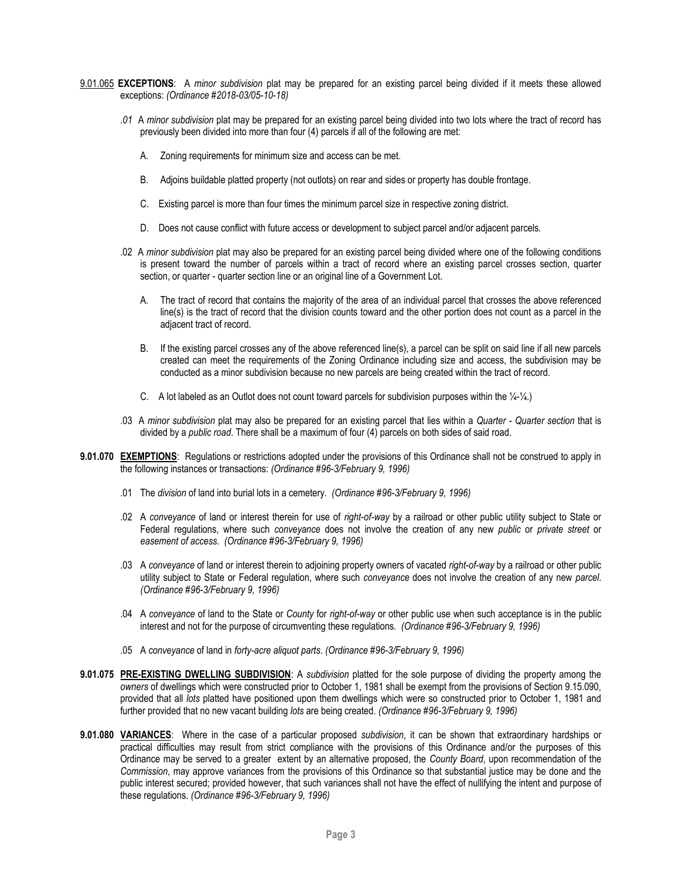9.01.065 **EXCEPTIONS**: A *minor subdivision* plat may be prepared for an existing parcel being divided if it meets these allowed exceptions: *(Ordinance #2018-03/05-10-18)*

*.01* A *minor subdivision* plat may be prepared for an existing parcel being divided into two lots where the tract of record has previously been divided into more than four (4) parcels if all of the following are met:

A. Zoning requirements for minimum size and access can be met.

B. Adjoins buildable platted property (not outlots) on rear and sides or property has double frontage.

C. Existing parcel is more than four times the minimum parcel size in respective zoning district.

D. Does not cause conflict with future access or development to subject parcel and/or adjacent parcels.

.02 A *minor subdivision* plat may also be prepared for an existing parcel being divided where one of the following conditions is present toward the number of parcels within a tract of record where an existing parcel crosses section, quarter section, or quarter - quarter section line or an original line of a Government Lot.

A. The tract of record that contains the majority of the area of an individual parcel that crosses the above referenced line(s) is the tract of record that the division counts toward and the other portion does not count as a parcel in the adjacent tract of record.

B. If the existing parcel crosses any of the above referenced line(s), a parcel can be split on said line if all new parcels created can meet the requirements of the Zoning Ordinance including size and access, the subdivision may be conducted as a minor subdivision because no new parcels are being created within the tract of record.

C. A lot labeled as an Outlot does not count toward parcels for subdivision purposes within the ¼-¼.)

.03 A *minor subdivision* plat may also be prepared for an existing parcel that lies within a *Quarter - Quarter section* that is divided by a *public road*. There shall be a maximum of four (4) parcels on both sides of said road.

**9.01.070 EXEMPTIONS**: Regulations or restrictions adopted under the provisions of this Ordinance shall not be construed to apply in the following instances or transactions: *(Ordinance #96-3/February 9, 1996)*

.01 The *division* of land into burial lots in a cemetery. *(Ordinance #96-3/February 9, 1996)*

.02 A *conveyance* of land or interest therein for use of *right-of-way* by a railroad or other public utility subject to State or Federal regulations, where such *conveyance* does not involve the creation of any new *public* or *private street* or *easement of access*. *(Ordinance #96-3/February 9, 1996)*

.03 A *conveyance* of land or interest therein to adjoining property owners of vacated *right-of-way* by a railroad or other public utility subject to State or Federal regulation, where such *conveyance* does not involve the creation of any new *parcel*. *(Ordinance #96-3/February 9, 1996)*

.04 A *conveyance* of land to the State or *County* for *right-of-way* or other public use when such acceptance is in the public interest and not for the purpose of circumventing these regulations. *(Ordinance #96-3/February 9, 1996)*

.05 A *conveyance* of land in *forty-acre aliquot parts*. *(Ordinance #96-3/February 9, 1996)*

**9.01.075 PRE-EXISTING DWELLING SUBDIVISION**: A *subdivision* platted for the sole purpose of dividing the property among the *owners* of dwellings which were constructed prior to October 1, 1981 shall be exempt from the provisions of Section 9.15.090, provided that all *lots* platted have positioned upon them dwellings which were so constructed prior to October 1, 1981 and further provided that no new vacant building *lots* are being created. *(Ordinance #96-3/February 9, 1996)*

**9.01.080 VARIANCES**: Where in the case of a particular proposed *subdivision*, it can be shown that extraordinary hardships or practical difficulties may result from strict compliance with the provisions of this Ordinance and/or the purposes of this Ordinance may be served to a greater extent by an alternative proposed, the *County Board*, upon recommendation of the *Commission*, may approve variances from the provisions of this Ordinance so that substantial justice may be done and the public interest secured; provided however, that such variances shall not have the effect of nullifying the intent and purpose of these regulations. *(Ordinance #96-3/February 9, 1996)*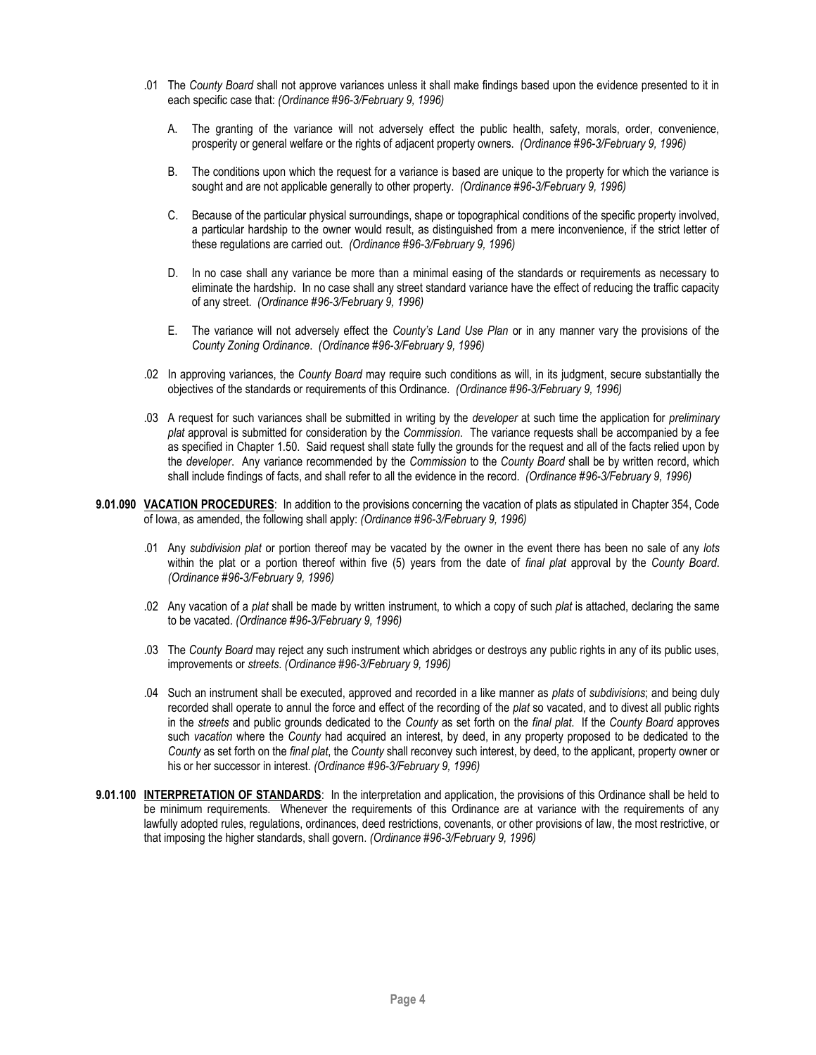.01 The *County Board* shall not approve variances unless it shall make findings based upon the evidence presented to it in each specific case that: *(Ordinance #96-3/February 9, 1996)*

A. The granting of the variance will not adversely effect the public health, safety, morals, order, convenience, prosperity or general welfare or the rights of adjacent property owners. *(Ordinance #96-3/February 9, 1996)*

B. The conditions upon which the request for a variance is based are unique to the property for which the variance is sought and are not applicable generally to other property. *(Ordinance #96-3/February 9, 1996)*

C. Because of the particular physical surroundings, shape or topographical conditions of the specific property involved, a particular hardship to the owner would result, as distinguished from a mere inconvenience, if the strict letter of these regulations are carried out. *(Ordinance #96-3/February 9, 1996)*

D. In no case shall any variance be more than a minimal easing of the standards or requirements as necessary to eliminate the hardship. In no case shall any street standard variance have the effect of reducing the traffic capacity of any street. *(Ordinance #96-3/February 9, 1996)*

E. The variance will not adversely effect the *County's Land Use Plan* or in any manner vary the provisions of the *County Zoning Ordinance*. *(Ordinance #96-3/February 9, 1996)*

.02 In approving variances, the *County Board* may require such conditions as will, in its judgment, secure substantially the objectives of the standards or requirements of this Ordinance. *(Ordinance #96-3/February 9, 1996)*

.03 A request for such variances shall be submitted in writing by the *developer* at such time the application for *preliminary plat* approval is submitted for consideration by the *Commission.* The variance requests shall be accompanied by a fee as specified in Chapter 1.50. Said request shall state fully the grounds for the request and all of the facts relied upon by the *developer*. Any variance recommended by the *Commission* to the *County Board* shall be by written record, which shall include findings of facts, and shall refer to all the evidence in the record. *(Ordinance #96-3/February 9, 1996)*

**9.01.090 <u>VACATION PROCEDURES</u>**: In addition to the provisions concerning the vacation of plats as stipulated in Chapter 354, Code of Iowa, as amended, the following shall apply: *(Ordinance #96-3/February 9, 1996)*

.01 Any *subdivision plat* or portion thereof may be vacated by the owner in the event there has been no sale of any *lots* within the plat or a portion thereof within five (5) years from the date of *final plat* approval by the *County Board*. *(Ordinance #96-3/February 9, 1996)*

.02 Any vacation of a *plat* shall be made by written instrument, to which a copy of such *plat* is attached, declaring the same to be vacated. *(Ordinance #96-3/February 9, 1996)*

.03 The *County Board* may reject any such instrument which abridges or destroys any public rights in any of its public uses, improvements or *streets*. *(Ordinance #96-3/February 9, 1996)*

.04 Such an instrument shall be executed, approved and recorded in a like manner as *plats* of *subdivisions*; and being duly recorded shall operate to annul the force and effect of the recording of the *plat* so vacated, and to divest all public rights in the *streets* and public grounds dedicated to the *County* as set forth on the *final plat*. If the *County Board* approves such *vacation* where the *County* had acquired an interest, by deed, in any property proposed to be dedicated to the *County* as set forth on the *final plat*, the *County* shall reconvey such interest, by deed, to the applicant, property owner or his or her successor in interest. *(Ordinance #96-3/February 9, 1996)*

**9.01.100 <u>INTERPRETATION OF STANDARDS</u>**: In the interpretation and application, the provisions of this Ordinance shall be held to be minimum requirements. Whenever the requirements of this Ordinance are at variance with the requirements of any lawfully adopted rules, regulations, ordinances, deed restrictions, covenants, or other provisions of law, the most restrictive, or that imposing the higher standards, shall govern. *(Ordinance #96-3/February 9, 1996)*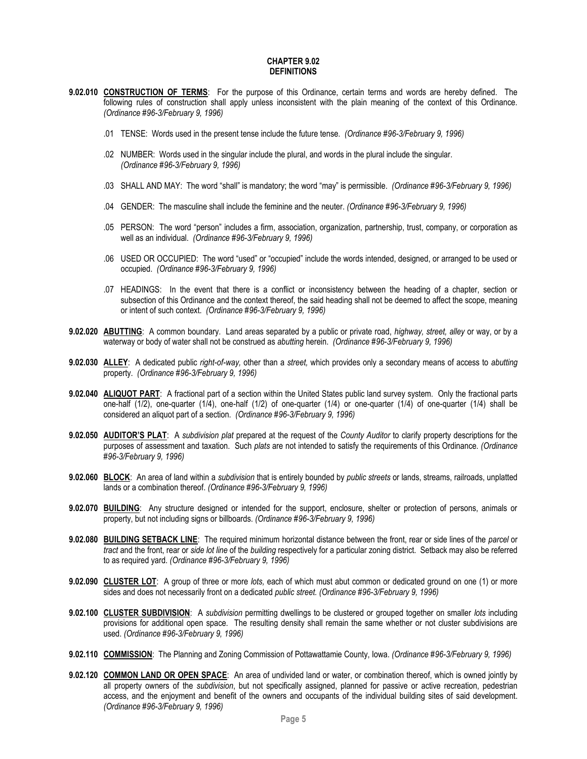# CHAPTER 9.02
# DEFINITIONS

**9.02.010** **CONSTRUCTION OF TERMS**: For the purpose of this Ordinance, certain terms and words are hereby defined. The following rules of construction shall apply unless inconsistent with the plain meaning of the context of this Ordinance. *(Ordinance #96-3/February 9, 1996)*

.01 TENSE: Words used in the present tense include the future tense. *(Ordinance #96-3/February 9, 1996)*

.02 NUMBER: Words used in the singular include the plural, and words in the plural include the singular. *(Ordinance #96-3/February 9, 1996)*

.03 SHALL AND MAY: The word "shall" is mandatory; the word "may" is permissible. *(Ordinance #96-3/February 9, 1996)*

.04 GENDER: The masculine shall include the feminine and the neuter. *(Ordinance #96-3/February 9, 1996)*

.05 PERSON: The word "person" includes a firm, association, organization, partnership, trust, company, or corporation as well as an individual. *(Ordinance #96-3/February 9, 1996)*

.06 USED OR OCCUPIED: The word "used" or "occupied" include the words intended, designed, or arranged to be used or occupied. *(Ordinance #96-3/February 9, 1996)*

.07 HEADINGS: In the event that there is a conflict or inconsistency between the heading of a chapter, section or subsection of this Ordinance and the context thereof, the said heading shall not be deemed to affect the scope, meaning or intent of such context. *(Ordinance #96-3/February 9, 1996)*

**9.02.020** **ABUTTING**: A common boundary. Land areas separated by a public or private road, *highway, street, alley* or way, or by a waterway or body of water shall not be construed as *abutting* herein. *(Ordinance #96-3/February 9, 1996)*

**9.02.030** **ALLEY**: A dedicated public *right-of-way,* other than a *street,* which provides only a secondary means of access to *abutting* property. *(Ordinance #96-3/February 9, 1996)*

**9.02.040** **ALIQUOT PART**: A fractional part of a section within the United States public land survey system. Only the fractional parts one-half (1/2), one-quarter (1/4), one-half (1/2) of one-quarter (1/4) or one-quarter (1/4) of one-quarter (1/4) shall be considered an aliquot part of a section. *(Ordinance #96-3/February 9, 1996)*

**9.02.050** **AUDITOR'S PLAT**: A *subdivision plat* prepared at the request of the *County Auditor* to clarify property descriptions for the purposes of assessment and taxation. Such *plats* are not intended to satisfy the requirements of this Ordinance. *(Ordinance #96-3/February 9, 1996)*

**9.02.060** **BLOCK**: An area of land within a *subdivision* that is entirely bounded by *public streets* or lands, streams, railroads, unplatted lands or a combination thereof. *(Ordinance #96-3/February 9, 1996)*

**9.02.070** **BUILDING**: Any structure designed or intended for the support, enclosure, shelter or protection of persons, animals or property, but not including signs or billboards. *(Ordinance #96-3/February 9, 1996)*

**9.02.080** **BUILDING SETBACK LINE**: The required minimum horizontal distance between the front, rear or side lines of the *parcel* or *tract* and the front, rear or *side lot line* of the *building* respectively for a particular zoning district. Setback may also be referred to as required yard. *(Ordinance #96-3/February 9, 1996)*

**9.02.090** **CLUSTER LOT**: A group of three or more *lots,* each of which must abut common or dedicated ground on one (1) or more sides and does not necessarily front on a dedicated *public street. (Ordinance #96-3/February 9, 1996)*

**9.02.100** **CLUSTER SUBDIVISION**: A *subdivision* permitting dwellings to be clustered or grouped together on smaller *lots* including provisions for additional open space. The resulting density shall remain the same whether or not cluster subdivisions are used. *(Ordinance #96-3/February 9, 1996)*

**9.02.110** **COMMISSION**: The Planning and Zoning Commission of Pottawattamie County, Iowa. *(Ordinance #96-3/February 9, 1996)*

**9.02.120** **COMMON LAND OR OPEN SPACE**: An area of undivided land or water, or combination thereof, which is owned jointly by all property owners of the *subdivision*, but not specifically assigned, planned for passive or active recreation, pedestrian access, and the enjoyment and benefit of the owners and occupants of the individual building sites of said development. *(Ordinance #96-3/February 9, 1996)*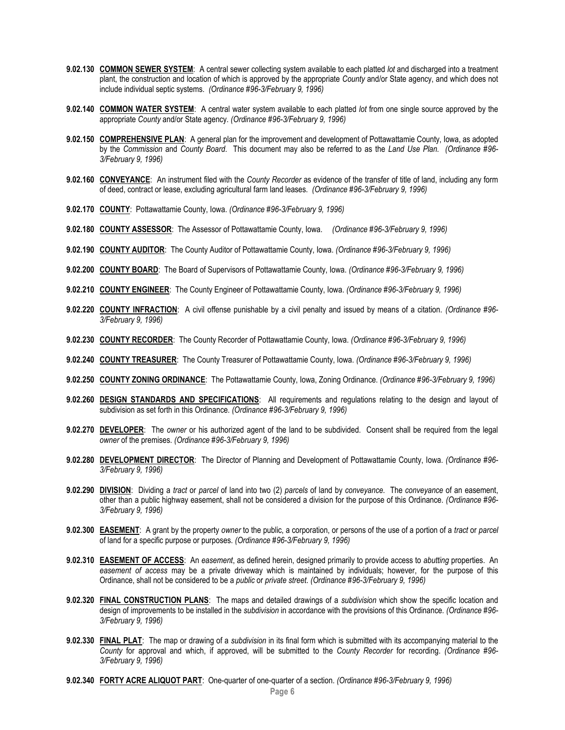**9.02.130** **COMMON SEWER SYSTEM**: A central sewer collecting system available to each platted *lot* and discharged into a treatment plant, the construction and location of which is approved by the appropriate *County* and/or State agency, and which does not include individual septic systems. *(Ordinance #96-3/February 9, 1996)*

**9.02.140** **COMMON WATER SYSTEM**: A central water system available to each platted *lot* from one single source approved by the appropriate *County* and/or State agency. *(Ordinance #96-3/February 9, 1996)*

**9.02.150** **COMPREHENSIVE PLAN**: A general plan for the improvement and development of Pottawattamie County, Iowa, as adopted by the *Commission* and *County Board*. This document may also be referred to as the *Land Use Plan. (Ordinance #96-3/February 9, 1996)*

**9.02.160** **CONVEYANCE**: An instrument filed with the *County Recorder* as evidence of the transfer of title of land, including any form of deed, contract or lease, excluding agricultural farm land leases. *(Ordinance #96-3/February 9, 1996)*

**9.02.170** **COUNTY**: Pottawattamie County, Iowa. *(Ordinance #96-3/February 9, 1996)*

**9.02.180** **COUNTY ASSESSOR**: The Assessor of Pottawattamie County, Iowa. *(Ordinance #96-3/February 9, 1996)*

**9.02.190** **COUNTY AUDITOR**: The County Auditor of Pottawattamie County, Iowa. *(Ordinance #96-3/February 9, 1996)*

**9.02.200** **COUNTY BOARD**: The Board of Supervisors of Pottawattamie County, Iowa. *(Ordinance #96-3/February 9, 1996)*

**9.02.210** **COUNTY ENGINEER**: The County Engineer of Pottawattamie County, Iowa. *(Ordinance #96-3/February 9, 1996)*

**9.02.220** **COUNTY INFRACTION**: A civil offense punishable by a civil penalty and issued by means of a citation. *(Ordinance #96-3/February 9, 1996)*

**9.02.230** **COUNTY RECORDER**: The County Recorder of Pottawattamie County, Iowa. *(Ordinance #96-3/February 9, 1996)*

**9.02.240** **COUNTY TREASURER**: The County Treasurer of Pottawattamie County, Iowa. *(Ordinance #96-3/February 9, 1996)*

**9.02.250** **COUNTY ZONING ORDINANCE**: The Pottawattamie County, Iowa, Zoning Ordinance. *(Ordinance #96-3/February 9, 1996)*

**9.02.260** **DESIGN STANDARDS AND SPECIFICATIONS**: All requirements and regulations relating to the design and layout of subdivision as set forth in this Ordinance. *(Ordinance #96-3/February 9, 1996)*

**9.02.270** **DEVELOPER**: The *owner* or his authorized agent of the land to be subdivided. Consent shall be required from the legal *owner* of the premises. *(Ordinance #96-3/February 9, 1996)*

**9.02.280** **DEVELOPMENT DIRECTOR**: The Director of Planning and Development of Pottawattamie County, Iowa. *(Ordinance #96-3/February 9, 1996)*

**9.02.290** **DIVISION**: Dividing a *tract* or *parcel* of land into two (2) *parcels* of land by *conveyance*. The *conveyance* of an easement, other than a public highway easement, shall not be considered a division for the purpose of this Ordinance. *(Ordinance #96-3/February 9, 1996)*

**9.02.300** **EASEMENT**: A grant by the property *owner* to the public, a corporation, or persons of the use of a portion of a *tract* or *parcel* of land for a specific purpose or purposes. *(Ordinance #96-3/February 9, 1996)*

**9.02.310** **EASEMENT OF ACCESS**: An *easement*, as defined herein, designed primarily to provide access to *abutting* properties. An *easement of access* may be a private driveway which is maintained by individuals; however, for the purpose of this Ordinance, shall not be considered to be a *public* or *private street*. *(Ordinance #96-3/February 9, 1996)*

**9.02.320** **FINAL CONSTRUCTION PLANS**: The maps and detailed drawings of a *subdivision* which show the specific location and design of improvements to be installed in the *subdivision* in accordance with the provisions of this Ordinance. *(Ordinance #96-3/February 9, 1996)*

**9.02.330** **FINAL PLAT**: The map or drawing of a *subdivision* in its final form which is submitted with its accompanying material to the *County* for approval and which, if approved, will be submitted to the *County Recorder* for recording. *(Ordinance #96-3/February 9, 1996)*

**9.02.340** **FORTY ACRE ALIQUOT PART**: One-quarter of one-quarter of a section. *(Ordinance #96-3/February 9, 1996)*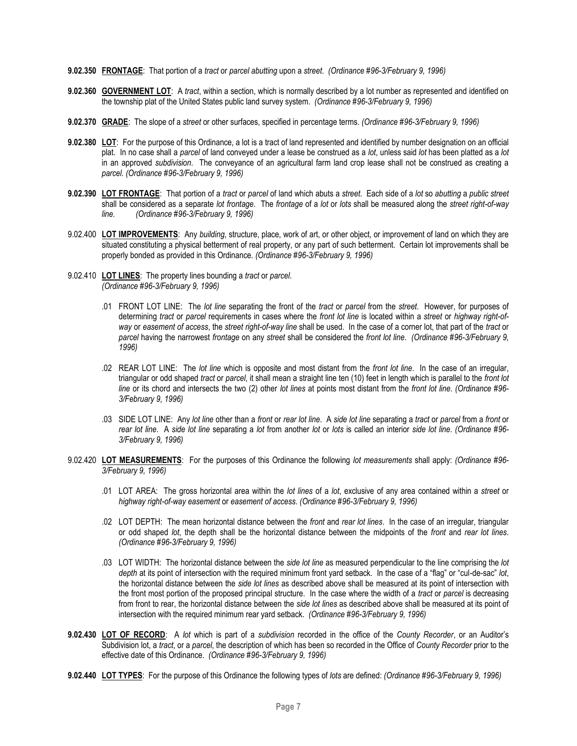**9.02.350 FRONTAGE**: That portion of a *tract* or *parcel abutting* upon a *street*. *(Ordinance #96-3/February 9, 1996)*

**9.02.360 GOVERNMENT LOT**: A *tract*, within a section, which is normally described by a lot number as represented and identified on the township plat of the United States public land survey system. *(Ordinance #96-3/February 9, 1996)*

**9.02.370 GRADE**: The slope of a *street* or other surfaces, specified in percentage terms. *(Ordinance #96-3/February 9, 1996)*

**9.02.380 LOT**: For the purpose of this Ordinance, a lot is a tract of land represented and identified by number designation on an official plat. In no case shall a *parcel* of land conveyed under a lease be construed as a *lot*, unless said *lot* has been platted as a *lot* in an approved *subdivision*. The conveyance of an agricultural farm land crop lease shall not be construed as creating a *parcel*. *(Ordinance #96-3/February 9, 1996)*

**9.02.390 LOT FRONTAGE**: That portion of a *tract* or *parcel* of land which abuts a *street*. Each side of a *lot* so *abutting* a *public street* shall be considered as a separate *lot frontage*. The *frontage* of a *lot* or *lots* shall be measured along the *street right-of-way line*. *(Ordinance #96-3/February 9, 1996)*

9.02.400 **LOT IMPROVEMENTS**: Any *building*, structure, place, work of art, or other object, or improvement of land on which they are situated constituting a physical betterment of real property, or any part of such betterment. Certain lot improvements shall be properly bonded as provided in this Ordinance. *(Ordinance #96-3/February 9, 1996)*

9.02.410 **LOT LINES**: The property lines bounding a *tract* or *parcel*. *(Ordinance #96-3/February 9, 1996)*

.01 FRONT LOT LINE: The *lot line* separating the front of the *tract* or *parcel* from the *street*. However, for purposes of determining *tract* or *parcel* requirements in cases where the *front lot line* is located within a *street* or *highway right-of-way* or *easement of access*, the *street right-of-way line* shall be used. In the case of a corner lot, that part of the *tract* or *parcel* having the narrowest *frontage* on any *street* shall be considered the *front lot line*. *(Ordinance #96-3/February 9, 1996)*

.02 REAR LOT LINE: The *lot line* which is opposite and most distant from the *front lot line*. In the case of an irregular, triangular or odd shaped *tract* or *parcel*, it shall mean a straight line ten (10) feet in length which is parallel to the *front lot line* or its chord and intersects the two (2) other *lot lines* at points most distant from the *front lot line*. *(Ordinance #96-3/February 9, 1996)*

.03 SIDE LOT LINE: Any *lot line* other than a *front* or *rear lot line*. A *side lot line* separating a *tract* or *parcel* from a *front* or *rear lot line*. A *side lot line* separating a *lot* from another *lot* or *lots* is called an interior *side lot line*. *(Ordinance #96-3/February 9, 1996)*

9.02.420 **LOT MEASUREMENTS**: For the purposes of this Ordinance the following *lot measurements* shall apply: *(Ordinance #96-3/February 9, 1996)*

.01 LOT AREA: The gross horizontal area within the *lot lines* of a *lot*, exclusive of any area contained within a *street* or *highway right-of-way easement* or *easement of access*. *(Ordinance #96-3/February 9, 1996)*

.02 LOT DEPTH: The mean horizontal distance between the *front* and *rear lot lines*. In the case of an irregular, triangular or odd shaped *lot*, the depth shall be the horizontal distance between the midpoints of the *front* and *rear lot lines*. *(Ordinance #96-3/February 9, 1996)*

.03 LOT WIDTH: The horizontal distance between the *side lot line* as measured perpendicular to the line comprising the *lot depth* at its point of intersection with the required minimum front yard setback. In the case of a "flag" or "cul-de-sac" *lot*, the horizontal distance between the *side lot lines* as described above shall be measured at its point of intersection with the front most portion of the proposed principal structure. In the case where the width of a *tract* or *parcel* is decreasing from front to rear, the horizontal distance between the *side lot lines* as described above shall be measured at its point of intersection with the required minimum rear yard setback. *(Ordinance #96-3/February 9, 1996)*

**9.02.430 LOT OF RECORD**: A *lot* which is part of a *subdivision* recorded in the office of the *County Recorder*, or an Auditor's Subdivision lot, a *tract*, or a *parcel*, the description of which has been so recorded in the Office of *County Recorder* prior to the effective date of this Ordinance. *(Ordinance #96-3/February 9, 1996)*

**9.02.440 LOT TYPES**: For the purpose of this Ordinance the following types of *lots* are defined: *(Ordinance #96-3/February 9, 1996)*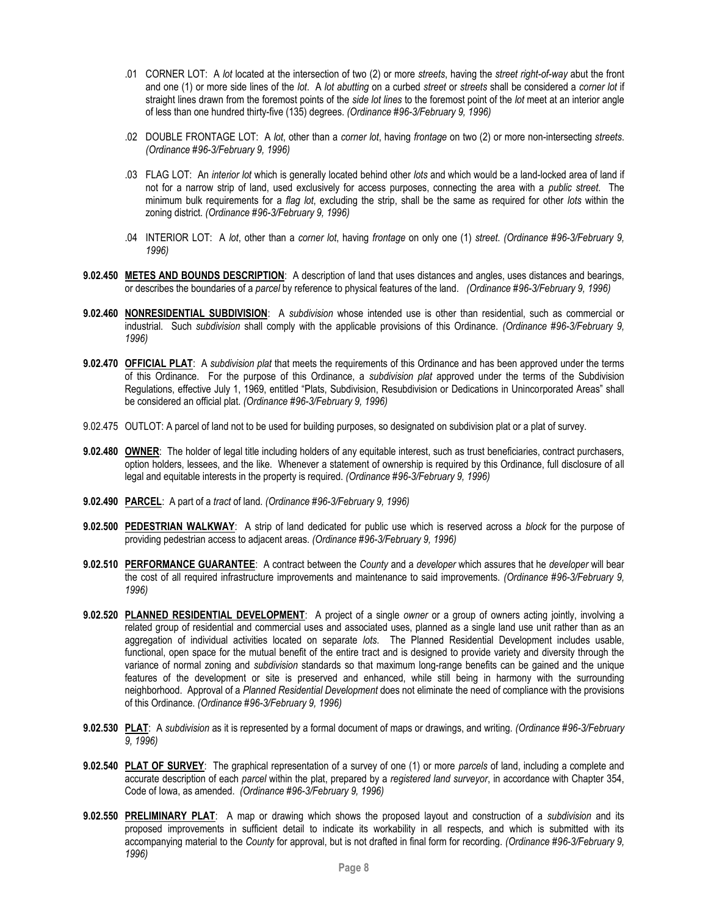.01 CORNER LOT: A *lot* located at the intersection of two (2) or more *streets*, having the *street right-of-way* abut the front and one (1) or more side lines of the *lot*. A *lot abutting* on a curbed *street* or *streets* shall be considered a *corner lot* if straight lines drawn from the foremost points of the *side lot lines* to the foremost point of the *lot* meet at an interior angle of less than one hundred thirty-five (135) degrees. *(Ordinance #96-3/February 9, 1996)*

.02 DOUBLE FRONTAGE LOT: A *lot*, other than a *corner lot*, having *frontage* on two (2) or more non-intersecting *streets*. *(Ordinance #96-3/February 9, 1996)*

.03 FLAG LOT: An *interior lot* which is generally located behind other *lots* and which would be a land-locked area of land if not for a narrow strip of land, used exclusively for access purposes, connecting the area with a *public street*. The minimum bulk requirements for a *flag lot*, excluding the strip, shall be the same as required for other *lots* within the zoning district. *(Ordinance #96-3/February 9, 1996)*

.04 INTERIOR LOT: A *lot*, other than a *corner lot*, having *frontage* on only one (1) *street*. *(Ordinance #96-3/February 9, 1996)*

**9.02.450 METES AND BOUNDS DESCRIPTION**: A description of land that uses distances and angles, uses distances and bearings, or describes the boundaries of a *parcel* by reference to physical features of the land. *(Ordinance #96-3/February 9, 1996)*

**9.02.460 NONRESIDENTIAL SUBDIVISION**: A *subdivision* whose intended use is other than residential, such as commercial or industrial. Such *subdivision* shall comply with the applicable provisions of this Ordinance. *(Ordinance #96-3/February 9, 1996)*

**9.02.470 OFFICIAL PLAT**: A *subdivision plat* that meets the requirements of this Ordinance and has been approved under the terms of this Ordinance. For the purpose of this Ordinance, a *subdivision plat* approved under the terms of the Subdivision Regulations, effective July 1, 1969, entitled "Plats, Subdivision, Resubdivision or Dedications in Unincorporated Areas" shall be considered an official plat. *(Ordinance #96-3/February 9, 1996)*

9.02.475 OUTLOT: A parcel of land not to be used for building purposes, so designated on subdivision plat or a plat of survey.

**9.02.480 OWNER**: The holder of legal title including holders of any equitable interest, such as trust beneficiaries, contract purchasers, option holders, lessees, and the like. Whenever a statement of ownership is required by this Ordinance, full disclosure of all legal and equitable interests in the property is required. *(Ordinance #96-3/February 9, 1996)*

**9.02.490 PARCEL**: A part of a *tract* of land. *(Ordinance #96-3/February 9, 1996)*

**9.02.500 PEDESTRIAN WALKWAY**: A strip of land dedicated for public use which is reserved across a *block* for the purpose of providing pedestrian access to adjacent areas. *(Ordinance #96-3/February 9, 1996)*

**9.02.510 PERFORMANCE GUARANTEE**: A contract between the *County* and a *developer* which assures that he *developer* will bear the cost of all required infrastructure improvements and maintenance to said improvements. *(Ordinance #96-3/February 9, 1996)*

**9.02.520 PLANNED RESIDENTIAL DEVELOPMENT**: A project of a single *owner* or a group of owners acting jointly, involving a related group of residential and commercial uses and associated uses, planned as a single land use unit rather than as an aggregation of individual activities located on separate *lots*. The Planned Residential Development includes usable, functional, open space for the mutual benefit of the entire tract and is designed to provide variety and diversity through the variance of normal zoning and *subdivision* standards so that maximum long-range benefits can be gained and the unique features of the development or site is preserved and enhanced, while still being in harmony with the surrounding neighborhood. Approval of a *Planned Residential Development* does not eliminate the need of compliance with the provisions of this Ordinance. *(Ordinance #96-3/February 9, 1996)*

**9.02.530 PLAT**: A *subdivision* as it is represented by a formal document of maps or drawings, and writing. *(Ordinance #96-3/February 9, 1996)*

**9.02.540 PLAT OF SURVEY**: The graphical representation of a survey of one (1) or more *parcels* of land, including a complete and accurate description of each *parcel* within the plat, prepared by a *registered land surveyor*, in accordance with Chapter 354, Code of Iowa, as amended. *(Ordinance #96-3/February 9, 1996)*

**9.02.550 PRELIMINARY PLAT**: A map or drawing which shows the proposed layout and construction of a *subdivision* and its proposed improvements in sufficient detail to indicate its workability in all respects, and which is submitted with its accompanying material to the *County* for approval, but is not drafted in final form for recording. *(Ordinance #96-3/February 9, 1996)*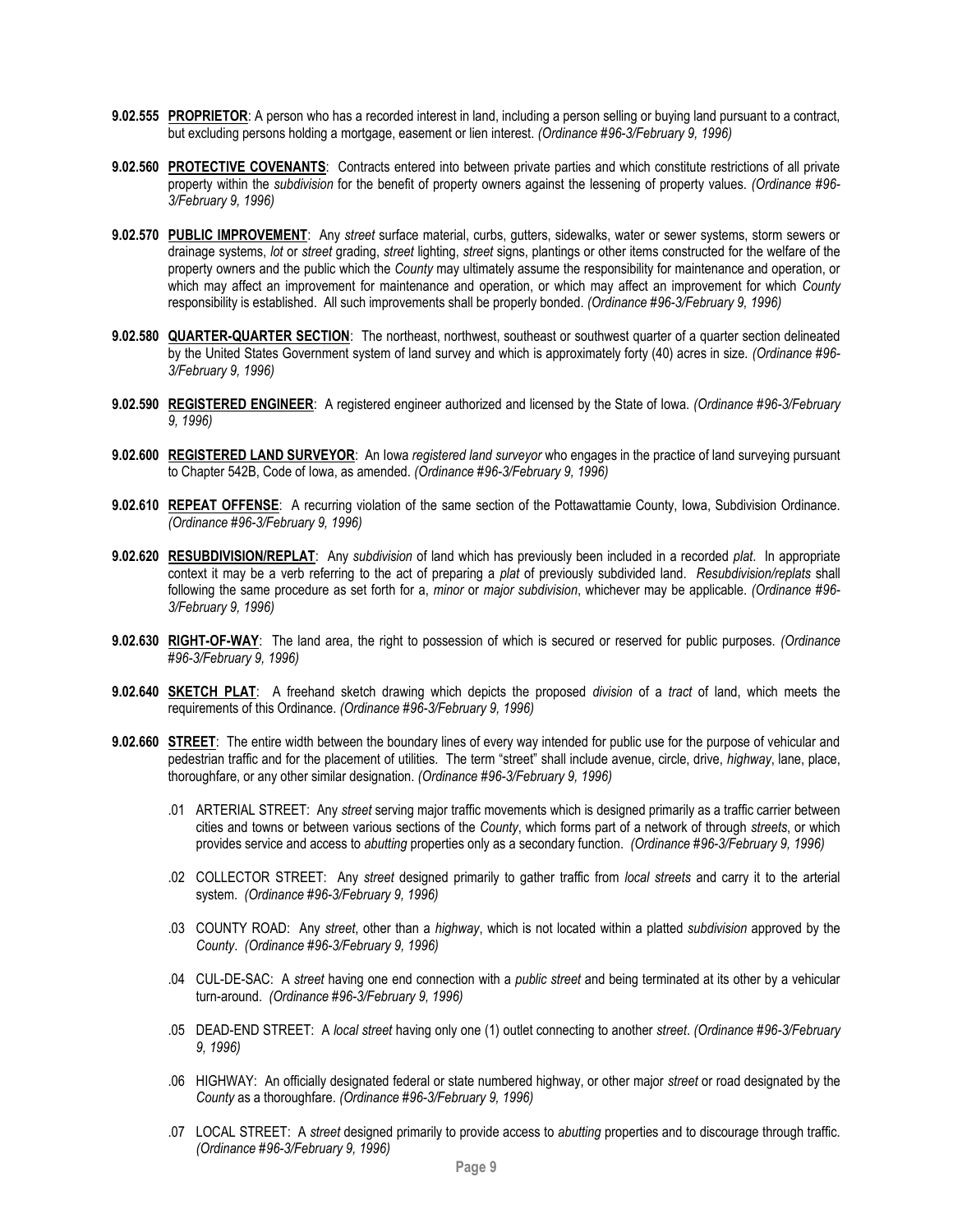**9.02.555 PROPRIETOR**: A person who has a recorded interest in land, including a person selling or buying land pursuant to a contract, but excluding persons holding a mortgage, easement or lien interest. *(Ordinance #96-3/February 9, 1996)*

**9.02.560 PROTECTIVE COVENANTS**: Contracts entered into between private parties and which constitute restrictions of all private property within the *subdivision* for the benefit of property owners against the lessening of property values. *(Ordinance #96-3/February 9, 1996)*

**9.02.570 PUBLIC IMPROVEMENT**: Any *street* surface material, curbs, gutters, sidewalks, water or sewer systems, storm sewers or drainage systems, *lot* or *street* grading, *street* lighting, *street* signs, plantings or other items constructed for the welfare of the property owners and the public which the *County* may ultimately assume the responsibility for maintenance and operation, or which may affect an improvement for maintenance and operation, or which may affect an improvement for which *County* responsibility is established. All such improvements shall be properly bonded. *(Ordinance #96-3/February 9, 1996)*

**9.02.580 QUARTER-QUARTER SECTION**: The northeast, northwest, southeast or southwest quarter of a quarter section delineated by the United States Government system of land survey and which is approximately forty (40) acres in size. *(Ordinance #96-3/February 9, 1996)*

**9.02.590 REGISTERED ENGINEER**: A registered engineer authorized and licensed by the State of Iowa. *(Ordinance #96-3/February 9, 1996)*

**9.02.600 REGISTERED LAND SURVEYOR**: An Iowa *registered land surveyor* who engages in the practice of land surveying pursuant to Chapter 542B, Code of Iowa, as amended. *(Ordinance #96-3/February 9, 1996)*

**9.02.610 REPEAT OFFENSE**: A recurring violation of the same section of the Pottawattamie County, Iowa, Subdivision Ordinance. *(Ordinance #96-3/February 9, 1996)*

**9.02.620 RESUBDIVISION/REPLAT**: Any *subdivision* of land which has previously been included in a recorded *plat*. In appropriate context it may be a verb referring to the act of preparing a *plat* of previously subdivided land. *Resubdivision/replats* shall following the same procedure as set forth for a, *minor* or *major subdivision*, whichever may be applicable. *(Ordinance #96-3/February 9, 1996)*

**9.02.630 RIGHT-OF-WAY**: The land area, the right to possession of which is secured or reserved for public purposes. *(Ordinance #96-3/February 9, 1996)*

**9.02.640 SKETCH PLAT**: A freehand sketch drawing which depicts the proposed *division* of a *tract* of land, which meets the requirements of this Ordinance. *(Ordinance #96-3/February 9, 1996)*

**9.02.660 STREET**: The entire width between the boundary lines of every way intended for public use for the purpose of vehicular and pedestrian traffic and for the placement of utilities. The term "street" shall include avenue, circle, drive, *highway*, lane, place, thoroughfare, or any other similar designation. *(Ordinance #96-3/February 9, 1996)*

.01 ARTERIAL STREET: Any *street* serving major traffic movements which is designed primarily as a traffic carrier between cities and towns or between various sections of the *County*, which forms part of a network of through *streets*, or which provides service and access to *abutting* properties only as a secondary function. *(Ordinance #96-3/February 9, 1996)*

.02 COLLECTOR STREET: Any *street* designed primarily to gather traffic from *local streets* and carry it to the arterial system. *(Ordinance #96-3/February 9, 1996)*

.03 COUNTY ROAD: Any *street*, other than a *highway*, which is not located within a platted *subdivision* approved by the *County*. *(Ordinance #96-3/February 9, 1996)*

.04 CUL-DE-SAC: A *street* having one end connection with a *public street* and being terminated at its other by a vehicular turn-around. *(Ordinance #96-3/February 9, 1996)*

.05 DEAD-END STREET: A *local street* having only one (1) outlet connecting to another *street*. *(Ordinance #96-3/February 9, 1996)*

.06 HIGHWAY: An officially designated federal or state numbered highway, or other major *street* or road designated by the *County* as a thoroughfare. *(Ordinance #96-3/February 9, 1996)*

.07 LOCAL STREET: A *street* designed primarily to provide access to *abutting* properties and to discourage through traffic. *(Ordinance #96-3/February 9, 1996)*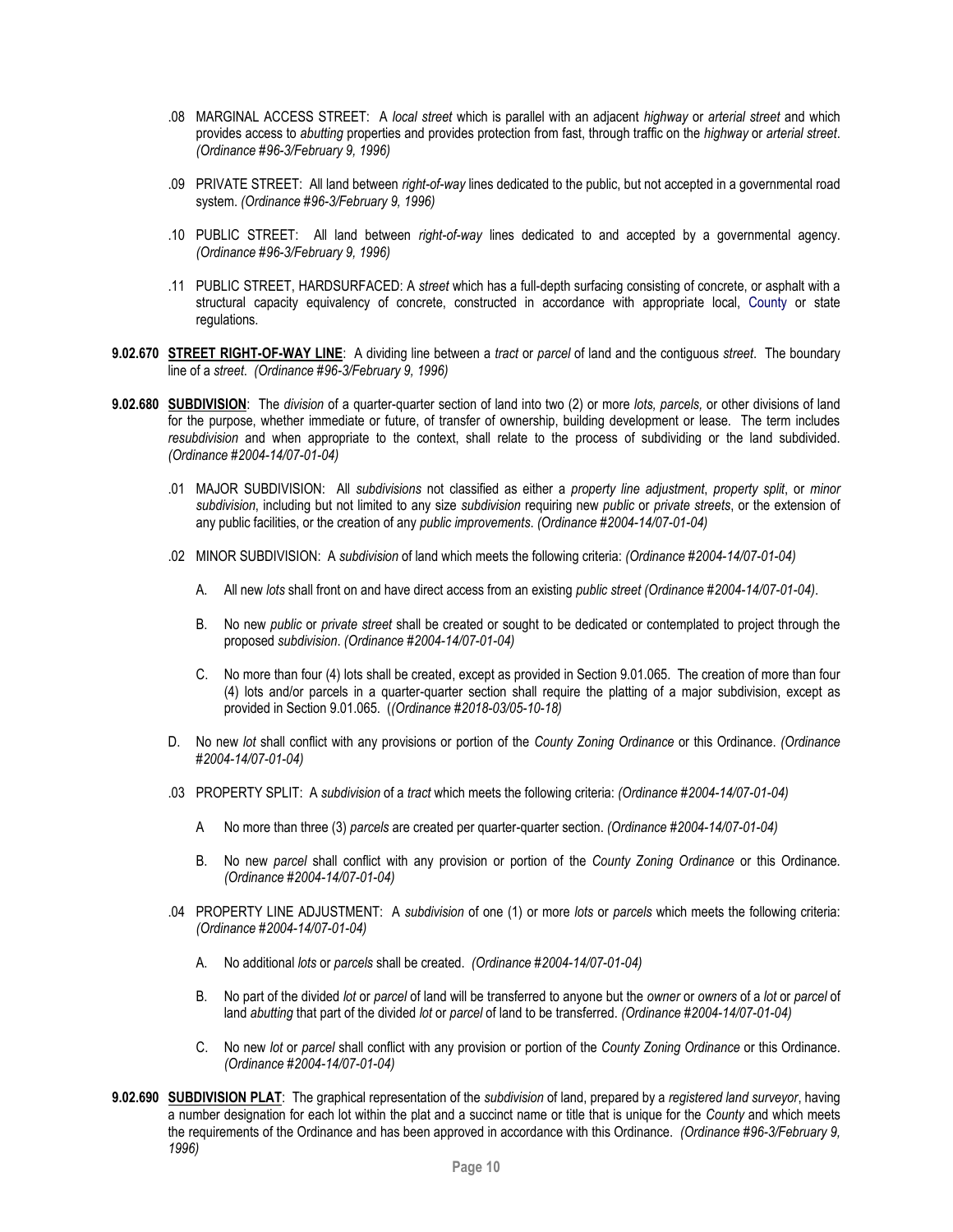.08 MARGINAL ACCESS STREET: A *local street* which is parallel with an adjacent *highway* or *arterial street* and which provides access to *abutting* properties and provides protection from fast, through traffic on the *highway* or *arterial street*. *(Ordinance #96-3/February 9, 1996)*

.09 PRIVATE STREET: All land between *right-of-way* lines dedicated to the public, but not accepted in a governmental road system. *(Ordinance #96-3/February 9, 1996)*

.10 PUBLIC STREET: All land between *right-of-way* lines dedicated to and accepted by a governmental agency. *(Ordinance #96-3/February 9, 1996)*

.11 PUBLIC STREET, HARDSURFACED: A *street* which has a full-depth surfacing consisting of concrete, or asphalt with a structural capacity equivalency of concrete, constructed in accordance with appropriate local, County or state regulations.

**9.02.670 STREET RIGHT-OF-WAY LINE**: A dividing line between a *tract* or *parcel* of land and the contiguous *street*. The boundary line of a *street*. *(Ordinance #96-3/February 9, 1996)*

**9.02.680 SUBDIVISION**: The *division* of a quarter-quarter section of land into two (2) or more *lots, parcels,* or other divisions of land for the purpose, whether immediate or future, of transfer of ownership, building development or lease. The term includes *resubdivision* and when appropriate to the context, shall relate to the process of subdividing or the land subdivided. *(Ordinance #2004-14/07-01-04)*

.01 MAJOR SUBDIVISION: All *subdivisions* not classified as either a *property line adjustment*, *property split*, or *minor subdivision*, including but not limited to any size *subdivision* requiring new *public* or *private streets*, or the extension of any public facilities, or the creation of any *public improvements*. *(Ordinance #2004-14/07-01-04)*

.02 MINOR SUBDIVISION: A *subdivision* of land which meets the following criteria: *(Ordinance #2004-14/07-01-04)*

A. All new *lots* shall front on and have direct access from an existing *public street (Ordinance #2004-14/07-01-04)*.

B. No new *public* or *private street* shall be created or sought to be dedicated or contemplated to project through the proposed *subdivision*. *(Ordinance #2004-14/07-01-04)*

C. No more than four (4) lots shall be created, except as provided in Section 9.01.065. The creation of more than four (4) lots and/or parcels in a quarter-quarter section shall require the platting of a major subdivision, except as provided in Section 9.01.065. (*(Ordinance #2018-03/05-10-18)*

D. No new *lot* shall conflict with any provisions or portion of the *County Zoning Ordinance* or this Ordinance. *(Ordinance #2004-14/07-01-04)*

.03 PROPERTY SPLIT: A *subdivision* of a *tract* which meets the following criteria: *(Ordinance #2004-14/07-01-04)*

A No more than three (3) *parcels* are created per quarter-quarter section. *(Ordinance #2004-14/07-01-04)*

B. No new *parcel* shall conflict with any provision or portion of the *County Zoning Ordinance* or this Ordinance. *(Ordinance #2004-14/07-01-04)*

.04 PROPERTY LINE ADJUSTMENT: A *subdivision* of one (1) or more *lots* or *parcels* which meets the following criteria: *(Ordinance #2004-14/07-01-04)*

A. No additional *lots* or *parcels* shall be created. *(Ordinance #2004-14/07-01-04)*

B. No part of the divided *lot* or *parcel* of land will be transferred to anyone but the *owner* or *owners* of a *lot* or *parcel* of land *abutting* that part of the divided *lot* or *parcel* of land to be transferred. *(Ordinance #2004-14/07-01-04)*

C. No new *lot* or *parcel* shall conflict with any provision or portion of the *County Zoning Ordinance* or this Ordinance. *(Ordinance #2004-14/07-01-04)*

**9.02.690 SUBDIVISION PLAT**: The graphical representation of the *subdivision* of land, prepared by a *registered land surveyor*, having a number designation for each lot within the plat and a succinct name or title that is unique for the *County* and which meets the requirements of the Ordinance and has been approved in accordance with this Ordinance. *(Ordinance #96-3/February 9, 1996)*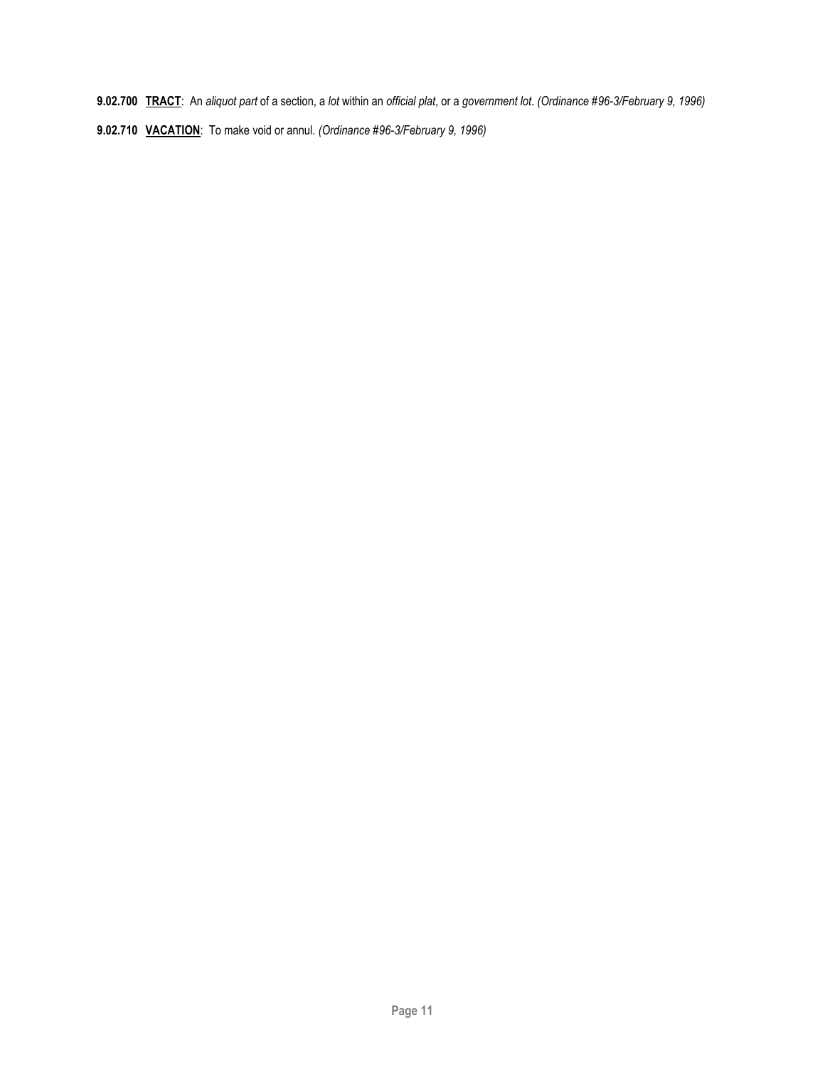**9.02.700** **<u>TRACT</u>**: An *aliquot part* of a section, a *lot* within an *official plat*, or a *government lot*. *(Ordinance #96-3/February 9, 1996)*

**9.02.710** **<u>VACATION</u>**: To make void or annul. *(Ordinance #96-3/February 9, 1996)*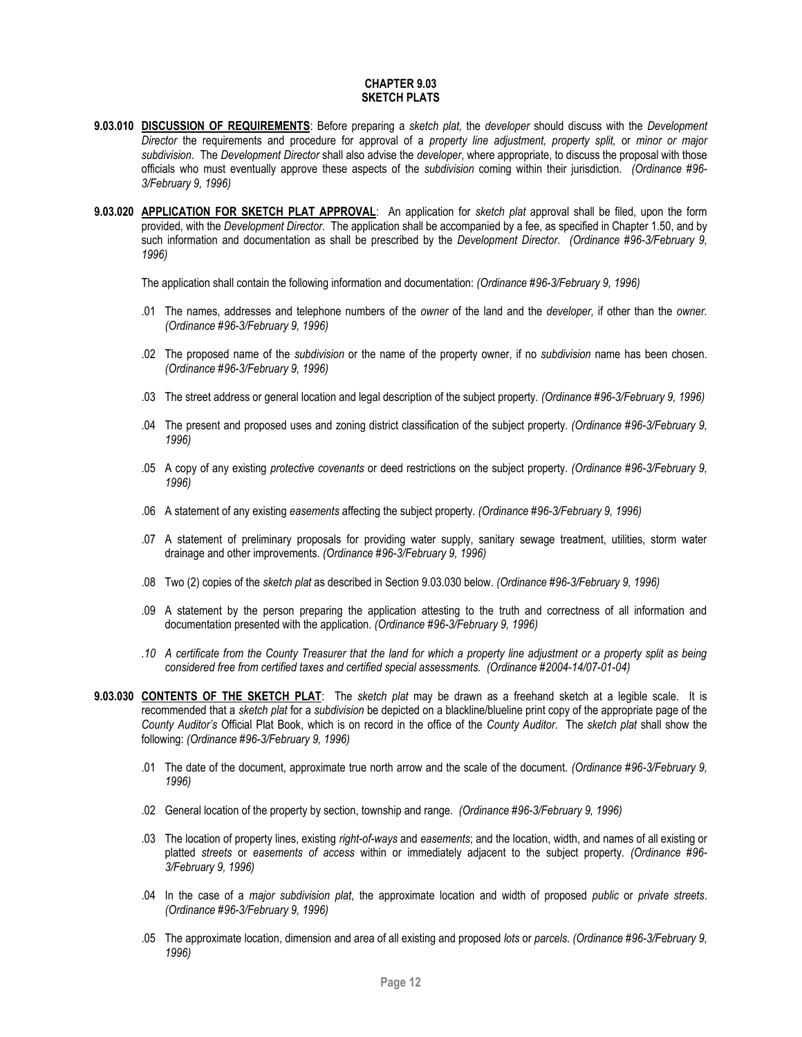# CHAPTER 9.03
# SKETCH PLATS

**9.03.010 <u>DISCUSSION OF REQUIREMENTS</u>**: Before preparing a *sketch plat,* the *developer* should discuss with the *Development Director* the requirements and procedure for approval of a *property line adjustment, property split,* or *minor or major subdivision*. The *Development Director* shall also advise the *developer*, where appropriate, to discuss the proposal with those officials who must eventually approve these aspects of the *subdivision* coming within their jurisdiction. *(Ordinance #96-3/February 9, 1996)*

**9.03.020 <u>APPLICATION FOR SKETCH PLAT APPROVAL</u>**: An application for *sketch plat* approval shall be filed, upon the form provided, with the *Development Director.* The application shall be accompanied by a fee, as specified in Chapter 1.50, and by such information and documentation as shall be prescribed by the *Development Director*. *(Ordinance #96-3/February 9, 1996)*

The application shall contain the following information and documentation: *(Ordinance #96-3/February 9, 1996)*

.01 The names, addresses and telephone numbers of the *owner* of the land and the *developer,* if other than the *owner. (Ordinance #96-3/February 9, 1996)*

.02 The proposed name of the *subdivision* or the name of the property owner, if no *subdivision* name has been chosen. *(Ordinance #96-3/February 9, 1996)*

.03 The street address or general location and legal description of the subject property. *(Ordinance #96-3/February 9, 1996)*

.04 The present and proposed uses and zoning district classification of the subject property. *(Ordinance #96-3/February 9, 1996)*

.05 A copy of any existing *protective covenants* or deed restrictions on the subject property. *(Ordinance #96-3/February 9, 1996)*

.06 A statement of any existing *easements* affecting the subject property. *(Ordinance #96-3/February 9, 1996)*

.07 A statement of preliminary proposals for providing water supply, sanitary sewage treatment, utilities, storm water drainage and other improvements. *(Ordinance #96-3/February 9, 1996)*

.08 Two (2) copies of the *sketch plat* as described in Section 9.03.030 below. *(Ordinance #96-3/February 9, 1996)*

.09 A statement by the person preparing the application attesting to the truth and correctness of all information and documentation presented with the application. *(Ordinance #96-3/February 9, 1996)*

*.10 A certificate from the County Treasurer that the land for which a property line adjustment or a property split as being considered free from certified taxes and certified special assessments. (Ordinance #2004-14/07-01-04)*

**9.03.030 <u>CONTENTS OF THE SKETCH PLAT</u>**: The *sketch plat* may be drawn as a freehand sketch at a legible scale. It is recommended that a *sketch plat* for a *subdivision* be depicted on a blackline/blueline print copy of the appropriate page of the *County Auditor's* Official Plat Book, which is on record in the office of the *County Auditor*. The *sketch plat* shall show the following: *(Ordinance #96-3/February 9, 1996)*

.01 The date of the document, approximate true north arrow and the scale of the document. *(Ordinance #96-3/February 9, 1996)*

.02 General location of the property by section, township and range. *(Ordinance #96-3/February 9, 1996)*

.03 The location of property lines, existing *right-of-ways* and *easements*; and the location, width, and names of all existing or platted *streets* or *easements of access* within or immediately adjacent to the subject property. *(Ordinance #96-3/February 9, 1996)*

.04 In the case of a *major subdivision plat*, the approximate location and width of proposed *public* or *private streets*. *(Ordinance #96-3/February 9, 1996)*

.05 The approximate location, dimension and area of all existing and proposed *lots* or *parcels*. *(Ordinance #96-3/February 9, 1996)*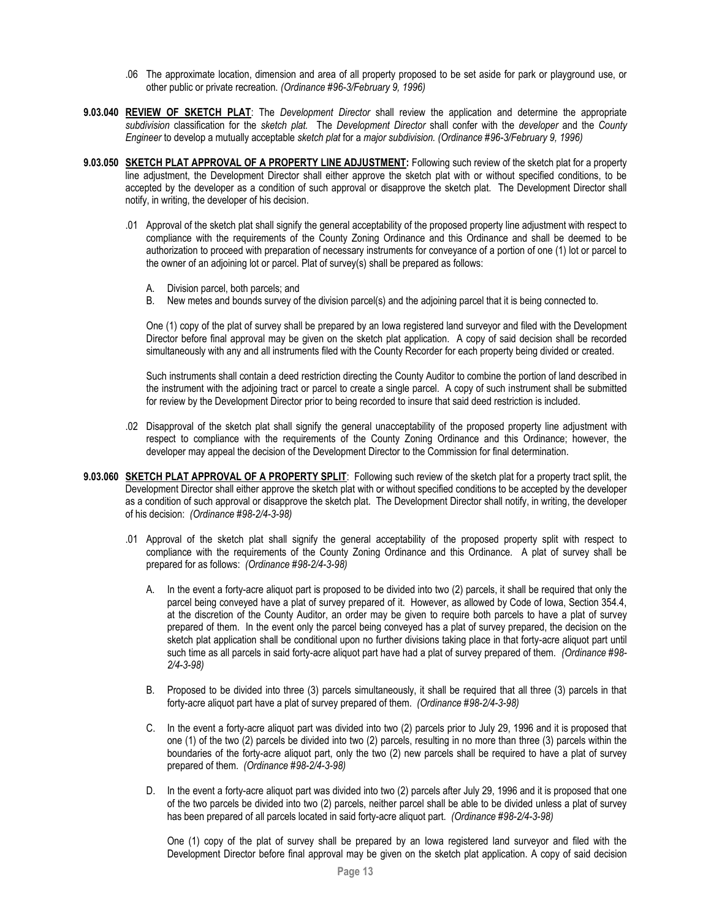.06 The approximate location, dimension and area of all property proposed to be set aside for park or playground use, or other public or private recreation. *(Ordinance #96-3/February 9, 1996)*

**9.03.040 REVIEW OF SKETCH PLAT**: The *Development Director* shall review the application and determine the appropriate *subdivision* classification for the *sketch plat.* The *Development Director* shall confer with the *developer* and the *County Engineer* to develop a mutually acceptable *sketch plat* for a *major subdivision. (Ordinance #96-3/February 9, 1996)*

**9.03.050 SKETCH PLAT APPROVAL OF A PROPERTY LINE ADJUSTMENT:** Following such review of the sketch plat for a property line adjustment, the Development Director shall either approve the sketch plat with or without specified conditions, to be accepted by the developer as a condition of such approval or disapprove the sketch plat. The Development Director shall notify, in writing, the developer of his decision.

.01 Approval of the sketch plat shall signify the general acceptability of the proposed property line adjustment with respect to compliance with the requirements of the County Zoning Ordinance and this Ordinance and shall be deemed to be authorization to proceed with preparation of necessary instruments for conveyance of a portion of one (1) lot or parcel to the owner of an adjoining lot or parcel. Plat of survey(s) shall be prepared as follows:

A. Division parcel, both parcels; and
B. New metes and bounds survey of the division parcel(s) and the adjoining parcel that it is being connected to.

One (1) copy of the plat of survey shall be prepared by an Iowa registered land surveyor and filed with the Development Director before final approval may be given on the sketch plat application. A copy of said decision shall be recorded simultaneously with any and all instruments filed with the County Recorder for each property being divided or created.

Such instruments shall contain a deed restriction directing the County Auditor to combine the portion of land described in the instrument with the adjoining tract or parcel to create a single parcel. A copy of such instrument shall be submitted for review by the Development Director prior to being recorded to insure that said deed restriction is included.

.02 Disapproval of the sketch plat shall signify the general unacceptability of the proposed property line adjustment with respect to compliance with the requirements of the County Zoning Ordinance and this Ordinance; however, the developer may appeal the decision of the Development Director to the Commission for final determination.

**9.03.060 SKETCH PLAT APPROVAL OF A PROPERTY SPLIT**: Following such review of the sketch plat for a property tract split, the Development Director shall either approve the sketch plat with or without specified conditions to be accepted by the developer as a condition of such approval or disapprove the sketch plat. The Development Director shall notify, in writing, the developer of his decision: *(Ordinance #98-2/4-3-98)*

.01 Approval of the sketch plat shall signify the general acceptability of the proposed property split with respect to compliance with the requirements of the County Zoning Ordinance and this Ordinance. A plat of survey shall be prepared for as follows: *(Ordinance #98-2/4-3-98)*

A. In the event a forty-acre aliquot part is proposed to be divided into two (2) parcels, it shall be required that only the parcel being conveyed have a plat of survey prepared of it. However, as allowed by Code of Iowa, Section 354.4, at the discretion of the County Auditor, an order may be given to require both parcels to have a plat of survey prepared of them. In the event only the parcel being conveyed has a plat of survey prepared, the decision on the sketch plat application shall be conditional upon no further divisions taking place in that forty-acre aliquot part until such time as all parcels in said forty-acre aliquot part have had a plat of survey prepared of them. *(Ordinance #98-2/4-3-98)*

B. Proposed to be divided into three (3) parcels simultaneously, it shall be required that all three (3) parcels in that forty-acre aliquot part have a plat of survey prepared of them. *(Ordinance #98-2/4-3-98)*

C. In the event a forty-acre aliquot part was divided into two (2) parcels prior to July 29, 1996 and it is proposed that one (1) of the two (2) parcels be divided into two (2) parcels, resulting in no more than three (3) parcels within the boundaries of the forty-acre aliquot part, only the two (2) new parcels shall be required to have a plat of survey prepared of them. *(Ordinance #98-2/4-3-98)*

D. In the event a forty-acre aliquot part was divided into two (2) parcels after July 29, 1996 and it is proposed that one of the two parcels be divided into two (2) parcels, neither parcel shall be able to be divided unless a plat of survey has been prepared of all parcels located in said forty-acre aliquot part. *(Ordinance #98-2/4-3-98)*

One (1) copy of the plat of survey shall be prepared by an Iowa registered land surveyor and filed with the Development Director before final approval may be given on the sketch plat application. A copy of said decision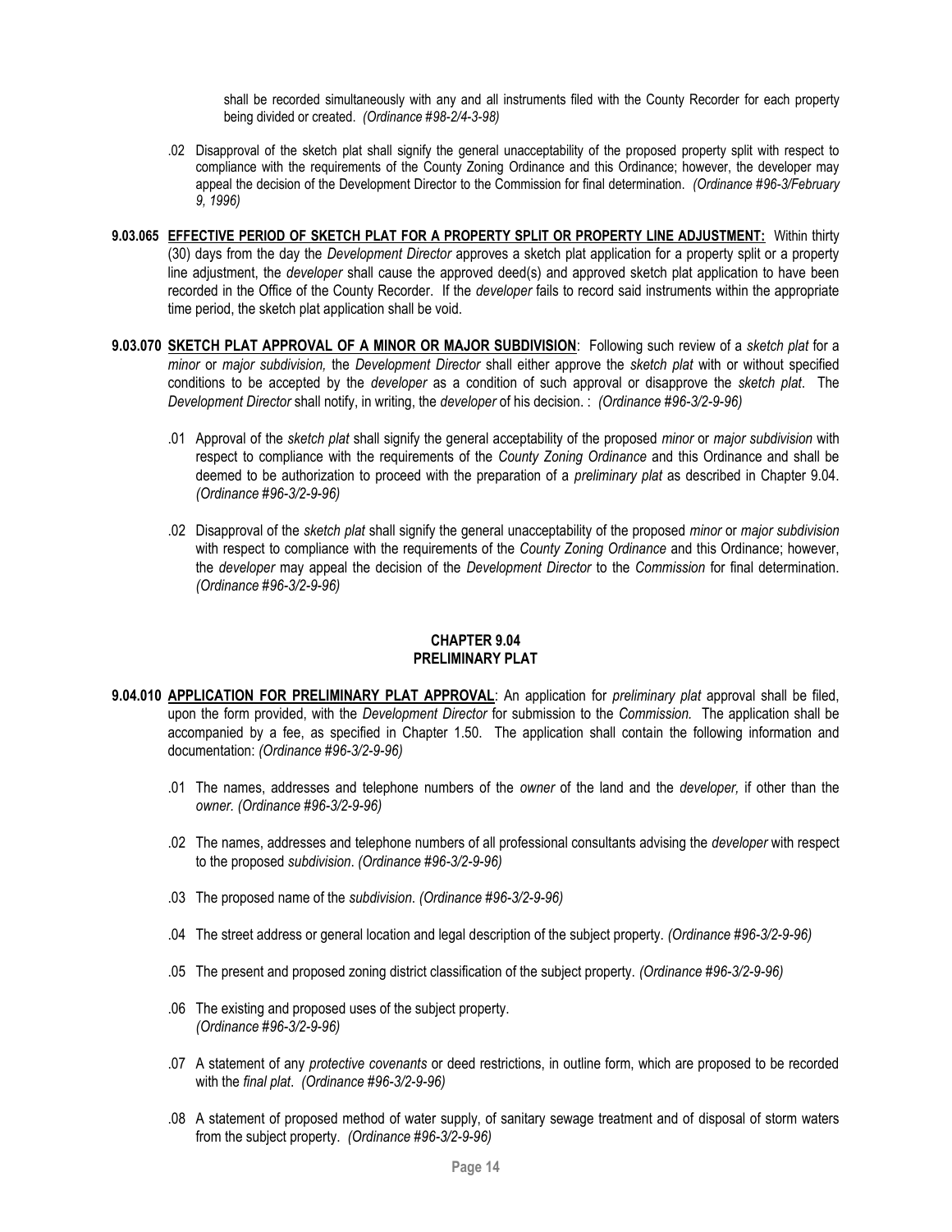shall be recorded simultaneously with any and all instruments filed with the County Recorder for each property being divided or created. *(Ordinance #98-2/4-3-98)*

.02 Disapproval of the sketch plat shall signify the general unacceptability of the proposed property split with respect to compliance with the requirements of the County Zoning Ordinance and this Ordinance; however, the developer may appeal the decision of the Development Director to the Commission for final determination. *(Ordinance #96-3/February 9, 1996)*

**9.03.065 <u>EFFECTIVE PERIOD OF SKETCH PLAT FOR A PROPERTY SPLIT OR PROPERTY LINE ADJUSTMENT:</u>** Within thirty (30) days from the day the *Development Director* approves a sketch plat application for a property split or a property line adjustment, the *developer* shall cause the approved deed(s) and approved sketch plat application to have been recorded in the Office of the County Recorder. If the *developer* fails to record said instruments within the appropriate time period, the sketch plat application shall be void.

**9.03.070 <u>SKETCH PLAT APPROVAL OF A MINOR OR MAJOR SUBDIVISION</u>**: Following such review of a *sketch plat* for a *minor* or *major subdivision,* the *Development Director* shall either approve the *sketch plat* with or without specified conditions to be accepted by the *developer* as a condition of such approval or disapprove the *sketch plat*. The *Development Director* shall notify, in writing, the *developer* of his decision. : *(Ordinance #96-3/2-9-96)*

.01 Approval of the *sketch plat* shall signify the general acceptability of the proposed *minor* or *major subdivision* with respect to compliance with the requirements of the *County Zoning Ordinance* and this Ordinance and shall be deemed to be authorization to proceed with the preparation of a *preliminary plat* as described in Chapter 9.04. *(Ordinance #96-3/2-9-96)*

.02 Disapproval of the *sketch plat* shall signify the general unacceptability of the proposed *minor* or *major subdivision* with respect to compliance with the requirements of the *County Zoning Ordinance* and this Ordinance; however, the *developer* may appeal the decision of the *Development Director* to the *Commission* for final determination. *(Ordinance #96-3/2-9-96)*

## CHAPTER 9.04
## PRELIMINARY PLAT

**9.04.010 <u>APPLICATION FOR PRELIMINARY PLAT APPROVAL</u>**: An application for *preliminary plat* approval shall be filed, upon the form provided, with the *Development Director* for submission to the *Commission.* The application shall be accompanied by a fee, as specified in Chapter 1.50. The application shall contain the following information and documentation: *(Ordinance #96-3/2-9-96)*

.01 The names, addresses and telephone numbers of the *owner* of the land and the *developer,* if other than the *owner. (Ordinance #96-3/2-9-96)*

.02 The names, addresses and telephone numbers of all professional consultants advising the *developer* with respect to the proposed *subdivision*. *(Ordinance #96-3/2-9-96)*

.03 The proposed name of the *subdivision*. *(Ordinance #96-3/2-9-96)*

.04 The street address or general location and legal description of the subject property. *(Ordinance #96-3/2-9-96)*

.05 The present and proposed zoning district classification of the subject property. *(Ordinance #96-3/2-9-96)*

.06 The existing and proposed uses of the subject property. *(Ordinance #96-3/2-9-96)*

.07 A statement of any *protective covenants* or deed restrictions, in outline form, which are proposed to be recorded with the *final plat*. *(Ordinance #96-3/2-9-96)*

.08 A statement of proposed method of water supply, of sanitary sewage treatment and of disposal of storm waters from the subject property. *(Ordinance #96-3/2-9-96)*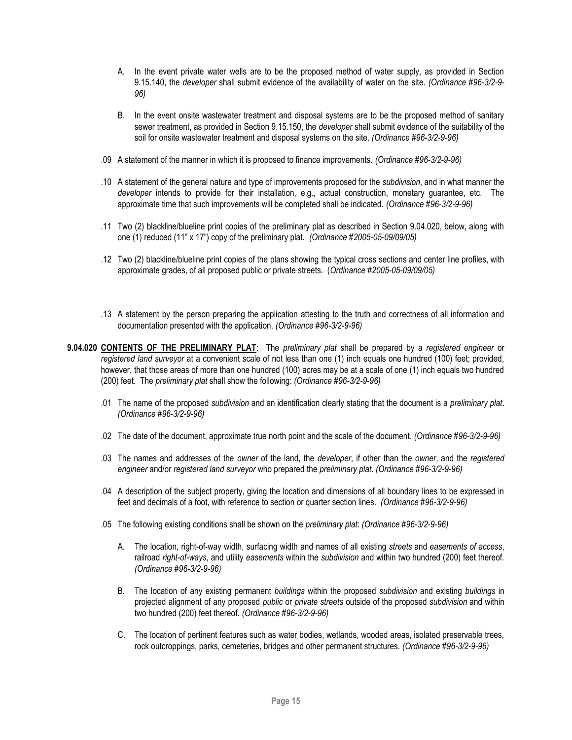A. In the event private water wells are to be the proposed method of water supply, as provided in Section 9.15.140, the *developer* shall submit evidence of the availability of water on the site. *(Ordinance #96-3/2-9-96)*

B. In the event onsite wastewater treatment and disposal systems are to be the proposed method of sanitary sewer treatment, as provided in Section 9.15.150, the *developer* shall submit evidence of the suitability of the soil for onsite wastewater treatment and disposal systems on the site. *(Ordinance #96-3/2-9-96)*

.09 A statement of the manner in which it is proposed to finance improvements. *(Ordinance #96-3/2-9-96)*

.10 A statement of the general nature and type of improvements proposed for the *subdivision*, and in what manner the *developer* intends to provide for their installation, e.g., actual construction, monetary guarantee, etc. The approximate time that such improvements will be completed shall be indicated. *(Ordinance #96-3/2-9-96)*

.11 Two (2) blackline/blueline print copies of the preliminary plat as described in Section 9.04.020, below, along with one (1) reduced (11" x 17") copy of the preliminary plat. *(Ordinance #2005-05-09/09/05)*

.12 Two (2) blackline/blueline print copies of the plans showing the typical cross sections and center line profiles, with approximate grades, of all proposed public or private streets. (*Ordinance #2005-05-09/09/05)*

.13 A statement by the person preparing the application attesting to the truth and correctness of all information and documentation presented with the application. *(Ordinance #96-3/2-9-96)*

**9.04.020 CONTENTS OF THE PRELIMINARY PLAT**: The *preliminary plat* shall be prepared by a *registered engineer* or *registered land surveyor* at a convenient scale of not less than one (1) inch equals one hundred (100) feet; provided, however, that those areas of more than one hundred (100) acres may be at a scale of one (1) inch equals two hundred (200) feet. The *preliminary plat* shall show the following: *(Ordinance #96-3/2-9-96)*

.01 The name of the proposed *subdivision* and an identification clearly stating that the document is a *preliminary plat*. *(Ordinance #96-3/2-9-96)*

.02 The date of the document, approximate true north point and the scale of the document. *(Ordinance #96-3/2-9-96)*

.03 The names and addresses of the *owner* of the land, the *developer*, if other than the *owner*, and the *registered engineer* and/or *registered land surveyor* who prepared the *preliminary plat*. *(Ordinance #96-3/2-9-96)*

.04 A description of the subject property, giving the location and dimensions of all boundary lines to be expressed in feet and decimals of a foot, with reference to section or quarter section lines. *(Ordinance #96-3/2-9-96)*

.05 The following existing conditions shall be shown on the *preliminary plat*: *(Ordinance #96-3/2-9-96)*

A. The location, right-of-way width, surfacing width and names of all existing *streets* and *easements of access*, railroad *right-of-ways*, and utility *easements* within the *subdivision* and within two hundred (200) feet thereof. *(Ordinance #96-3/2-9-96)*

B. The location of any existing permanent *buildings* within the proposed *subdivision* and existing *buildings* in projected alignment of any proposed *public* or *private streets* outside of the proposed *subdivision* and within two hundred (200) feet thereof. *(Ordinance #96-3/2-9-96)*

C. The location of pertinent features such as water bodies, wetlands, wooded areas, isolated preservable trees, rock outcroppings, parks, cemeteries, bridges and other permanent structures. *(Ordinance #96-3/2-9-96)*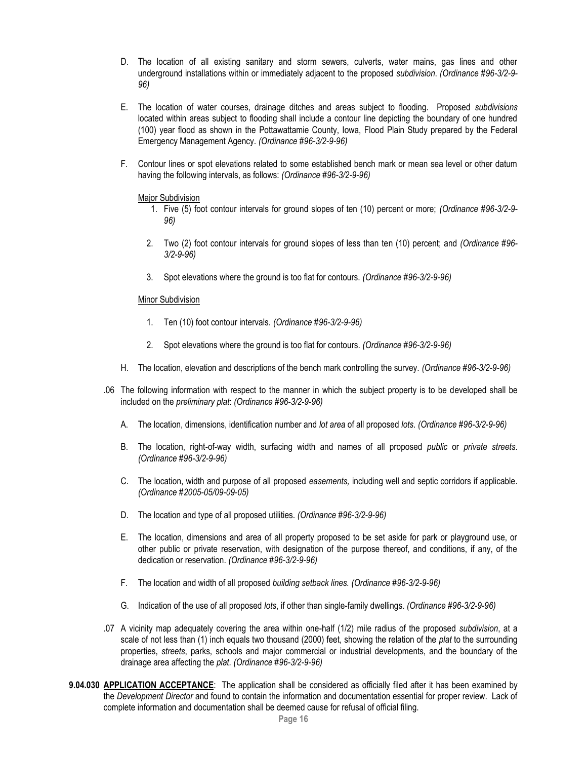D. The location of all existing sanitary and storm sewers, culverts, water mains, gas lines and other underground installations within or immediately adjacent to the proposed *subdivision*. *(Ordinance #96-3/2-9-96)*

E. The location of water courses, drainage ditches and areas subject to flooding. Proposed *subdivisions* located within areas subject to flooding shall include a contour line depicting the boundary of one hundred (100) year flood as shown in the Pottawattamie County, Iowa, Flood Plain Study prepared by the Federal Emergency Management Agency. *(Ordinance #96-3/2-9-96)*

F. Contour lines or spot elevations related to some established bench mark or mean sea level or other datum having the following intervals, as follows: *(Ordinance #96-3/2-9-96)*

<u>Major Subdivision</u>

1. Five (5) foot contour intervals for ground slopes of ten (10) percent or more; *(Ordinance #96-3/2-9-96)*
2. Two (2) foot contour intervals for ground slopes of less than ten (10) percent; and *(Ordinance #96-3/2-9-96)*
3. Spot elevations where the ground is too flat for contours. *(Ordinance #96-3/2-9-96)*

<u>Minor Subdivision</u>

1. Ten (10) foot contour intervals. *(Ordinance #96-3/2-9-96)*
2. Spot elevations where the ground is too flat for contours. *(Ordinance #96-3/2-9-96)*

H. The location, elevation and descriptions of the bench mark controlling the survey. *(Ordinance #96-3/2-9-96)*

.06 The following information with respect to the manner in which the subject property is to be developed shall be included on the *preliminary plat*: *(Ordinance #96-3/2-9-96)*

A. The location, dimensions, identification number and *lot area* of all proposed *lots*. *(Ordinance #96-3/2-9-96)*

B. The location, right-of-way width, surfacing width and names of all proposed *public* or *private streets*. *(Ordinance #96-3/2-9-96)*

C. The location, width and purpose of all proposed *easements,* including well and septic corridors if applicable. *(Ordinance #2005-05/09-09-05)*

D. The location and type of all proposed utilities. *(Ordinance #96-3/2-9-96)*

E. The location, dimensions and area of all property proposed to be set aside for park or playground use, or other public or private reservation, with designation of the purpose thereof, and conditions, if any, of the dedication or reservation. *(Ordinance #96-3/2-9-96)*

F. The location and width of all proposed *building setback lines. (Ordinance #96-3/2-9-96)*

G. Indication of the use of all proposed *lots*, if other than single-family dwellings. *(Ordinance #96-3/2-9-96)*

.07 A vicinity map adequately covering the area within one-half (1/2) mile radius of the proposed *subdivision*, at a scale of not less than (1) inch equals two thousand (2000) feet, showing the relation of the *plat* to the surrounding properties, *streets*, parks, schools and major commercial or industrial developments, and the boundary of the drainage area affecting the *plat. (Ordinance #96-3/2-9-96)*

**9.04.030 <u>APPLICATION ACCEPTANCE</u>**: The application shall be considered as officially filed after it has been examined by the *Development Director* and found to contain the information and documentation essential for proper review. Lack of complete information and documentation shall be deemed cause for refusal of official filing.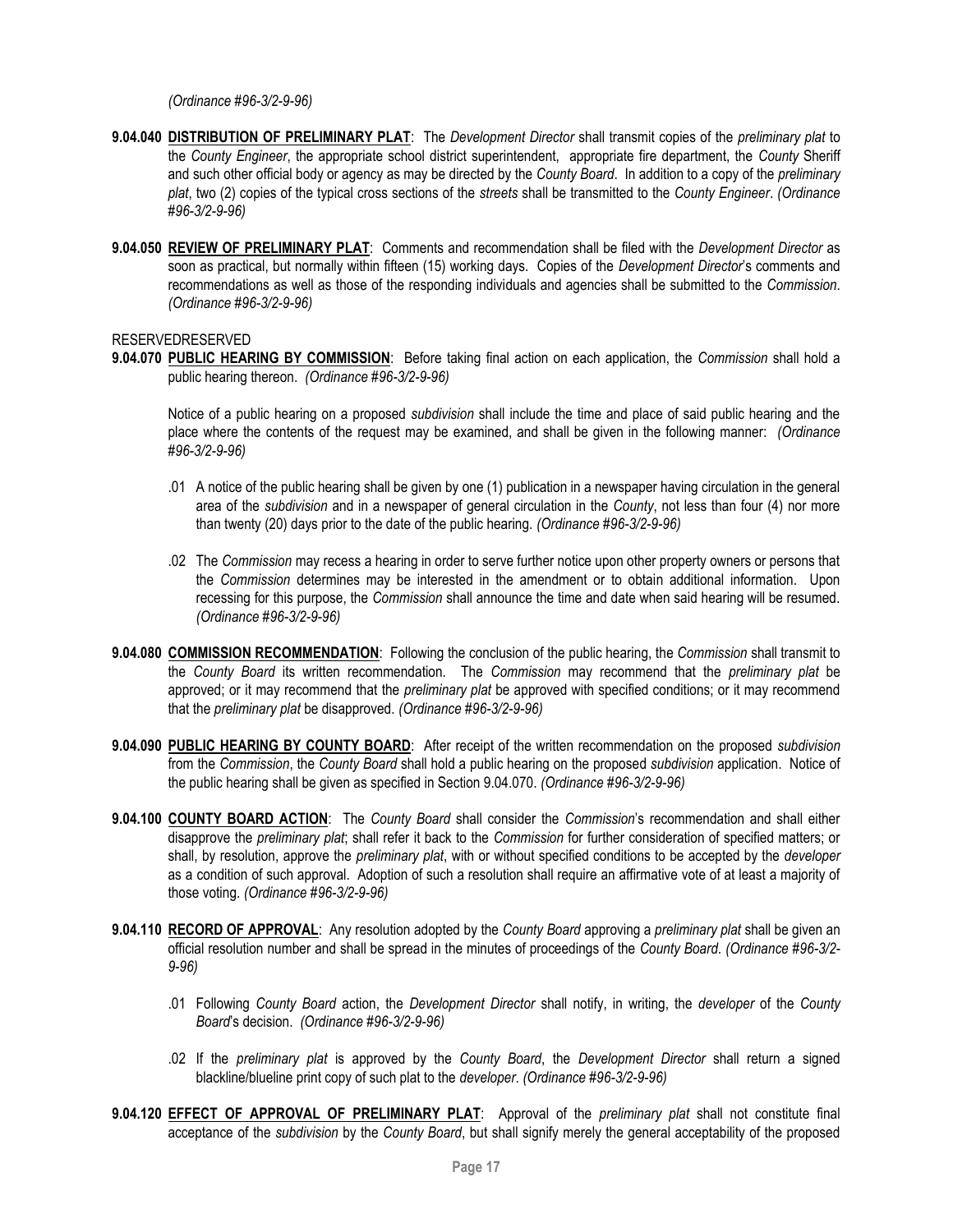*(Ordinance #96-3/2-9-96)*

**9.04.040 <u>DISTRIBUTION OF PRELIMINARY PLAT</u>**: The *Development Director* shall transmit copies of the *preliminary plat* to the *County Engineer*, the appropriate school district superintendent, appropriate fire department, the *County* Sheriff and such other official body or agency as may be directed by the *County Board*. In addition to a copy of the *preliminary plat*, two (2) copies of the typical cross sections of the *streets* shall be transmitted to the *County Engineer*. *(Ordinance #96-3/2-9-96)*

**9.04.050 <u>REVIEW OF PRELIMINARY PLAT</u>**: Comments and recommendation shall be filed with the *Development Director* as soon as practical, but normally within fifteen (15) working days. Copies of the *Development Director*'s comments and recommendations as well as those of the responding individuals and agencies shall be submitted to the *Commission*. *(Ordinance #96-3/2-9-96)*

RESERVEDRESERVED

**9.04.070 <u>PUBLIC HEARING BY COMMISSION</u>**: Before taking final action on each application, the *Commission* shall hold a public hearing thereon. *(Ordinance #96-3/2-9-96)*

Notice of a public hearing on a proposed *subdivision* shall include the time and place of said public hearing and the place where the contents of the request may be examined, and shall be given in the following manner: *(Ordinance #96-3/2-9-96)*

.01 A notice of the public hearing shall be given by one (1) publication in a newspaper having circulation in the general area of the *subdivision* and in a newspaper of general circulation in the *County*, not less than four (4) nor more than twenty (20) days prior to the date of the public hearing. *(Ordinance #96-3/2-9-96)*

.02 The *Commission* may recess a hearing in order to serve further notice upon other property owners or persons that the *Commission* determines may be interested in the amendment or to obtain additional information. Upon recessing for this purpose, the *Commission* shall announce the time and date when said hearing will be resumed. *(Ordinance #96-3/2-9-96)*

**9.04.080 <u>COMMISSION RECOMMENDATION</u>**: Following the conclusion of the public hearing, the *Commission* shall transmit to the *County Board* its written recommendation. The *Commission* may recommend that the *preliminary plat* be approved; or it may recommend that the *preliminary plat* be approved with specified conditions; or it may recommend that the *preliminary plat* be disapproved. *(Ordinance #96-3/2-9-96)*

**9.04.090 <u>PUBLIC HEARING BY COUNTY BOARD</u>**: After receipt of the written recommendation on the proposed *subdivision* from the *Commission*, the *County Board* shall hold a public hearing on the proposed *subdivision* application. Notice of the public hearing shall be given as specified in Section 9.04.070. *(Ordinance #96-3/2-9-96)*

**9.04.100 <u>COUNTY BOARD ACTION</u>**: The *County Board* shall consider the *Commission*'s recommendation and shall either disapprove the *preliminary plat*; shall refer it back to the *Commission* for further consideration of specified matters; or shall, by resolution, approve the *preliminary plat*, with or without specified conditions to be accepted by the *developer* as a condition of such approval. Adoption of such a resolution shall require an affirmative vote of at least a majority of those voting. *(Ordinance #96-3/2-9-96)*

**9.04.110 <u>RECORD OF APPROVAL</u>**: Any resolution adopted by the *County Board* approving a *preliminary plat* shall be given an official resolution number and shall be spread in the minutes of proceedings of the *County Board*. *(Ordinance #96-3/2-9-96)*

.01 Following *County Board* action, the *Development Director* shall notify, in writing, the *developer* of the *County Board*'s decision. *(Ordinance #96-3/2-9-96)*

.02 If the *preliminary plat* is approved by the *County Board*, the *Development Director* shall return a signed blackline/blueline print copy of such plat to the *developer*. *(Ordinance #96-3/2-9-96)*

**9.04.120 <u>EFFECT OF APPROVAL OF PRELIMINARY PLAT</u>**: Approval of the *preliminary plat* shall not constitute final acceptance of the *subdivision* by the *County Board*, but shall signify merely the general acceptability of the proposed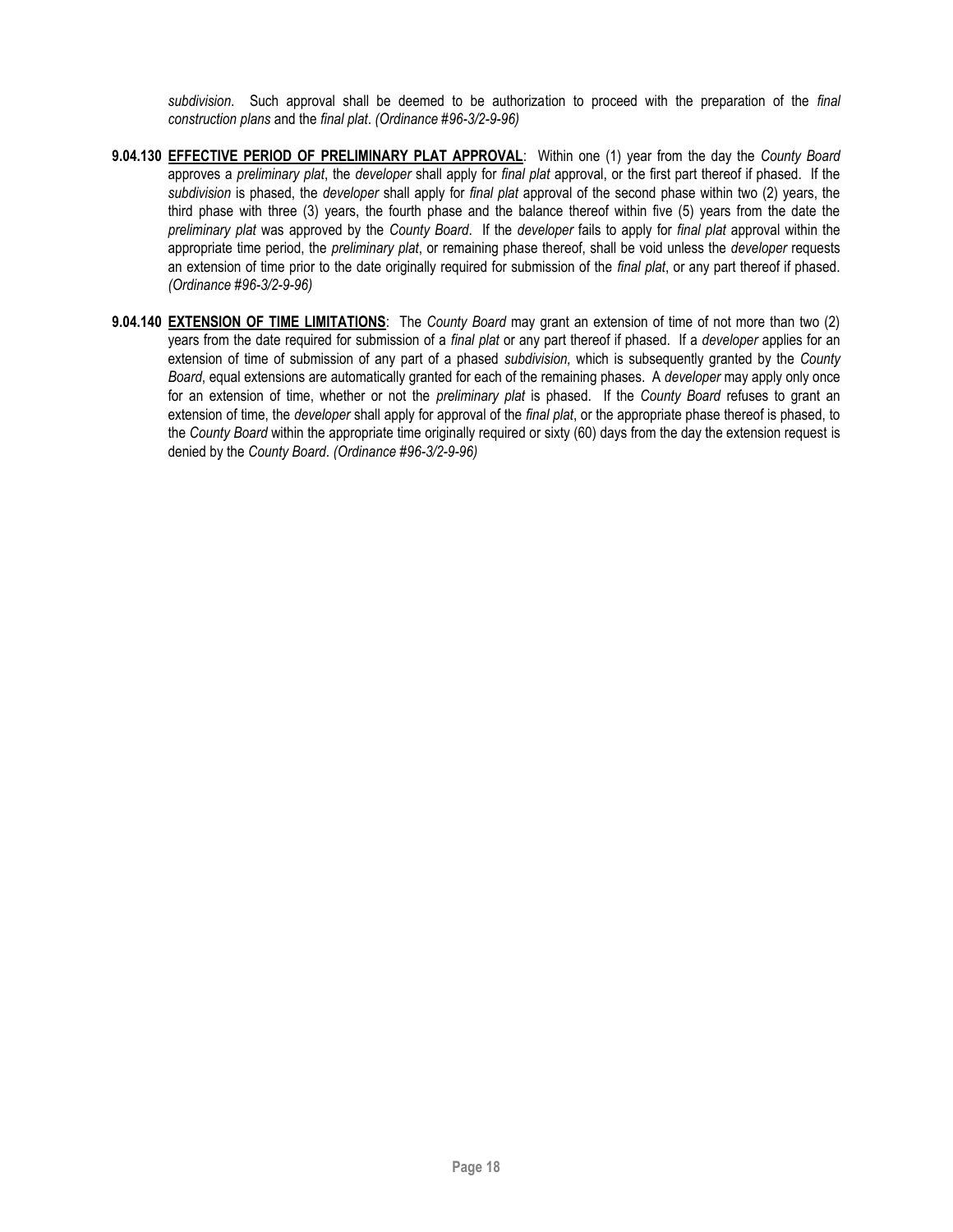*subdivision*. Such approval shall be deemed to be authorization to proceed with the preparation of the *final construction plans* and the *final plat*. *(Ordinance #96-3/2-9-96)*

**9.04.130 <u>EFFECTIVE PERIOD OF PRELIMINARY PLAT APPROVAL</u>**: Within one (1) year from the day the *County Board* approves a *preliminary plat*, the *developer* shall apply for *final plat* approval, or the first part thereof if phased. If the *subdivision* is phased, the *developer* shall apply for *final plat* approval of the second phase within two (2) years, the third phase with three (3) years, the fourth phase and the balance thereof within five (5) years from the date the *preliminary plat* was approved by the *County Board*. If the *developer* fails to apply for *final plat* approval within the appropriate time period, the *preliminary plat*, or remaining phase thereof, shall be void unless the *developer* requests an extension of time prior to the date originally required for submission of the *final plat*, or any part thereof if phased. *(Ordinance #96-3/2-9-96)*

**9.04.140 <u>EXTENSION OF TIME LIMITATIONS</u>**: The *County Board* may grant an extension of time of not more than two (2) years from the date required for submission of a *final plat* or any part thereof if phased. If a *developer* applies for an extension of time of submission of any part of a phased *subdivision,* which is subsequently granted by the *County Board*, equal extensions are automatically granted for each of the remaining phases. A *developer* may apply only once for an extension of time, whether or not the *preliminary plat* is phased. If the *County Board* refuses to grant an extension of time, the *developer* shall apply for approval of the *final plat*, or the appropriate phase thereof is phased, to the *County Board* within the appropriate time originally required or sixty (60) days from the day the extension request is denied by the *County Board*. *(Ordinance #96-3/2-9-96)*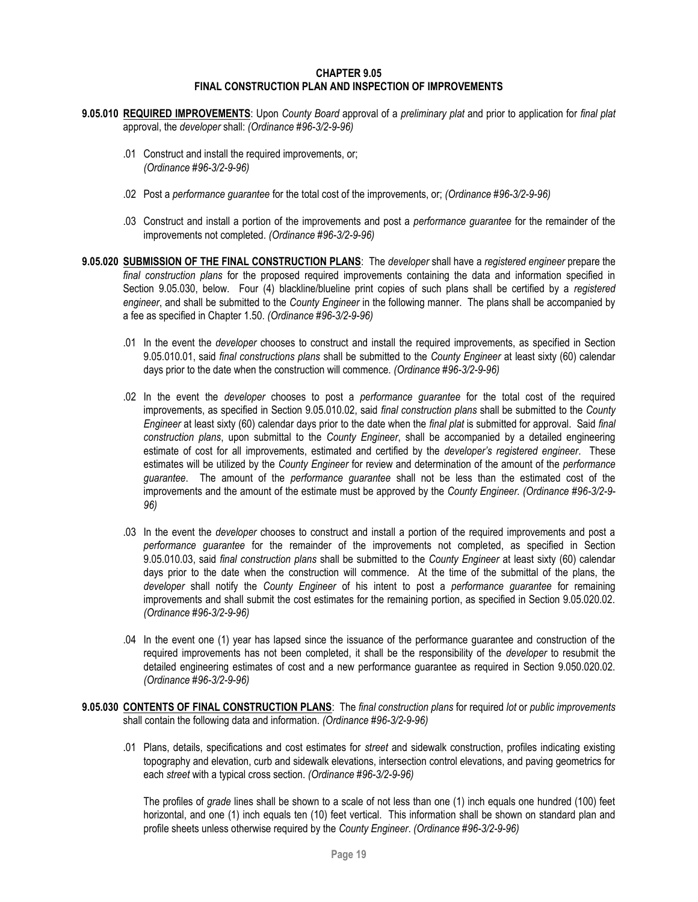# CHAPTER 9.05
# FINAL CONSTRUCTION PLAN AND INSPECTION OF IMPROVEMENTS

**9.05.010 REQUIRED IMPROVEMENTS**: Upon *County Board* approval of a *preliminary plat* and prior to application for *final plat* approval, the *developer* shall: *(Ordinance #96-3/2-9-96)*

.01 Construct and install the required improvements, or; *(Ordinance #96-3/2-9-96)*

.02 Post a *performance guarantee* for the total cost of the improvements, or; *(Ordinance #96-3/2-9-96)*

.03 Construct and install a portion of the improvements and post a *performance guarantee* for the remainder of the improvements not completed. *(Ordinance #96-3/2-9-96)*

**9.05.020 SUBMISSION OF THE FINAL CONSTRUCTION PLANS**: The *developer* shall have a *registered engineer* prepare the *final construction plans* for the proposed required improvements containing the data and information specified in Section 9.05.030, below. Four (4) blackline/blueline print copies of such plans shall be certified by a *registered engineer*, and shall be submitted to the *County Engineer* in the following manner. The plans shall be accompanied by a fee as specified in Chapter 1.50. *(Ordinance #96-3/2-9-96)*

.01 In the event the *developer* chooses to construct and install the required improvements, as specified in Section 9.05.010.01, said *final constructions plans* shall be submitted to the *County Engineer* at least sixty (60) calendar days prior to the date when the construction will commence. *(Ordinance #96-3/2-9-96)*

.02 In the event the *developer* chooses to post a *performance guarantee* for the total cost of the required improvements, as specified in Section 9.05.010.02, said *final construction plans* shall be submitted to the *County Engineer* at least sixty (60) calendar days prior to the date when the *final plat* is submitted for approval. Said *final construction plans*, upon submittal to the *County Engineer*, shall be accompanied by a detailed engineering estimate of cost for all improvements, estimated and certified by the *developer's registered engineer*. These estimates will be utilized by the *County Engineer* for review and determination of the amount of the *performance guarantee*. The amount of the *performance guarantee* shall not be less than the estimated cost of the improvements and the amount of the estimate must be approved by the *County Engineer. (Ordinance #96-3/2-9-96)*

.03 In the event the *developer* chooses to construct and install a portion of the required improvements and post a *performance guarantee* for the remainder of the improvements not completed, as specified in Section 9.05.010.03, said *final construction plans* shall be submitted to the *County Engineer* at least sixty (60) calendar days prior to the date when the construction will commence. At the time of the submittal of the plans, the *developer* shall notify the *County Engineer* of his intent to post a *performance guarantee* for remaining improvements and shall submit the cost estimates for the remaining portion, as specified in Section 9.05.020.02. *(Ordinance #96-3/2-9-96)*

.04 In the event one (1) year has lapsed since the issuance of the performance guarantee and construction of the required improvements has not been completed, it shall be the responsibility of the *developer* to resubmit the detailed engineering estimates of cost and a new performance guarantee as required in Section 9.050.020.02. *(Ordinance #96-3/2-9-96)*

**9.05.030 CONTENTS OF FINAL CONSTRUCTION PLANS**: The *final construction plans* for required *lot* or *public improvements* shall contain the following data and information. *(Ordinance #96-3/2-9-96)*

.01 Plans, details, specifications and cost estimates for *street* and sidewalk construction, profiles indicating existing topography and elevation, curb and sidewalk elevations, intersection control elevations, and paving geometrics for each *street* with a typical cross section. *(Ordinance #96-3/2-9-96)*

The profiles of *grade* lines shall be shown to a scale of not less than one (1) inch equals one hundred (100) feet horizontal, and one (1) inch equals ten (10) feet vertical. This information shall be shown on standard plan and profile sheets unless otherwise required by the *County Engineer*. *(Ordinance #96-3/2-9-96)*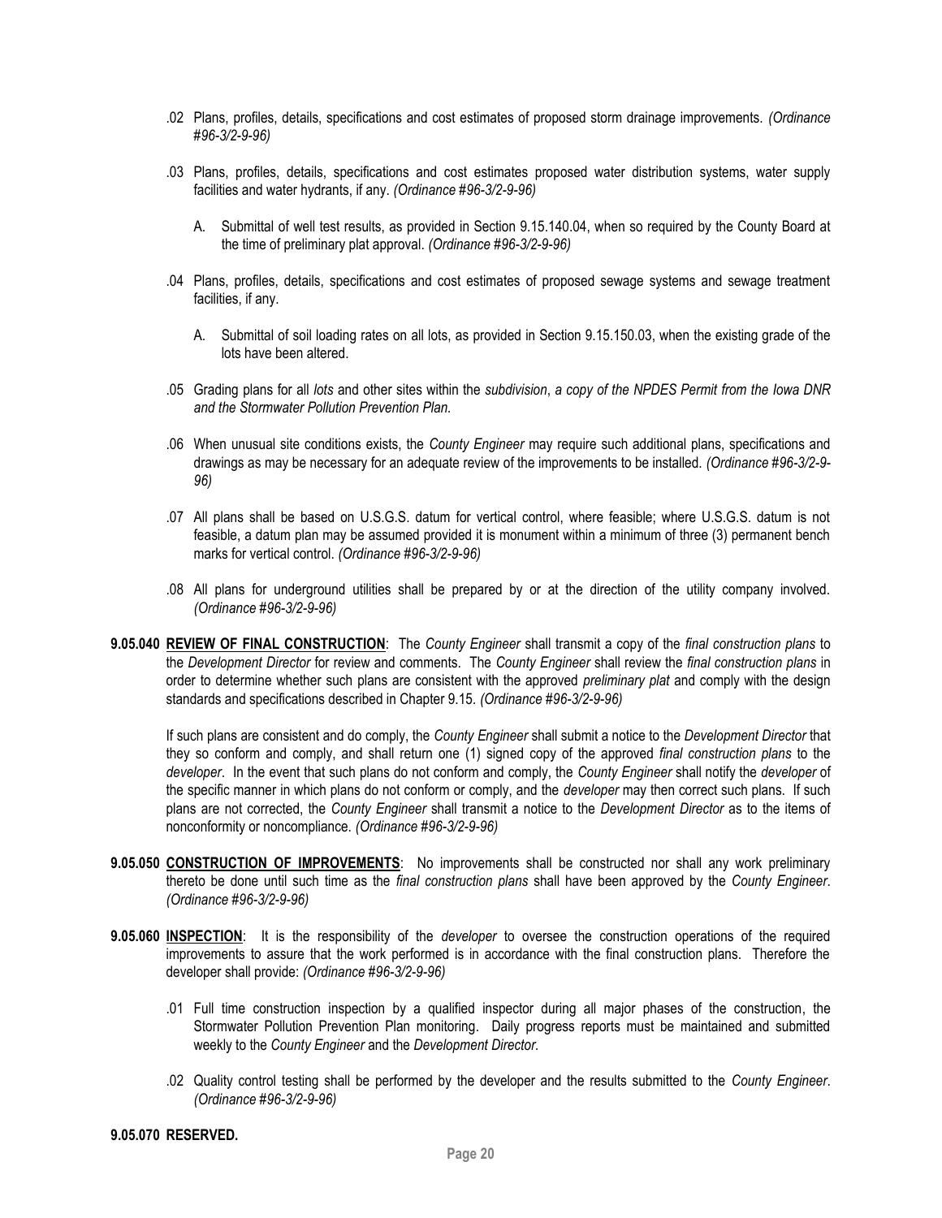.02 Plans, profiles, details, specifications and cost estimates of proposed storm drainage improvements. *(Ordinance #96-3/2-9-96)*

.03 Plans, profiles, details, specifications and cost estimates proposed water distribution systems, water supply facilities and water hydrants, if any. *(Ordinance #96-3/2-9-96)*

A. Submittal of well test results, as provided in Section 9.15.140.04, when so required by the County Board at the time of preliminary plat approval. *(Ordinance #96-3/2-9-96)*

.04 Plans, profiles, details, specifications and cost estimates of proposed sewage systems and sewage treatment facilities, if any.

A. Submittal of soil loading rates on all lots, as provided in Section 9.15.150.03, when the existing grade of the lots have been altered.

.05 Grading plans for all *lots* and other sites within the *subdivision*, *a copy of the NPDES Permit from the Iowa DNR and the Stormwater Pollution Prevention Plan.*

.06 When unusual site conditions exists, the *County Engineer* may require such additional plans, specifications and drawings as may be necessary for an adequate review of the improvements to be installed. *(Ordinance #96-3/2-9-96)*

.07 All plans shall be based on U.S.G.S. datum for vertical control, where feasible; where U.S.G.S. datum is not feasible, a datum plan may be assumed provided it is monument within a minimum of three (3) permanent bench marks for vertical control. *(Ordinance #96-3/2-9-96)*

.08 All plans for underground utilities shall be prepared by or at the direction of the utility company involved. *(Ordinance #96-3/2-9-96)*

**9.05.040 <u>REVIEW OF FINAL CONSTRUCTION</u>**: The *County Engineer* shall transmit a copy of the *final construction plans* to the *Development Director* for review and comments. The *County Engineer* shall review the *final construction plans* in order to determine whether such plans are consistent with the approved *preliminary plat* and comply with the design standards and specifications described in Chapter 9.15. *(Ordinance #96-3/2-9-96)*

If such plans are consistent and do comply, the *County Engineer* shall submit a notice to the *Development Director* that they so conform and comply, and shall return one (1) signed copy of the approved *final construction plans* to the *developer*. In the event that such plans do not conform and comply, the *County Engineer* shall notify the *developer* of the specific manner in which plans do not conform or comply, and the *developer* may then correct such plans. If such plans are not corrected, the *County Engineer* shall transmit a notice to the *Development Director* as to the items of nonconformity or noncompliance. *(Ordinance #96-3/2-9-96)*

**9.05.050 <u>CONSTRUCTION OF IMPROVEMENTS</u>**: No improvements shall be constructed nor shall any work preliminary thereto be done until such time as the *final construction plans* shall have been approved by the *County Engineer*. *(Ordinance #96-3/2-9-96)*

**9.05.060 <u>INSPECTION</u>**: It is the responsibility of the *developer* to oversee the construction operations of the required improvements to assure that the work performed is in accordance with the final construction plans. Therefore the developer shall provide: *(Ordinance #96-3/2-9-96)*

.01 Full time construction inspection by a qualified inspector during all major phases of the construction, the Stormwater Pollution Prevention Plan monitoring. Daily progress reports must be maintained and submitted weekly to the *County Engineer* and the *Development Director*.

.02 Quality control testing shall be performed by the developer and the results submitted to the *County Engineer*. *(Ordinance #96-3/2-9-96)*

**9.05.070 RESERVED.**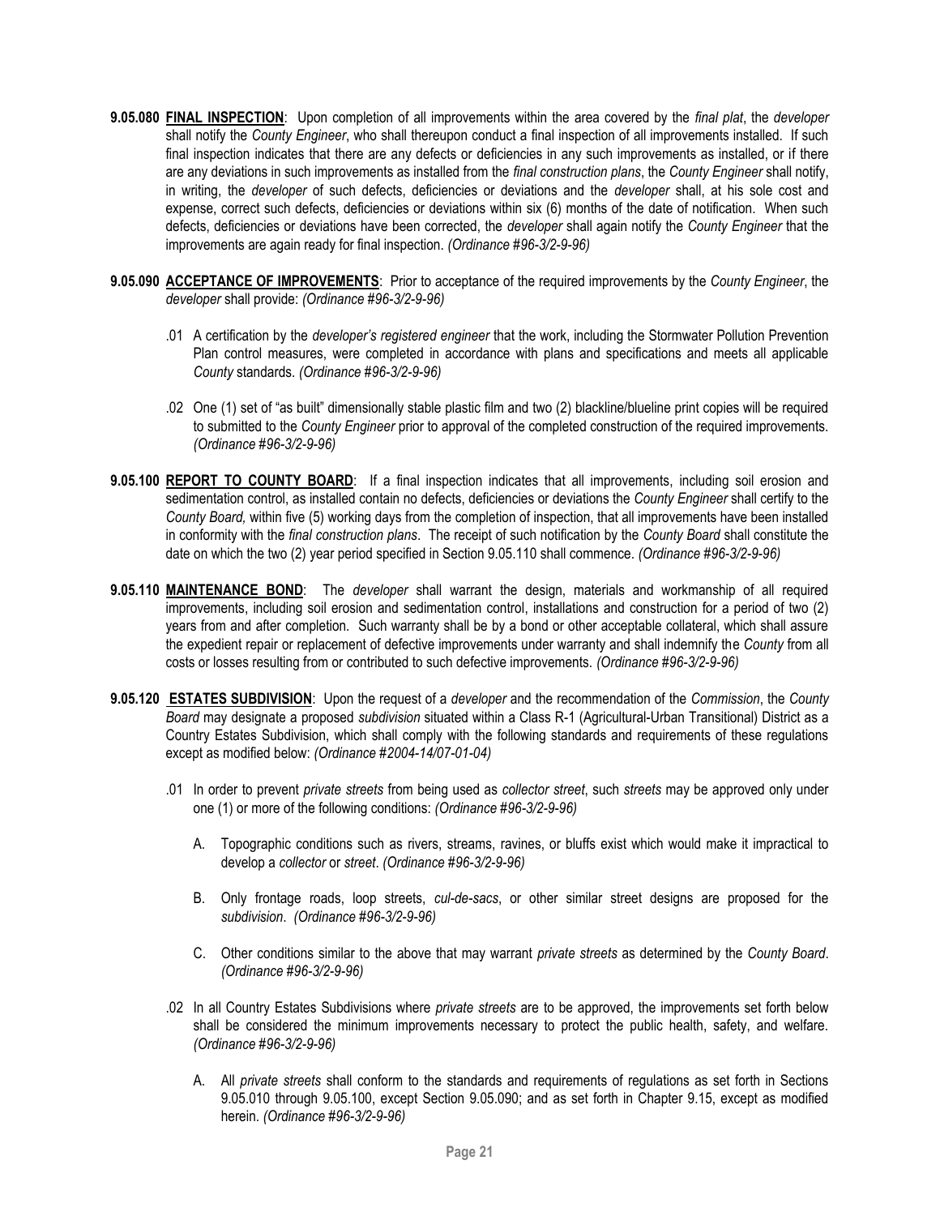**9.05.080 <u>FINAL INSPECTION</u>**: Upon completion of all improvements within the area covered by the *final plat*, the *developer* shall notify the *County Engineer*, who shall thereupon conduct a final inspection of all improvements installed. If such final inspection indicates that there are any defects or deficiencies in any such improvements as installed, or if there are any deviations in such improvements as installed from the *final construction plans*, the *County Engineer* shall notify, in writing, the *developer* of such defects, deficiencies or deviations and the *developer* shall, at his sole cost and expense, correct such defects, deficiencies or deviations within six (6) months of the date of notification. When such defects, deficiencies or deviations have been corrected, the *developer* shall again notify the *County Engineer* that the improvements are again ready for final inspection. *(Ordinance #96-3/2-9-96)*

**9.05.090 <u>ACCEPTANCE OF IMPROVEMENTS</u>**: Prior to acceptance of the required improvements by the *County Engineer*, the *developer* shall provide: *(Ordinance #96-3/2-9-96)*

.01 A certification by the *developer's registered engineer* that the work, including the Stormwater Pollution Prevention Plan control measures, were completed in accordance with plans and specifications and meets all applicable *County* standards. *(Ordinance #96-3/2-9-96)*

.02 One (1) set of "as built" dimensionally stable plastic film and two (2) blackline/blueline print copies will be required to submitted to the *County Engineer* prior to approval of the completed construction of the required improvements. *(Ordinance #96-3/2-9-96)*

**9.05.100 <u>REPORT TO COUNTY BOARD</u>**: If a final inspection indicates that all improvements, including soil erosion and sedimentation control, as installed contain no defects, deficiencies or deviations the *County Engineer* shall certify to the *County Board,* within five (5) working days from the completion of inspection, that all improvements have been installed in conformity with the *final construction plans*. The receipt of such notification by the *County Board* shall constitute the date on which the two (2) year period specified in Section 9.05.110 shall commence. *(Ordinance #96-3/2-9-96)*

**9.05.110 <u>MAINTENANCE BOND</u>**: The *developer* shall warrant the design, materials and workmanship of all required improvements, including soil erosion and sedimentation control, installations and construction for a period of two (2) years from and after completion. Such warranty shall be by a bond or other acceptable collateral, which shall assure the expedient repair or replacement of defective improvements under warranty and shall indemnify the *County* from all costs or losses resulting from or contributed to such defective improvements. *(Ordinance #96-3/2-9-96)*

**9.05.120 <u>ESTATES SUBDIVISION</u>**: Upon the request of a *developer* and the recommendation of the *Commission*, the *County Board* may designate a proposed *subdivision* situated within a Class R-1 (Agricultural-Urban Transitional) District as a Country Estates Subdivision, which shall comply with the following standards and requirements of these regulations except as modified below: *(Ordinance #2004-14/07-01-04)*

.01 In order to prevent *private streets* from being used as *collector street*, such *streets* may be approved only under one (1) or more of the following conditions: *(Ordinance #96-3/2-9-96)*

A. Topographic conditions such as rivers, streams, ravines, or bluffs exist which would make it impractical to develop a *collector* or *street*. *(Ordinance #96-3/2-9-96)*

B. Only frontage roads, loop streets, *cul-de-sacs*, or other similar street designs are proposed for the *subdivision*. *(Ordinance #96-3/2-9-96)*

C. Other conditions similar to the above that may warrant *private streets* as determined by the *County Board*. *(Ordinance #96-3/2-9-96)*

.02 In all Country Estates Subdivisions where *private streets* are to be approved, the improvements set forth below shall be considered the minimum improvements necessary to protect the public health, safety, and welfare. *(Ordinance #96-3/2-9-96)*

A. All *private streets* shall conform to the standards and requirements of regulations as set forth in Sections 9.05.010 through 9.05.100, except Section 9.05.090; and as set forth in Chapter 9.15, except as modified herein. *(Ordinance #96-3/2-9-96)*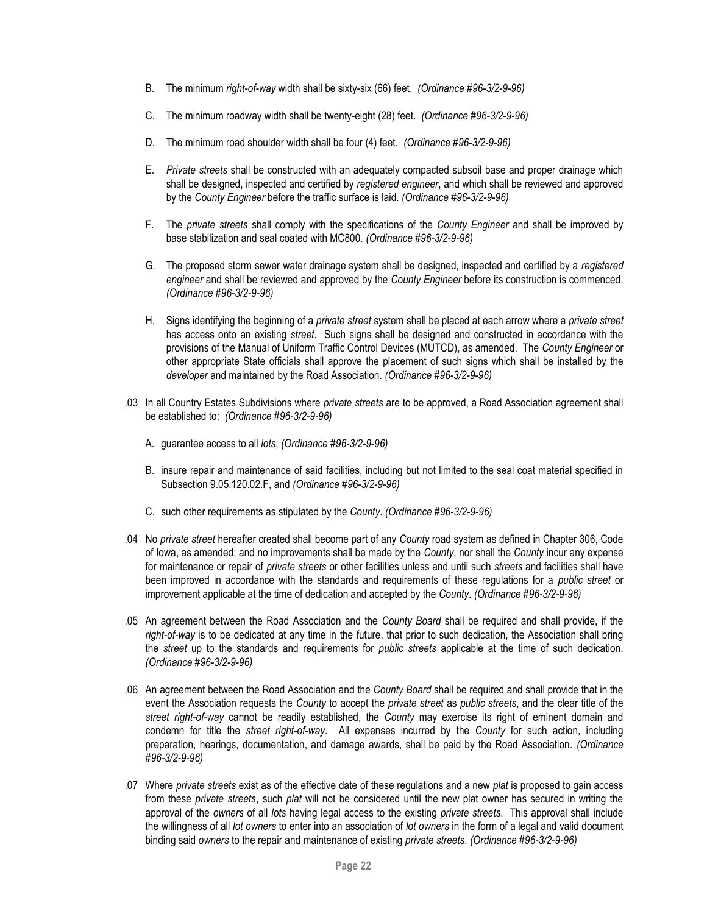B. The minimum *right-of-way* width shall be sixty-six (66) feet. *(Ordinance #96-3/2-9-96)*

C. The minimum roadway width shall be twenty-eight (28) feet. *(Ordinance #96-3/2-9-96)*

D. The minimum road shoulder width shall be four (4) feet. *(Ordinance #96-3/2-9-96)*

E. *Private streets* shall be constructed with an adequately compacted subsoil base and proper drainage which shall be designed, inspected and certified by *registered engineer*, and which shall be reviewed and approved by the *County Engineer* before the traffic surface is laid. *(Ordinance #96-3/2-9-96)*

F. The *private streets* shall comply with the specifications of the *County Engineer* and shall be improved by base stabilization and seal coated with MC800. *(Ordinance #96-3/2-9-96)*

G. The proposed storm sewer water drainage system shall be designed, inspected and certified by a *registered engineer* and shall be reviewed and approved by the *County Engineer* before its construction is commenced. *(Ordinance #96-3/2-9-96)*

H. Signs identifying the beginning of a *private street* system shall be placed at each arrow where a *private street* has access onto an existing *street*. Such signs shall be designed and constructed in accordance with the provisions of the Manual of Uniform Traffic Control Devices (MUTCD), as amended. The *County Engineer* or other appropriate State officials shall approve the placement of such signs which shall be installed by the *developer* and maintained by the Road Association. *(Ordinance #96-3/2-9-96)*

.03 In all Country Estates Subdivisions where *private streets* are to be approved, a Road Association agreement shall be established to: *(Ordinance #96-3/2-9-96)*

A. guarantee access to all *lots*, *(Ordinance #96-3/2-9-96)*

B. insure repair and maintenance of said facilities, including but not limited to the seal coat material specified in Subsection 9.05.120.02.F, and *(Ordinance #96-3/2-9-96)*

C. such other requirements as stipulated by the *County*. *(Ordinance #96-3/2-9-96)*

.04 No *private street* hereafter created shall become part of any *County* road system as defined in Chapter 306, Code of Iowa, as amended; and no improvements shall be made by the *County*, nor shall the *County* incur any expense for maintenance or repair of *private streets* or other facilities unless and until such *streets* and facilities shall have been improved in accordance with the standards and requirements of these regulations for a *public street* or improvement applicable at the time of dedication and accepted by the *County*. *(Ordinance #96-3/2-9-96)*

.05 An agreement between the Road Association and the *County Board* shall be required and shall provide, if the *right-of-way* is to be dedicated at any time in the future, that prior to such dedication, the Association shall bring the *street* up to the standards and requirements for *public streets* applicable at the time of such dedication. *(Ordinance #96-3/2-9-96)*

.06 An agreement between the Road Association and the *County Board* shall be required and shall provide that in the event the Association requests the *County* to accept the *private street* as *public streets*, and the clear title of the *street right-of-way* cannot be readily established, the *County* may exercise its right of eminent domain and condemn for title the *street right-of-way*. All expenses incurred by the *County* for such action, including preparation, hearings, documentation, and damage awards, shall be paid by the Road Association. *(Ordinance #96-3/2-9-96)*

.07 Where *private streets* exist as of the effective date of these regulations and a new *plat* is proposed to gain access from these *private streets*, such *plat* will not be considered until the new plat owner has secured in writing the approval of the *owners* of all *lots* having legal access to the existing *private streets*. This approval shall include the willingness of all *lot owners* to enter into an association of *lot owners* in the form of a legal and valid document binding said *owners* to the repair and maintenance of existing *private streets*. *(Ordinance #96-3/2-9-96)*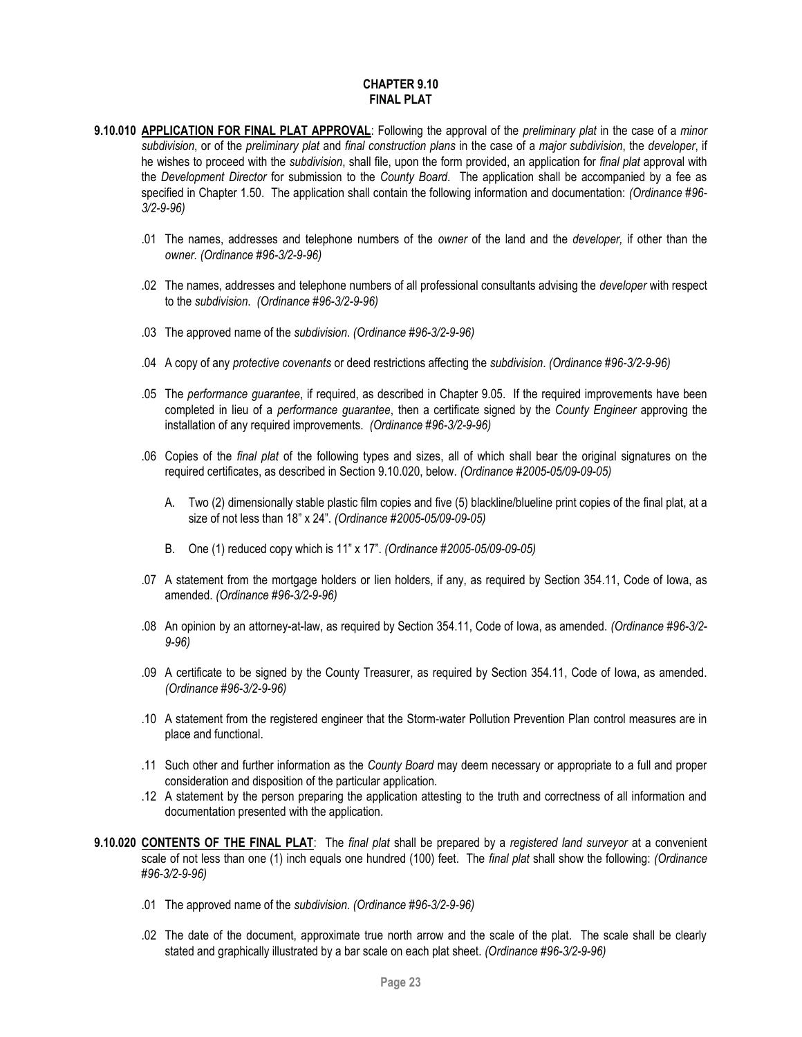# CHAPTER 9.10
# FINAL PLAT

**9.10.010 APPLICATION FOR FINAL PLAT APPROVAL**: Following the approval of the *preliminary plat* in the case of a *minor subdivision*, or of the *preliminary plat* and *final construction plans* in the case of a *major subdivision*, the *developer*, if he wishes to proceed with the *subdivision*, shall file, upon the form provided, an application for *final plat* approval with the *Development Director* for submission to the *County Board*. The application shall be accompanied by a fee as specified in Chapter 1.50. The application shall contain the following information and documentation: *(Ordinance #96-3/2-9-96)*

.01 The names, addresses and telephone numbers of the *owner* of the land and the *developer,* if other than the *owner*. *(Ordinance #96-3/2-9-96)*

.02 The names, addresses and telephone numbers of all professional consultants advising the *developer* with respect to the *subdivision*. *(Ordinance #96-3/2-9-96)*

.03 The approved name of the *subdivision*. *(Ordinance #96-3/2-9-96)*

.04 A copy of any *protective covenants* or deed restrictions affecting the *subdivision*. *(Ordinance #96-3/2-9-96)*

.05 The *performance guarantee*, if required, as described in Chapter 9.05. If the required improvements have been completed in lieu of a *performance guarantee*, then a certificate signed by the *County Engineer* approving the installation of any required improvements. *(Ordinance #96-3/2-9-96)*

.06 Copies of the *final plat* of the following types and sizes, all of which shall bear the original signatures on the required certificates, as described in Section 9.10.020, below. *(Ordinance #2005-05/09-09-05)*

A. Two (2) dimensionally stable plastic film copies and five (5) blackline/blueline print copies of the final plat, at a size of not less than 18" x 24". *(Ordinance #2005-05/09-09-05)*

B. One (1) reduced copy which is 11" x 17". *(Ordinance #2005-05/09-09-05)*

.07 A statement from the mortgage holders or lien holders, if any, as required by Section 354.11, Code of Iowa, as amended. *(Ordinance #96-3/2-9-96)*

.08 An opinion by an attorney-at-law, as required by Section 354.11, Code of Iowa, as amended. *(Ordinance #96-3/2-9-96)*

.09 A certificate to be signed by the County Treasurer, as required by Section 354.11, Code of Iowa, as amended. *(Ordinance #96-3/2-9-96)*

.10 A statement from the registered engineer that the Storm-water Pollution Prevention Plan control measures are in place and functional.

.11 Such other and further information as the *County Board* may deem necessary or appropriate to a full and proper consideration and disposition of the particular application.

.12 A statement by the person preparing the application attesting to the truth and correctness of all information and documentation presented with the application.

**9.10.020 CONTENTS OF THE FINAL PLAT**: The *final plat* shall be prepared by a *registered land surveyor* at a convenient scale of not less than one (1) inch equals one hundred (100) feet. The *final plat* shall show the following: *(Ordinance #96-3/2-9-96)*

.01 The approved name of the *subdivision*. *(Ordinance #96-3/2-9-96)*

.02 The date of the document, approximate true north arrow and the scale of the plat. The scale shall be clearly stated and graphically illustrated by a bar scale on each plat sheet. *(Ordinance #96-3/2-9-96)*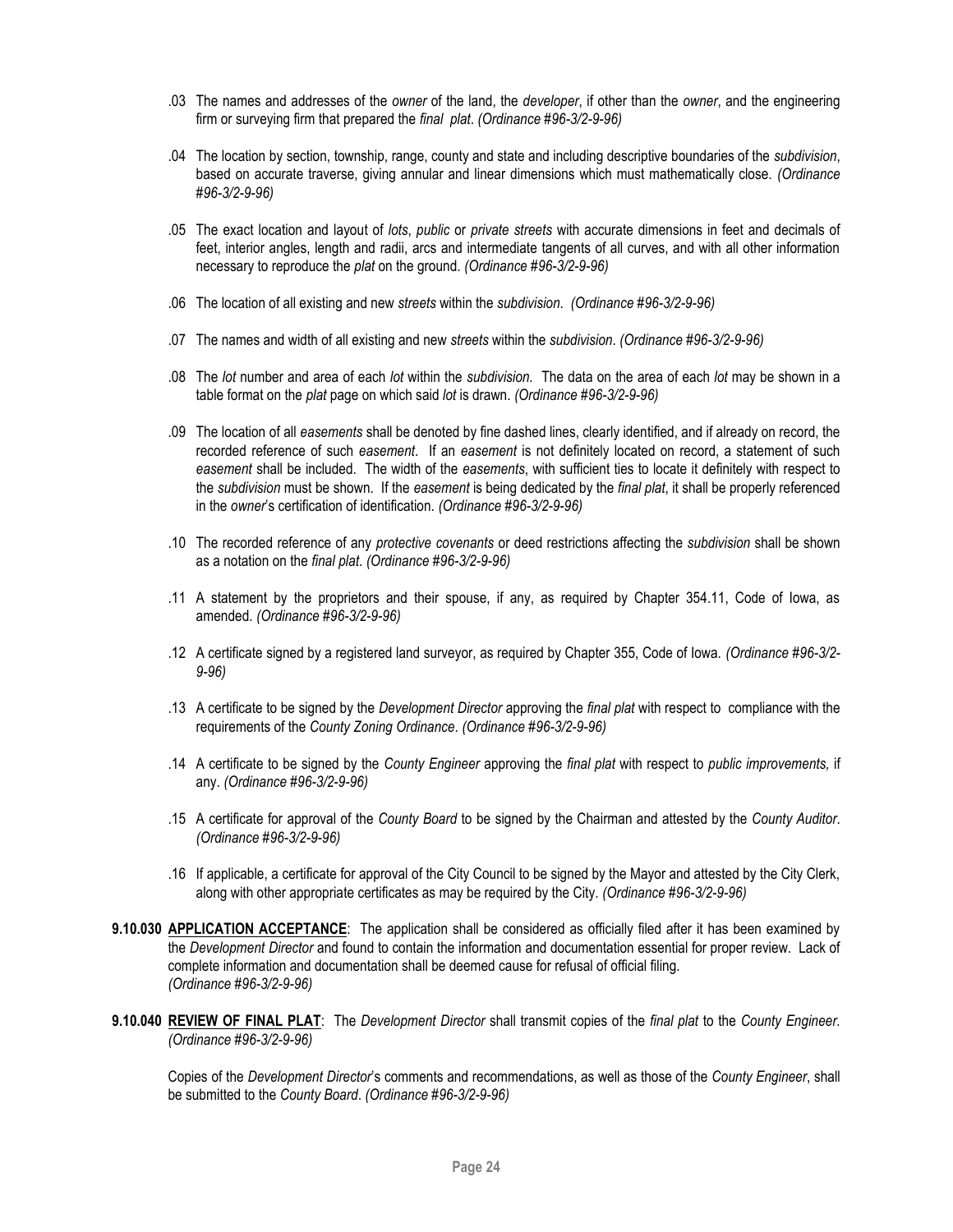.03 The names and addresses of the *owner* of the land, the *developer*, if other than the *owner*, and the engineering firm or surveying firm that prepared the *final plat*. *(Ordinance #96-3/2-9-96)*

.04 The location by section, township, range, county and state and including descriptive boundaries of the *subdivision*, based on accurate traverse, giving annular and linear dimensions which must mathematically close. *(Ordinance #96-3/2-9-96)*

.05 The exact location and layout of *lots*, *public* or *private streets* with accurate dimensions in feet and decimals of feet, interior angles, length and radii, arcs and intermediate tangents of all curves, and with all other information necessary to reproduce the *plat* on the ground. *(Ordinance #96-3/2-9-96)*

.06 The location of all existing and new *streets* within the *subdivision*. *(Ordinance #96-3/2-9-96)*

.07 The names and width of all existing and new *streets* within the *subdivision*. *(Ordinance #96-3/2-9-96)*

.08 The *lot* number and area of each *lot* within the *subdivision.* The data on the area of each *lot* may be shown in a table format on the *plat* page on which said *lot* is drawn. *(Ordinance #96-3/2-9-96)*

.09 The location of all *easements* shall be denoted by fine dashed lines, clearly identified, and if already on record, the recorded reference of such *easement*. If an *easement* is not definitely located on record, a statement of such *easement* shall be included. The width of the *easements*, with sufficient ties to locate it definitely with respect to the *subdivision* must be shown. If the *easement* is being dedicated by the *final plat*, it shall be properly referenced in the *owner*'s certification of identification. *(Ordinance #96-3/2-9-96)*

.10 The recorded reference of any *protective covenants* or deed restrictions affecting the *subdivision* shall be shown as a notation on the *final plat*. *(Ordinance #96-3/2-9-96)*

.11 A statement by the proprietors and their spouse, if any, as required by Chapter 354.11, Code of Iowa, as amended. *(Ordinance #96-3/2-9-96)*

.12 A certificate signed by a registered land surveyor, as required by Chapter 355, Code of Iowa. *(Ordinance #96-3/2-9-96)*

.13 A certificate to be signed by the *Development Director* approving the *final plat* with respect to compliance with the requirements of the *County Zoning Ordinance*. *(Ordinance #96-3/2-9-96)*

.14 A certificate to be signed by the *County Engineer* approving the *final plat* with respect to *public improvements,* if any. *(Ordinance #96-3/2-9-96)*

.15 A certificate for approval of the *County Board* to be signed by the Chairman and attested by the *County Auditor*. *(Ordinance #96-3/2-9-96)*

.16 If applicable, a certificate for approval of the City Council to be signed by the Mayor and attested by the City Clerk, along with other appropriate certificates as may be required by the City. *(Ordinance #96-3/2-9-96)*

**9.10.030 APPLICATION ACCEPTANCE**: The application shall be considered as officially filed after it has been examined by the *Development Director* and found to contain the information and documentation essential for proper review. Lack of complete information and documentation shall be deemed cause for refusal of official filing. *(Ordinance #96-3/2-9-96)*

**9.10.040 REVIEW OF FINAL PLAT**: The *Development Director* shall transmit copies of the *final plat* to the *County Engineer*. *(Ordinance #96-3/2-9-96)*

Copies of the *Development Director*'s comments and recommendations, as well as those of the *County Engineer*, shall be submitted to the *County Board*. *(Ordinance #96-3/2-9-96)*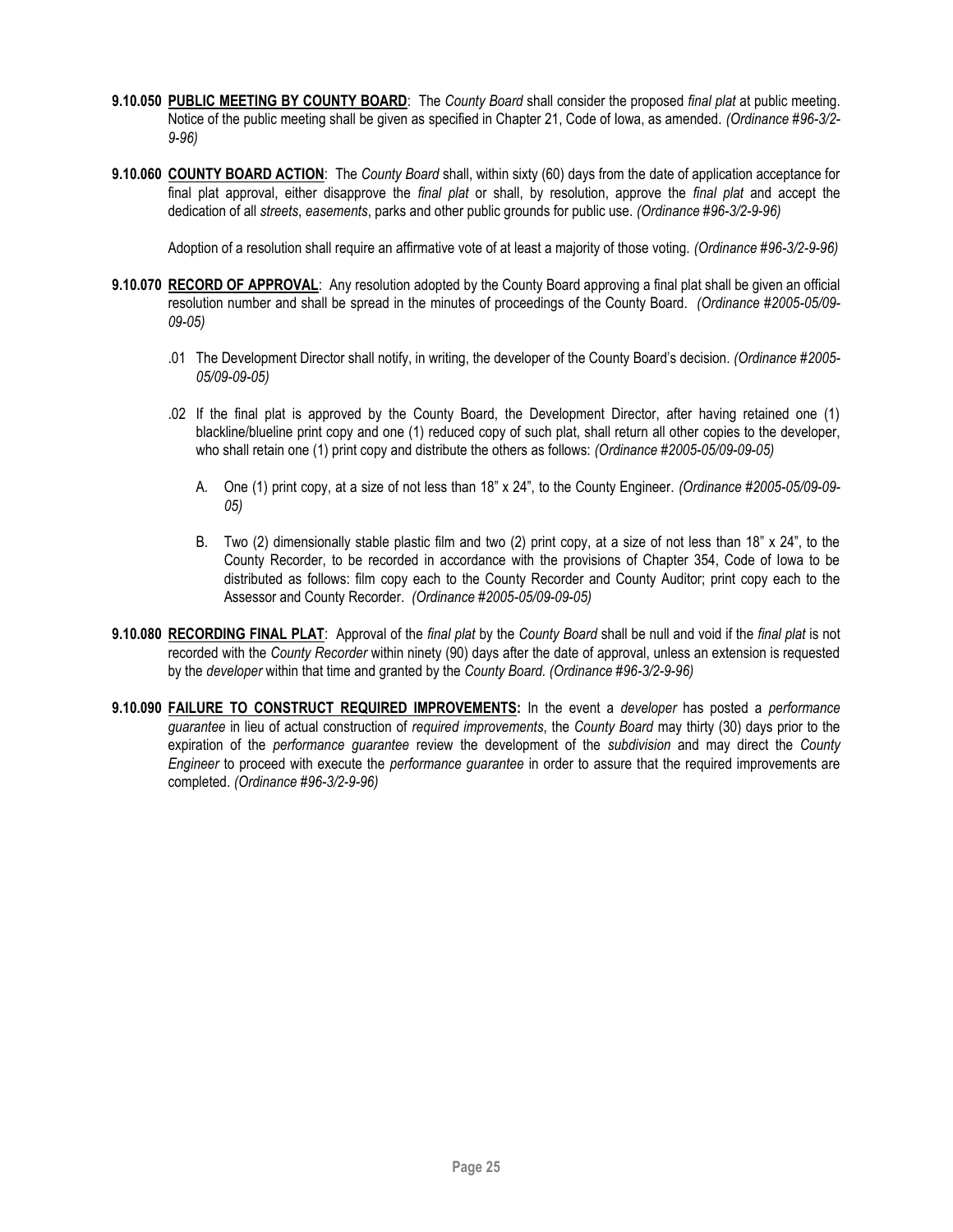**9.10.050 <u>PUBLIC MEETING BY COUNTY BOARD</u>**: The *County Board* shall consider the proposed *final plat* at public meeting. Notice of the public meeting shall be given as specified in Chapter 21, Code of Iowa, as amended. *(Ordinance #96-3/2-9-96)*

**9.10.060 <u>COUNTY BOARD ACTION</u>**: The *County Board* shall, within sixty (60) days from the date of application acceptance for final plat approval, either disapprove the *final plat* or shall, by resolution, approve the *final plat* and accept the dedication of all *streets*, *easements*, parks and other public grounds for public use. *(Ordinance #96-3/2-9-96)*

Adoption of a resolution shall require an affirmative vote of at least a majority of those voting. *(Ordinance #96-3/2-9-96)*

**9.10.070 <u>RECORD OF APPROVAL</u>**: Any resolution adopted by the County Board approving a final plat shall be given an official resolution number and shall be spread in the minutes of proceedings of the County Board. *(Ordinance #2005-05/09-09-05)*

.01 The Development Director shall notify, in writing, the developer of the County Board's decision. *(Ordinance #2005-05/09-09-05)*

.02 If the final plat is approved by the County Board, the Development Director, after having retained one (1) blackline/blueline print copy and one (1) reduced copy of such plat, shall return all other copies to the developer, who shall retain one (1) print copy and distribute the others as follows: *(Ordinance #2005-05/09-09-05)*

A. One (1) print copy, at a size of not less than 18" x 24", to the County Engineer. *(Ordinance #2005-05/09-09-05)*

B. Two (2) dimensionally stable plastic film and two (2) print copy, at a size of not less than 18" x 24", to the County Recorder, to be recorded in accordance with the provisions of Chapter 354, Code of Iowa to be distributed as follows: film copy each to the County Recorder and County Auditor; print copy each to the Assessor and County Recorder. *(Ordinance #2005-05/09-09-05)*

**9.10.080 <u>RECORDING FINAL PLAT</u>**: Approval of the *final plat* by the *County Board* shall be null and void if the *final plat* is not recorded with the *County Recorder* within ninety (90) days after the date of approval, unless an extension is requested by the *developer* within that time and granted by the *County Board. (Ordinance #96-3/2-9-96)*

**9.10.090 <u>FAILURE TO CONSTRUCT REQUIRED IMPROVEMENTS</u>:** In the event a *developer* has posted a *performance guarantee* in lieu of actual construction of *required improvements*, the *County Board* may thirty (30) days prior to the expiration of the *performance guarantee* review the development of the *subdivision* and may direct the *County Engineer* to proceed with execute the *performance guarantee* in order to assure that the required improvements are completed. *(Ordinance #96-3/2-9-96)*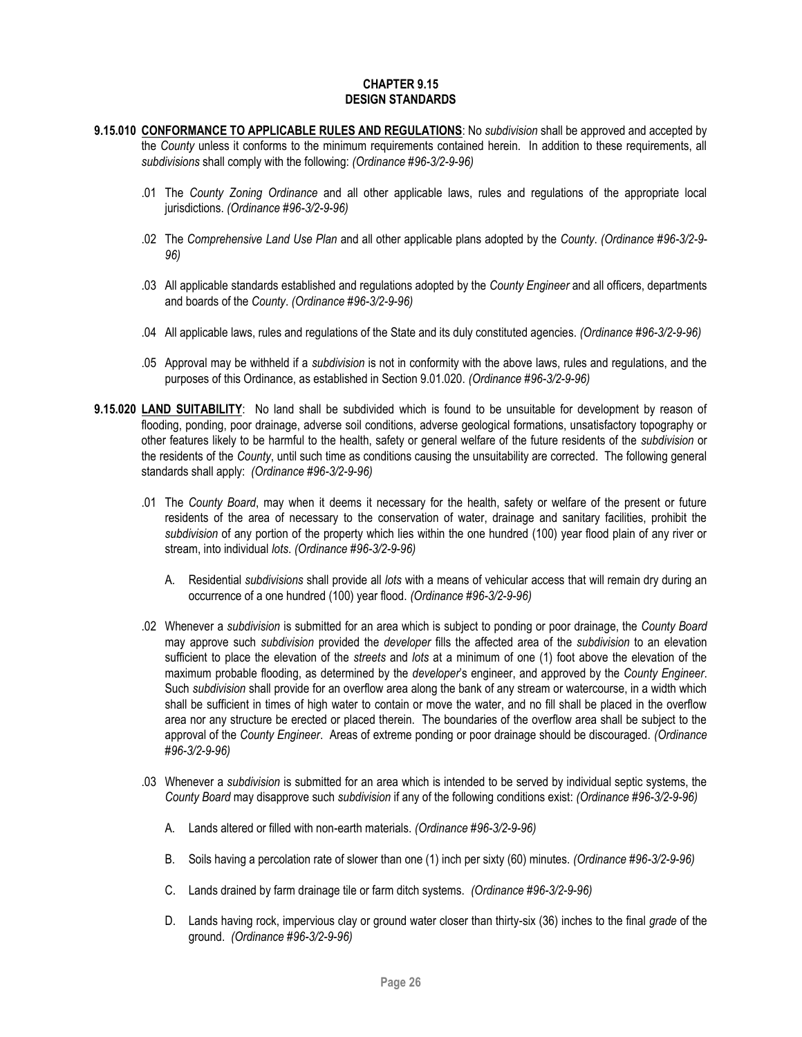# CHAPTER 9.15
# DESIGN STANDARDS

**9.15.010 <u>CONFORMANCE TO APPLICABLE RULES AND REGULATIONS</u>**: No *subdivision* shall be approved and accepted by the *County* unless it conforms to the minimum requirements contained herein. In addition to these requirements, all *subdivisions* shall comply with the following: *(Ordinance #96-3/2-9-96)*

.01 The *County Zoning Ordinance* and all other applicable laws, rules and regulations of the appropriate local jurisdictions. *(Ordinance #96-3/2-9-96)*

.02 The *Comprehensive Land Use Plan* and all other applicable plans adopted by the *County*. *(Ordinance #96-3/2-9-96)*

.03 All applicable standards established and regulations adopted by the *County Engineer* and all officers, departments and boards of the *County*. *(Ordinance #96-3/2-9-96)*

.04 All applicable laws, rules and regulations of the State and its duly constituted agencies. *(Ordinance #96-3/2-9-96)*

.05 Approval may be withheld if a *subdivision* is not in conformity with the above laws, rules and regulations, and the purposes of this Ordinance, as established in Section 9.01.020. *(Ordinance #96-3/2-9-96)*

**9.15.020 <u>LAND SUITABILITY</u>**: No land shall be subdivided which is found to be unsuitable for development by reason of flooding, ponding, poor drainage, adverse soil conditions, adverse geological formations, unsatisfactory topography or other features likely to be harmful to the health, safety or general welfare of the future residents of the *subdivision* or the residents of the *County*, until such time as conditions causing the unsuitability are corrected. The following general standards shall apply: *(Ordinance #96-3/2-9-96)*

.01 The *County Board*, may when it deems it necessary for the health, safety or welfare of the present or future residents of the area of necessary to the conservation of water, drainage and sanitary facilities, prohibit the *subdivision* of any portion of the property which lies within the one hundred (100) year flood plain of any river or stream, into individual *lots*. *(Ordinance #96-3/2-9-96)*

A. Residential *subdivisions* shall provide all *lots* with a means of vehicular access that will remain dry during an occurrence of a one hundred (100) year flood. *(Ordinance #96-3/2-9-96)*

.02 Whenever a *subdivision* is submitted for an area which is subject to ponding or poor drainage, the *County Board* may approve such *subdivision* provided the *developer* fills the affected area of the *subdivision* to an elevation sufficient to place the elevation of the *streets* and *lots* at a minimum of one (1) foot above the elevation of the maximum probable flooding, as determined by the *developer*'s engineer, and approved by the *County Engineer*. Such *subdivision* shall provide for an overflow area along the bank of any stream or watercourse, in a width which shall be sufficient in times of high water to contain or move the water, and no fill shall be placed in the overflow area nor any structure be erected or placed therein. The boundaries of the overflow area shall be subject to the approval of the *County Engineer*. Areas of extreme ponding or poor drainage should be discouraged. *(Ordinance #96-3/2-9-96)*

.03 Whenever a *subdivision* is submitted for an area which is intended to be served by individual septic systems, the *County Board* may disapprove such *subdivision* if any of the following conditions exist: *(Ordinance #96-3/2-9-96)*

A. Lands altered or filled with non-earth materials. *(Ordinance #96-3/2-9-96)*

B. Soils having a percolation rate of slower than one (1) inch per sixty (60) minutes. *(Ordinance #96-3/2-9-96)*

C. Lands drained by farm drainage tile or farm ditch systems. *(Ordinance #96-3/2-9-96)*

D. Lands having rock, impervious clay or ground water closer than thirty-six (36) inches to the final *grade* of the ground. *(Ordinance #96-3/2-9-96)*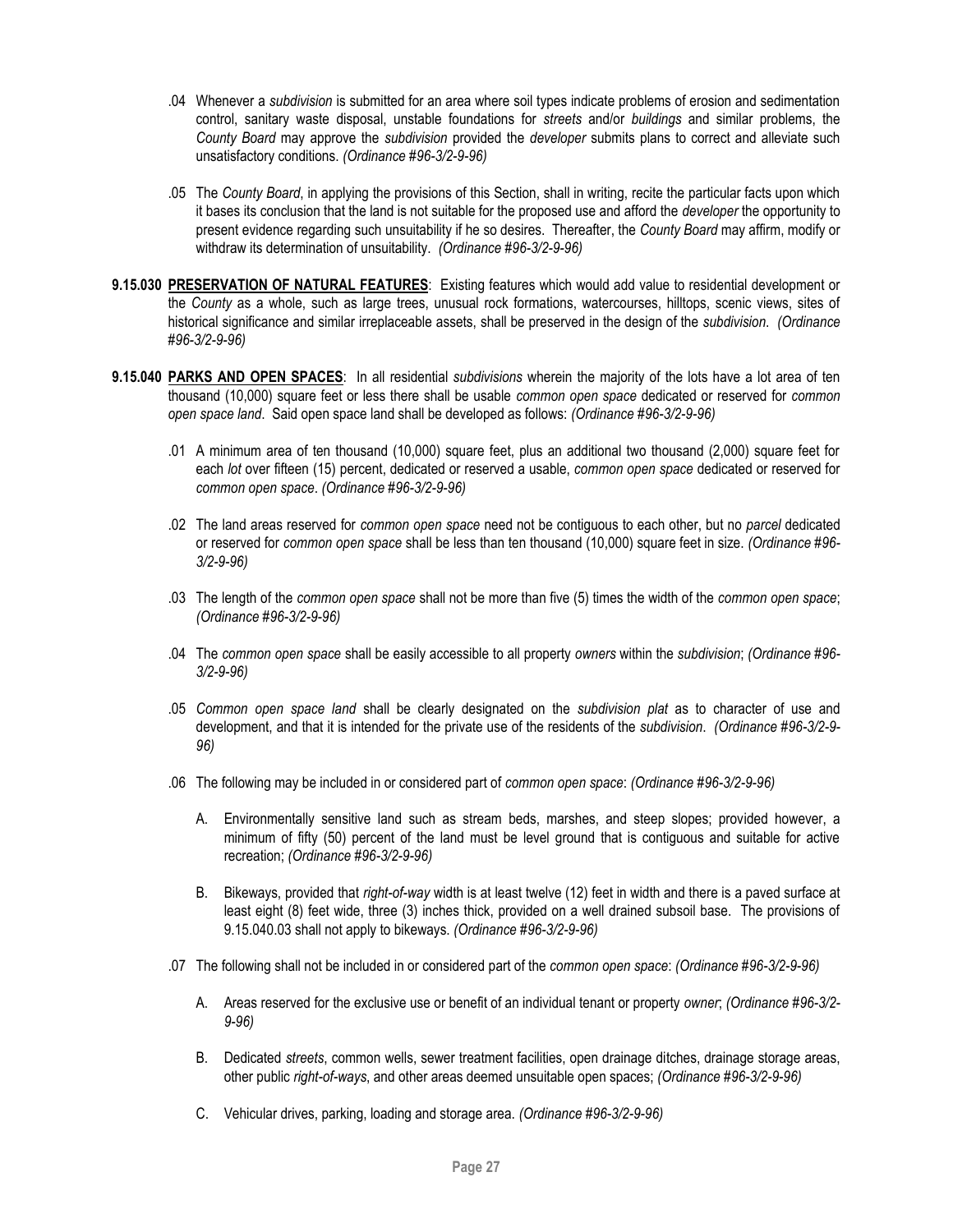.04 Whenever a *subdivision* is submitted for an area where soil types indicate problems of erosion and sedimentation control, sanitary waste disposal, unstable foundations for *streets* and/or *buildings* and similar problems, the *County Board* may approve the *subdivision* provided the *developer* submits plans to correct and alleviate such unsatisfactory conditions. *(Ordinance #96-3/2-9-96)*

.05 The *County Board*, in applying the provisions of this Section, shall in writing, recite the particular facts upon which it bases its conclusion that the land is not suitable for the proposed use and afford the *developer* the opportunity to present evidence regarding such unsuitability if he so desires. Thereafter, the *County Board* may affirm, modify or withdraw its determination of unsuitability. *(Ordinance #96-3/2-9-96)*

**9.15.030 PRESERVATION OF NATURAL FEATURES**: Existing features which would add value to residential development or the *County* as a whole, such as large trees, unusual rock formations, watercourses, hilltops, scenic views, sites of historical significance and similar irreplaceable assets, shall be preserved in the design of the *subdivision*. *(Ordinance #96-3/2-9-96)*

**9.15.040 PARKS AND OPEN SPACES**: In all residential *subdivisions* wherein the majority of the lots have a lot area of ten thousand (10,000) square feet or less there shall be usable *common open space* dedicated or reserved for *common open space land*. Said open space land shall be developed as follows: *(Ordinance #96-3/2-9-96)*

.01 A minimum area of ten thousand (10,000) square feet, plus an additional two thousand (2,000) square feet for each *lot* over fifteen (15) percent, dedicated or reserved a usable, *common open space* dedicated or reserved for *common open space*. *(Ordinance #96-3/2-9-96)*

.02 The land areas reserved for *common open space* need not be contiguous to each other, but no *parcel* dedicated or reserved for *common open space* shall be less than ten thousand (10,000) square feet in size. *(Ordinance #96-3/2-9-96)*

.03 The length of the *common open space* shall not be more than five (5) times the width of the *common open space*; *(Ordinance #96-3/2-9-96)*

.04 The *common open space* shall be easily accessible to all property *owners* within the *subdivision*; *(Ordinance #96-3/2-9-96)*

.05 *Common open space land* shall be clearly designated on the *subdivision plat* as to character of use and development, and that it is intended for the private use of the residents of the *subdivision*. *(Ordinance #96-3/2-9-96)*

.06 The following may be included in or considered part of *common open space*: *(Ordinance #96-3/2-9-96)*

A. Environmentally sensitive land such as stream beds, marshes, and steep slopes; provided however, a minimum of fifty (50) percent of the land must be level ground that is contiguous and suitable for active recreation; *(Ordinance #96-3/2-9-96)*

B. Bikeways, provided that *right-of-way* width is at least twelve (12) feet in width and there is a paved surface at least eight (8) feet wide, three (3) inches thick, provided on a well drained subsoil base. The provisions of 9.15.040.03 shall not apply to bikeways. *(Ordinance #96-3/2-9-96)*

.07 The following shall not be included in or considered part of the *common open space*: *(Ordinance #96-3/2-9-96)*

A. Areas reserved for the exclusive use or benefit of an individual tenant or property *owner*; *(Ordinance #96-3/2-9-96)*

B. Dedicated *streets*, common wells, sewer treatment facilities, open drainage ditches, drainage storage areas, other public *right-of-ways*, and other areas deemed unsuitable open spaces; *(Ordinance #96-3/2-9-96)*

C. Vehicular drives, parking, loading and storage area. *(Ordinance #96-3/2-9-96)*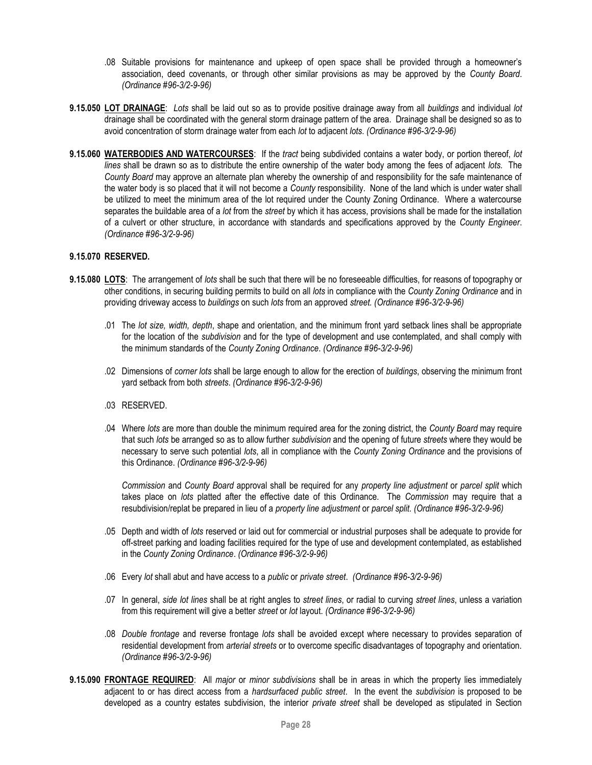.08 Suitable provisions for maintenance and upkeep of open space shall be provided through a homeowner's association, deed covenants, or through other similar provisions as may be approved by the *County Board*. *(Ordinance #96-3/2-9-96)*

**9.15.050 LOT DRAINAGE**: *Lots* shall be laid out so as to provide positive drainage away from all *buildings* and individual *lot* drainage shall be coordinated with the general storm drainage pattern of the area. Drainage shall be designed so as to avoid concentration of storm drainage water from each *lot* to adjacent *lots*. *(Ordinance #96-3/2-9-96)*

**9.15.060 WATERBODIES AND WATERCOURSES**: If the *tract* being subdivided contains a water body, or portion thereof, *lot lines* shall be drawn so as to distribute the entire ownership of the water body among the fees of adjacent *lots.* The *County Board* may approve an alternate plan whereby the ownership of and responsibility for the safe maintenance of the water body is so placed that it will not become a *County* responsibility. None of the land which is under water shall be utilized to meet the minimum area of the lot required under the County Zoning Ordinance. Where a watercourse separates the buildable area of a *lot* from the *street* by which it has access, provisions shall be made for the installation of a culvert or other structure, in accordance with standards and specifications approved by the *County Engineer*. *(Ordinance #96-3/2-9-96)*

**9.15.070 RESERVED.**

**9.15.080 LOTS**: The arrangement of *lots* shall be such that there will be no foreseeable difficulties, for reasons of topography or other conditions, in securing building permits to build on all *lots* in compliance with the *County Zoning Ordinance* and in providing driveway access to *buildings* on such *lots* from an approved *street. (Ordinance #96-3/2-9-96)*

.01 The *lot size, width, depth*, shape and orientation, and the minimum front yard setback lines shall be appropriate for the location of the *subdivision* and for the type of development and use contemplated, and shall comply with the minimum standards of the *County Zoning Ordinance*. *(Ordinance #96-3/2-9-96)*

.02 Dimensions of *corner lots* shall be large enough to allow for the erection of *buildings*, observing the minimum front yard setback from both *streets*. *(Ordinance #96-3/2-9-96)*

.03 RESERVED.

.04 Where *lots* are more than double the minimum required area for the zoning district, the *County Board* may require that such *lots* be arranged so as to allow further *subdivision* and the opening of future *streets* where they would be necessary to serve such potential *lots*, all in compliance with the *County Zoning Ordinance* and the provisions of this Ordinance. *(Ordinance #96-3/2-9-96)*

*Commission* and *County Board* approval shall be required for any *property line adjustment* or *parcel split* which takes place on *lots* platted after the effective date of this Ordinance. The *Commission* may require that a resubdivision/replat be prepared in lieu of a *property line adjustment* or *parcel split*. *(Ordinance #96-3/2-9-96)*

.05 Depth and width of *lots* reserved or laid out for commercial or industrial purposes shall be adequate to provide for off-street parking and loading facilities required for the type of use and development contemplated, as established in the *County Zoning Ordinance*. *(Ordinance #96-3/2-9-96)*

.06 Every *lot* shall abut and have access to a *public* or *private street*. *(Ordinance #96-3/2-9-96)*

.07 In general, *side lot lines* shall be at right angles to *street lines*, or radial to curving *street lines*, unless a variation from this requirement will give a better *street* or *lot* layout. *(Ordinance #96-3/2-9-96)*

.08 *Double frontage* and reverse frontage *lots* shall be avoided except where necessary to provides separation of residential development from *arterial streets* or to overcome specific disadvantages of topography and orientation. *(Ordinance #96-3/2-9-96)*

**9.15.090 FRONTAGE REQUIRED**: All *major* or *minor subdivisions* shall be in areas in which the property lies immediately adjacent to or has direct access from a *hardsurfaced public street*. In the event the *subdivision* is proposed to be developed as a country estates subdivision, the interior *private street* shall be developed as stipulated in Section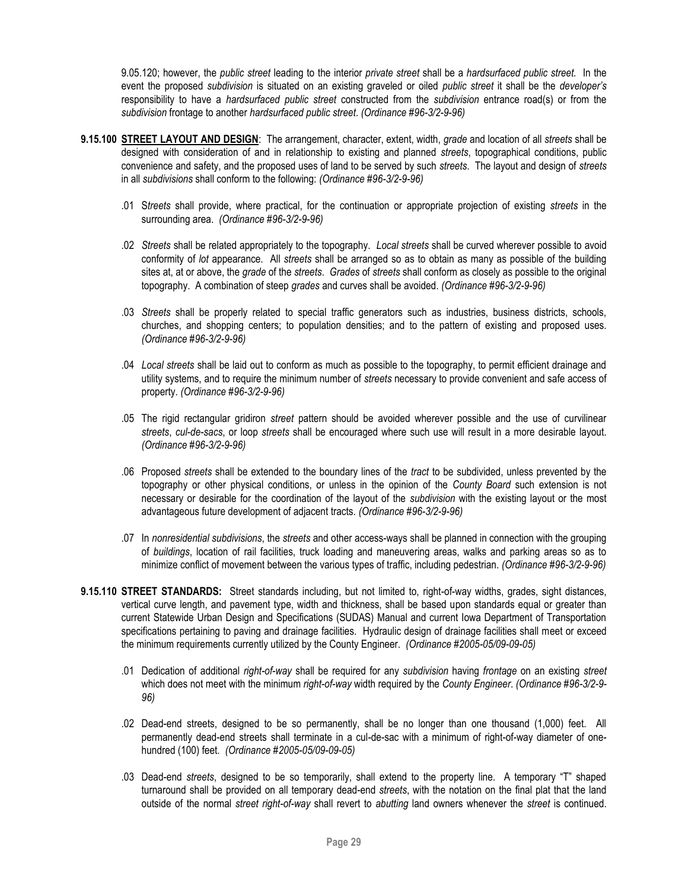9.05.120; however, the *public street* leading to the interior *private street* shall be a *hardsurfaced public street.* In the event the proposed *subdivision* is situated on an existing graveled or oiled *public street* it shall be the *developer's* responsibility to have a *hardsurfaced public street* constructed from the *subdivision* entrance road(s) or from the *subdivision* frontage to another *hardsurfaced public street*. *(Ordinance #96-3/2-9-96)*

**9.15.100 STREET LAYOUT AND DESIGN**: The arrangement, character, extent, width, *grade* and location of all *streets* shall be designed with consideration of and in relationship to existing and planned *streets*, topographical conditions, public convenience and safety, and the proposed uses of land to be served by such *streets*. The layout and design of *streets* in all *subdivisions* shall conform to the following: *(Ordinance #96-3/2-9-96)*

.01 S*treets* shall provide, where practical, for the continuation or appropriate projection of existing *streets* in the surrounding area. *(Ordinance #96-3/2-9-96)*

.02 *Streets* shall be related appropriately to the topography. *Local streets* shall be curved wherever possible to avoid conformity of *lot* appearance. All *streets* shall be arranged so as to obtain as many as possible of the building sites at, at or above, the *grade* of the *streets*. *Grades* of *streets* shall conform as closely as possible to the original topography. A combination of steep *grades* and curves shall be avoided. *(Ordinance #96-3/2-9-96)*

.03 *Streets* shall be properly related to special traffic generators such as industries, business districts, schools, churches, and shopping centers; to population densities; and to the pattern of existing and proposed uses. *(Ordinance #96-3/2-9-96)*

.04 *Local streets* shall be laid out to conform as much as possible to the topography, to permit efficient drainage and utility systems, and to require the minimum number of *streets* necessary to provide convenient and safe access of property. *(Ordinance #96-3/2-9-96)*

.05 The rigid rectangular gridiron *street* pattern should be avoided wherever possible and the use of curvilinear *streets*, *cul-de-sacs*, or loop *streets* shall be encouraged where such use will result in a more desirable layout. *(Ordinance #96-3/2-9-96)*

.06 Proposed *streets* shall be extended to the boundary lines of the *tract* to be subdivided, unless prevented by the topography or other physical conditions, or unless in the opinion of the *County Board* such extension is not necessary or desirable for the coordination of the layout of the *subdivision* with the existing layout or the most advantageous future development of adjacent tracts. *(Ordinance #96-3/2-9-96)*

.07 In *nonresidential subdivisions*, the *streets* and other access-ways shall be planned in connection with the grouping of *buildings*, location of rail facilities, truck loading and maneuvering areas, walks and parking areas so as to minimize conflict of movement between the various types of traffic, including pedestrian. *(Ordinance #96-3/2-9-96)*

**9.15.110 STREET STANDARDS:** Street standards including, but not limited to, right-of-way widths, grades, sight distances, vertical curve length, and pavement type, width and thickness, shall be based upon standards equal or greater than current Statewide Urban Design and Specifications (SUDAS) Manual and current Iowa Department of Transportation specifications pertaining to paving and drainage facilities. Hydraulic design of drainage facilities shall meet or exceed the minimum requirements currently utilized by the County Engineer. *(Ordinance #2005-05/09-09-05)*

.01 Dedication of additional *right-of-way* shall be required for any *subdivision* having *frontage* on an existing *street* which does not meet with the minimum *right-of-way* width required by the *County Engineer*. *(Ordinance #96-3/2-9-96)*

.02 Dead-end streets, designed to be so permanently, shall be no longer than one thousand (1,000) feet. All permanently dead-end streets shall terminate in a cul-de-sac with a minimum of right-of-way diameter of one-hundred (100) feet. *(Ordinance #2005-05/09-09-05)*

.03 Dead-end *streets*, designed to be so temporarily, shall extend to the property line. A temporary "T" shaped turnaround shall be provided on all temporary dead-end *streets*, with the notation on the final plat that the land outside of the normal *street right-of-way* shall revert to *abutting* land owners whenever the *street* is continued.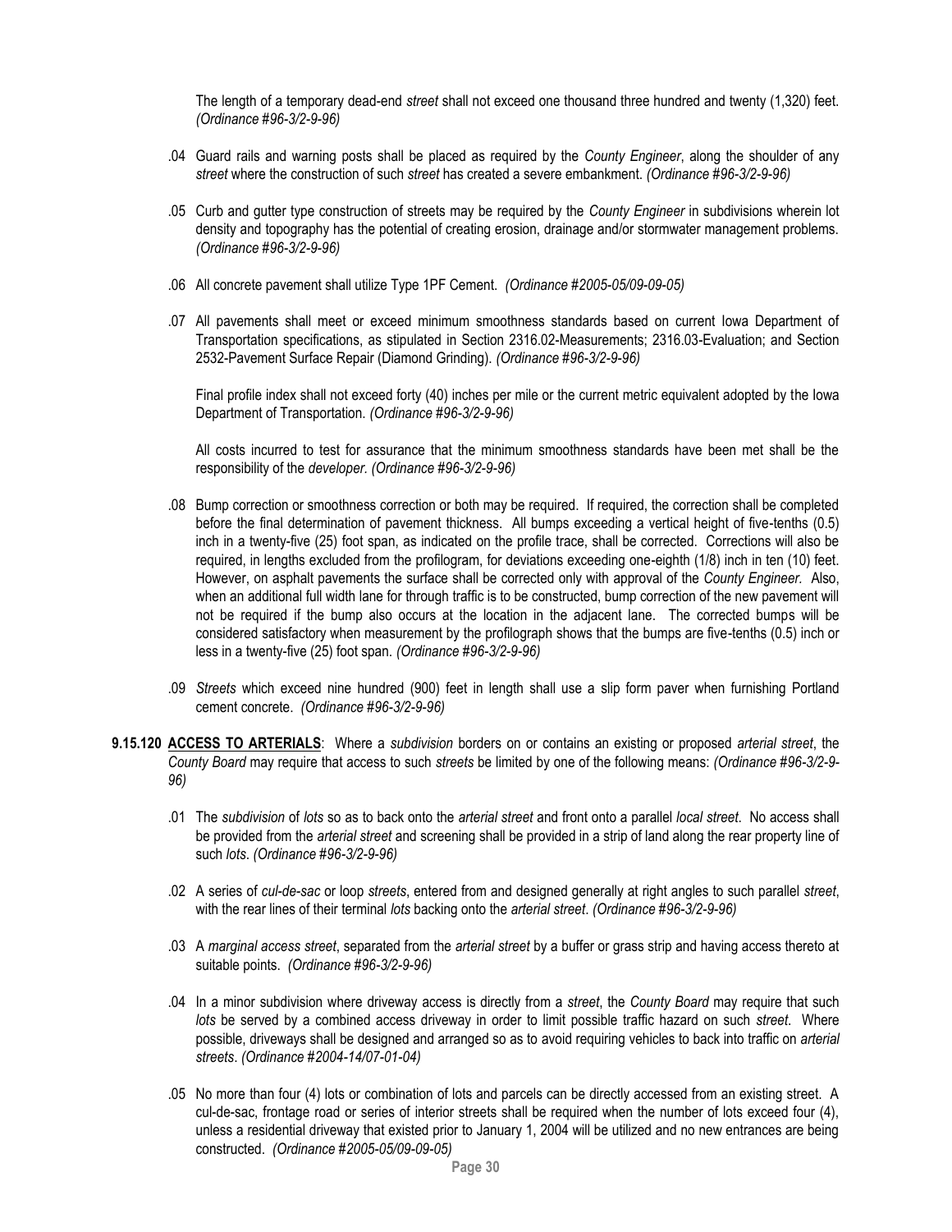The length of a temporary dead-end *street* shall not exceed one thousand three hundred and twenty (1,320) feet. *(Ordinance #96-3/2-9-96)*

.04 Guard rails and warning posts shall be placed as required by the *County Engineer*, along the shoulder of any *street* where the construction of such *street* has created a severe embankment. *(Ordinance #96-3/2-9-96)*

.05 Curb and gutter type construction of streets may be required by the *County Engineer* in subdivisions wherein lot density and topography has the potential of creating erosion, drainage and/or stormwater management problems. *(Ordinance #96-3/2-9-96)*

.06 All concrete pavement shall utilize Type 1PF Cement. *(Ordinance #2005-05/09-09-05)*

.07 All pavements shall meet or exceed minimum smoothness standards based on current Iowa Department of Transportation specifications, as stipulated in Section 2316.02-Measurements; 2316.03-Evaluation; and Section 2532-Pavement Surface Repair (Diamond Grinding). *(Ordinance #96-3/2-9-96)*

Final profile index shall not exceed forty (40) inches per mile or the current metric equivalent adopted by the Iowa Department of Transportation. *(Ordinance #96-3/2-9-96)*

All costs incurred to test for assurance that the minimum smoothness standards have been met shall be the responsibility of the *developer*. *(Ordinance #96-3/2-9-96)*

.08 Bump correction or smoothness correction or both may be required. If required, the correction shall be completed before the final determination of pavement thickness. All bumps exceeding a vertical height of five-tenths (0.5) inch in a twenty-five (25) foot span, as indicated on the profile trace, shall be corrected. Corrections will also be required, in lengths excluded from the profilogram, for deviations exceeding one-eighth (1/8) inch in ten (10) feet. However, on asphalt pavements the surface shall be corrected only with approval of the *County Engineer*. Also, when an additional full width lane for through traffic is to be constructed, bump correction of the new pavement will not be required if the bump also occurs at the location in the adjacent lane. The corrected bumps will be considered satisfactory when measurement by the profilograph shows that the bumps are five-tenths (0.5) inch or less in a twenty-five (25) foot span. *(Ordinance #96-3/2-9-96)*

.09 *Streets* which exceed nine hundred (900) feet in length shall use a slip form paver when furnishing Portland cement concrete. *(Ordinance #96-3/2-9-96)*

**9.15.120 <u>ACCESS TO ARTERIALS</u>**: Where a *subdivision* borders on or contains an existing or proposed *arterial street*, the *County Board* may require that access to such *streets* be limited by one of the following means: *(Ordinance #96-3/2-9-96)*

.01 The *subdivision* of *lots* so as to back onto the *arterial street* and front onto a parallel *local street*. No access shall be provided from the *arterial street* and screening shall be provided in a strip of land along the rear property line of such *lots*. *(Ordinance #96-3/2-9-96)*

.02 A series of *cul-de-sac* or loop *streets*, entered from and designed generally at right angles to such parallel *street*, with the rear lines of their terminal *lots* backing onto the *arterial street*. *(Ordinance #96-3/2-9-96)*

.03 A *marginal access street*, separated from the *arterial street* by a buffer or grass strip and having access thereto at suitable points. *(Ordinance #96-3/2-9-96)*

.04 In a minor subdivision where driveway access is directly from a *street*, the *County Board* may require that such *lots* be served by a combined access driveway in order to limit possible traffic hazard on such *street*. Where possible, driveways shall be designed and arranged so as to avoid requiring vehicles to back into traffic on *arterial streets*. *(Ordinance #2004-14/07-01-04)*

.05 No more than four (4) lots or combination of lots and parcels can be directly accessed from an existing street. A cul-de-sac, frontage road or series of interior streets shall be required when the number of lots exceed four (4), unless a residential driveway that existed prior to January 1, 2004 will be utilized and no new entrances are being constructed. *(Ordinance #2005-05/09-09-05)*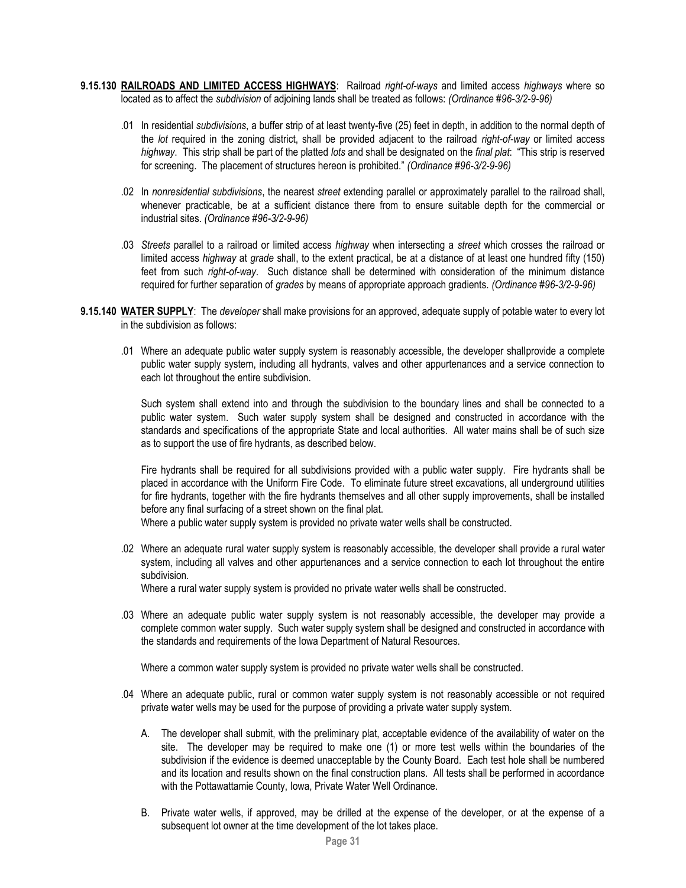**9.15.130 <u>RAILROADS AND LIMITED ACCESS HIGHWAYS</u>**: Railroad *right-of-ways* and limited access *highways* where so located as to affect the *subdivision* of adjoining lands shall be treated as follows: *(Ordinance #96-3/2-9-96)*

.01 In residential *subdivisions*, a buffer strip of at least twenty-five (25) feet in depth, in addition to the normal depth of the *lot* required in the zoning district, shall be provided adjacent to the railroad *right-of-way* or limited access *highway*. This strip shall be part of the platted *lots* and shall be designated on the *final plat*: "This strip is reserved for screening. The placement of structures hereon is prohibited." *(Ordinance #96-3/2-9-96)*

.02 In *nonresidential subdivisions*, the nearest *street* extending parallel or approximately parallel to the railroad shall, whenever practicable, be at a sufficient distance there from to ensure suitable depth for the commercial or industrial sites. *(Ordinance #96-3/2-9-96)*

.03 *Streets* parallel to a railroad or limited access *highway* when intersecting a *street* which crosses the railroad or limited access *highway* at *grade* shall, to the extent practical, be at a distance of at least one hundred fifty (150) feet from such *right-of-way*. Such distance shall be determined with consideration of the minimum distance required for further separation of *grades* by means of appropriate approach gradients. *(Ordinance #96-3/2-9-96)*

**9.15.140 <u>WATER SUPPLY</u>**: The *developer* shall make provisions for an approved, adequate supply of potable water to every lot in the subdivision as follows:

.01 Where an adequate public water supply system is reasonably accessible, the developer shallprovide a complete public water supply system, including all hydrants, valves and other appurtenances and a service connection to each lot throughout the entire subdivision.

Such system shall extend into and through the subdivision to the boundary lines and shall be connected to a public water system. Such water supply system shall be designed and constructed in accordance with the standards and specifications of the appropriate State and local authorities. All water mains shall be of such size as to support the use of fire hydrants, as described below.

Fire hydrants shall be required for all subdivisions provided with a public water supply. Fire hydrants shall be placed in accordance with the Uniform Fire Code. To eliminate future street excavations, all underground utilities for fire hydrants, together with the fire hydrants themselves and all other supply improvements, shall be installed before any final surfacing of a street shown on the final plat.
Where a public water supply system is provided no private water wells shall be constructed.

.02 Where an adequate rural water supply system is reasonably accessible, the developer shall provide a rural water system, including all valves and other appurtenances and a service connection to each lot throughout the entire subdivision.
Where a rural water supply system is provided no private water wells shall be constructed.

.03 Where an adequate public water supply system is not reasonably accessible, the developer may provide a complete common water supply. Such water supply system shall be designed and constructed in accordance with the standards and requirements of the Iowa Department of Natural Resources.

Where a common water supply system is provided no private water wells shall be constructed.

.04 Where an adequate public, rural or common water supply system is not reasonably accessible or not required private water wells may be used for the purpose of providing a private water supply system.

A. The developer shall submit, with the preliminary plat, acceptable evidence of the availability of water on the site. The developer may be required to make one (1) or more test wells within the boundaries of the subdivision if the evidence is deemed unacceptable by the County Board. Each test hole shall be numbered and its location and results shown on the final construction plans. All tests shall be performed in accordance with the Pottawattamie County, Iowa, Private Water Well Ordinance.

B. Private water wells, if approved, may be drilled at the expense of the developer, or at the expense of a subsequent lot owner at the time development of the lot takes place.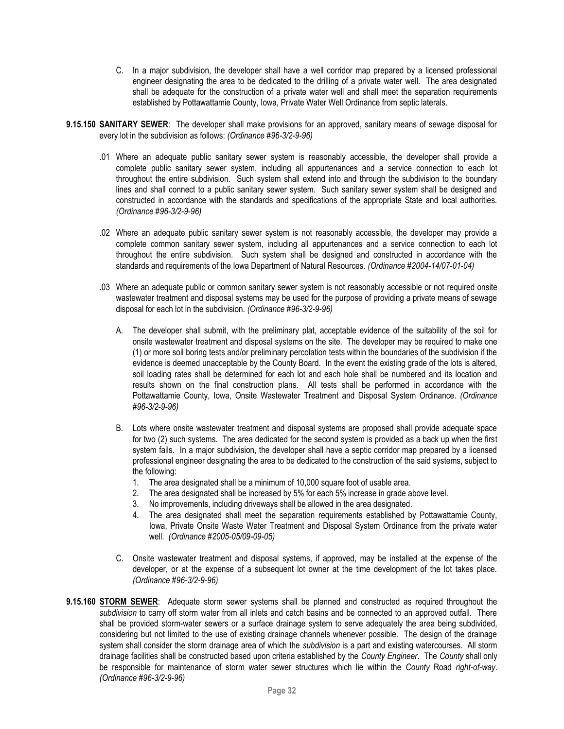C. In a major subdivision, the developer shall have a well corridor map prepared by a licensed professional engineer designating the area to be dedicated to the drilling of a private water well. The area designated shall be adequate for the construction of a private water well and shall meet the separation requirements established by Pottawattamie County, Iowa, Private Water Well Ordinance from septic laterals.

**9.15.150 <u>SANITARY SEWER</u>**: The developer shall make provisions for an approved, sanitary means of sewage disposal for every lot in the subdivision as follows: *(Ordinance #96-3/2-9-96)*

.01 Where an adequate public sanitary sewer system is reasonably accessible, the developer shall provide a complete public sanitary sewer system, including all appurtenances and a service connection to each lot throughout the entire subdivision. Such system shall extend into and through the subdivision to the boundary lines and shall connect to a public sanitary sewer system. Such sanitary sewer system shall be designed and constructed in accordance with the standards and specifications of the appropriate State and local authorities. *(Ordinance #96-3/2-9-96)*

.02 Where an adequate public sanitary sewer system is not reasonably accessible, the developer may provide a complete common sanitary sewer system, including all appurtenances and a service connection to each lot throughout the entire subdivision. Such system shall be designed and constructed in accordance with the standards and requirements of the Iowa Department of Natural Resources. *(Ordinance #2004-14/07-01-04)*

.03 Where an adequate public or common sanitary sewer system is not reasonably accessible or not required onsite wastewater treatment and disposal systems may be used for the purpose of providing a private means of sewage disposal for each lot in the subdivision. *(Ordinance #96-3/2-9-96)*

A. The developer shall submit, with the preliminary plat, acceptable evidence of the suitability of the soil for onsite wastewater treatment and disposal systems on the site. The developer may be required to make one (1) or more soil boring tests and/or preliminary percolation tests within the boundaries of the subdivision if the evidence is deemed unacceptable by the County Board. In the event the existing grade of the lots is altered, soil loading rates shall be determined for each lot and each hole shall be numbered and its location and results shown on the final construction plans. All tests shall be performed in accordance with the Pottawattamie County, Iowa, Onsite Wastewater Treatment and Disposal System Ordinance. *(Ordinance #96-3/2-9-96)*

B. Lots where onsite wastewater treatment and disposal systems are proposed shall provide adequate space for two (2) such systems. The area dedicated for the second system is provided as a back up when the first system fails. In a major subdivision, the developer shall have a septic corridor map prepared by a licensed professional engineer designating the area to be dedicated to the construction of the said systems, subject to the following:

1. The area designated shall be a minimum of 10,000 square foot of usable area.
2. The area designated shall be increased by 5% for each 5% increase in grade above level.
3. No improvements, including driveways shall be allowed in the area designated.
4. The area designated shall meet the separation requirements established by Pottawattamie County, Iowa, Private Onsite Waste Water Treatment and Disposal System Ordinance from the private water well. *(Ordinance #2005-05/09-09-05)*

C. Onsite wastewater treatment and disposal systems, if approved, may be installed at the expense of the developer, or at the expense of a subsequent lot owner at the time development of the lot takes place. *(Ordinance #96-3/2-9-96)*

**9.15.160 <u>STORM SEWER</u>**: Adequate storm sewer systems shall be planned and constructed as required throughout the *subdivision* to carry off storm water from all inlets and catch basins and be connected to an approved outfall. There shall be provided storm-water sewers or a surface drainage system to serve adequately the area being subdivided, considering but not limited to the use of existing drainage channels whenever possible. The design of the drainage system shall consider the storm drainage area of which the *subdivision* is a part and existing watercourses. All storm drainage facilities shall be constructed based upon criteria established by the *County Engineer*. The *County* shall only be responsible for maintenance of storm water sewer structures which lie within the *County* Road *right-of-way*. *(Ordinance #96-3/2-9-96)*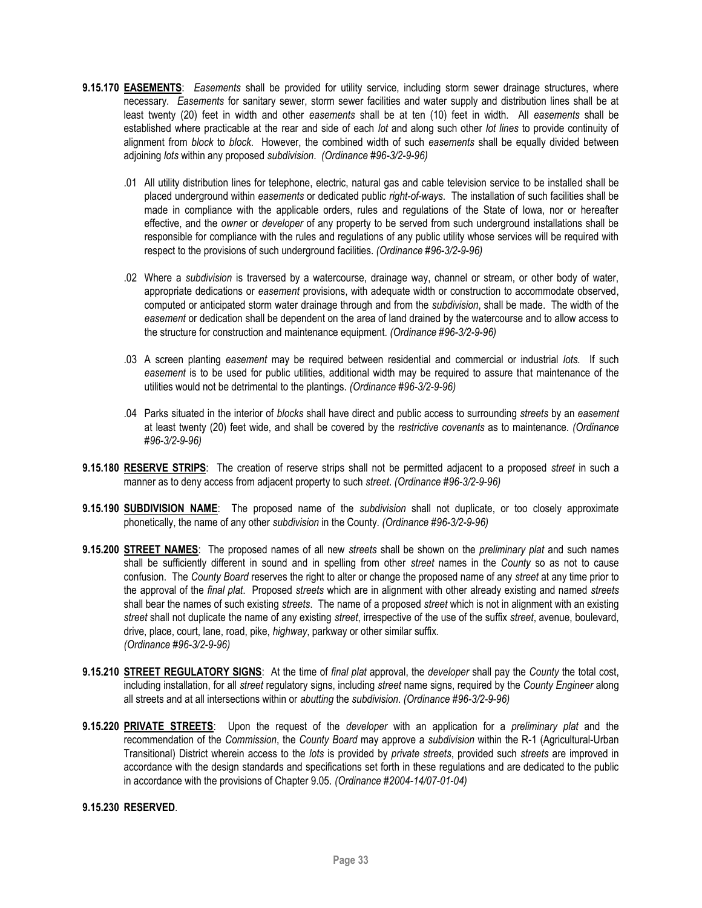**9.15.170 EASEMENTS**: *Easements* shall be provided for utility service, including storm sewer drainage structures, where necessary. *Easements* for sanitary sewer, storm sewer facilities and water supply and distribution lines shall be at least twenty (20) feet in width and other *easements* shall be at ten (10) feet in width. All *easements* shall be established where practicable at the rear and side of each *lot* and along such other *lot lines* to provide continuity of alignment from *block* to *block*. However, the combined width of such *easements* shall be equally divided between adjoining *lots* within any proposed *subdivision*. *(Ordinance #96-3/2-9-96)*

.01 All utility distribution lines for telephone, electric, natural gas and cable television service to be installed shall be placed underground within *easements* or dedicated public *right-of-ways*. The installation of such facilities shall be made in compliance with the applicable orders, rules and regulations of the State of Iowa, nor or hereafter effective, and the *owner* or *developer* of any property to be served from such underground installations shall be responsible for compliance with the rules and regulations of any public utility whose services will be required with respect to the provisions of such underground facilities. *(Ordinance #96-3/2-9-96)*

.02 Where a *subdivision* is traversed by a watercourse, drainage way, channel or stream, or other body of water, appropriate dedications or *easement* provisions, with adequate width or construction to accommodate observed, computed or anticipated storm water drainage through and from the *subdivision*, shall be made. The width of the *easement* or dedication shall be dependent on the area of land drained by the watercourse and to allow access to the structure for construction and maintenance equipment. *(Ordinance #96-3/2-9-96)*

.03 A screen planting *easement* may be required between residential and commercial or industrial *lots.* If such *easement* is to be used for public utilities, additional width may be required to assure that maintenance of the utilities would not be detrimental to the plantings. *(Ordinance #96-3/2-9-96)*

.04 Parks situated in the interior of *blocks* shall have direct and public access to surrounding *streets* by an *easement* at least twenty (20) feet wide, and shall be covered by the *restrictive covenants* as to maintenance. *(Ordinance #96-3/2-9-96)*

**9.15.180 RESERVE STRIPS**: The creation of reserve strips shall not be permitted adjacent to a proposed *street* in such a manner as to deny access from adjacent property to such *street*. *(Ordinance #96-3/2-9-96)*

**9.15.190 SUBDIVISION NAME**: The proposed name of the *subdivision* shall not duplicate, or too closely approximate phonetically, the name of any other *subdivision* in the County. *(Ordinance #96-3/2-9-96)*

**9.15.200 STREET NAMES**: The proposed names of all new *streets* shall be shown on the *preliminary plat* and such names shall be sufficiently different in sound and in spelling from other *street* names in the *County* so as not to cause confusion. The *County Board* reserves the right to alter or change the proposed name of any *street* at any time prior to the approval of the *final plat*. Proposed *streets* which are in alignment with other already existing and named *streets* shall bear the names of such existing *streets*. The name of a proposed *street* which is not in alignment with an existing *street* shall not duplicate the name of any existing *street*, irrespective of the use of the suffix *street*, avenue, boulevard, drive, place, court, lane, road, pike, *highway*, parkway or other similar suffix. *(Ordinance #96-3/2-9-96)*

**9.15.210 STREET REGULATORY SIGNS**: At the time of *final plat* approval, the *developer* shall pay the *County* the total cost, including installation, for all *street* regulatory signs, including *street* name signs, required by the *County Engineer* along all streets and at all intersections within or *abutting* the *subdivision*. *(Ordinance #96-3/2-9-96)*

**9.15.220 PRIVATE STREETS**: Upon the request of the *developer* with an application for a *preliminary plat* and the recommendation of the *Commission*, the *County Board* may approve a *subdivision* within the R-1 (Agricultural-Urban Transitional) District wherein access to the *lots* is provided by *private streets*, provided such *streets* are improved in accordance with the design standards and specifications set forth in these regulations and are dedicated to the public in accordance with the provisions of Chapter 9.05. *(Ordinance #2004-14/07-01-04)*

**9.15.230 RESERVED**.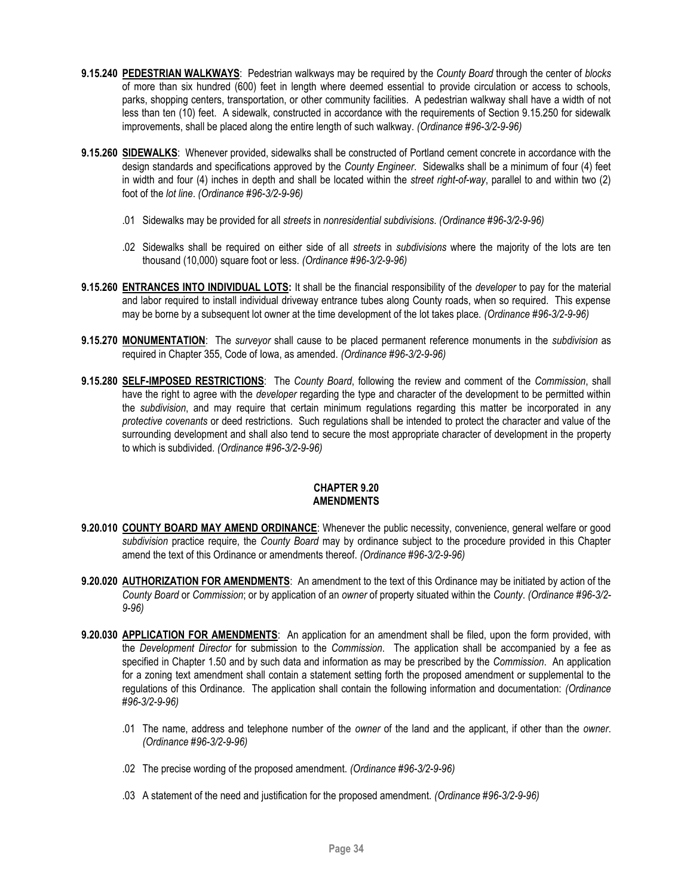**9.15.240 <u>PEDESTRIAN WALKWAYS</u>**: Pedestrian walkways may be required by the *County Board* through the center of *blocks* of more than six hundred (600) feet in length where deemed essential to provide circulation or access to schools, parks, shopping centers, transportation, or other community facilities. A pedestrian walkway shall have a width of not less than ten (10) feet. A sidewalk, constructed in accordance with the requirements of Section 9.15.250 for sidewalk improvements, shall be placed along the entire length of such walkway. *(Ordinance #96-3/2-9-96)*

**9.15.260 <u>SIDEWALKS</u>**: Whenever provided, sidewalks shall be constructed of Portland cement concrete in accordance with the design standards and specifications approved by the *County Engineer*. Sidewalks shall be a minimum of four (4) feet in width and four (4) inches in depth and shall be located within the *street right-of-way*, parallel to and within two (2) foot of the *lot line*. *(Ordinance #96-3/2-9-96)*

.01 Sidewalks may be provided for all *streets* in *nonresidential subdivisions*. *(Ordinance #96-3/2-9-96)*

.02 Sidewalks shall be required on either side of all *streets* in *subdivisions* where the majority of the lots are ten thousand (10,000) square foot or less. *(Ordinance #96-3/2-9-96)*

**9.15.260 <u>ENTRANCES INTO INDIVIDUAL LOTS</u>:** It shall be the financial responsibility of the *developer* to pay for the material and labor required to install individual driveway entrance tubes along County roads, when so required. This expense may be borne by a subsequent lot owner at the time development of the lot takes place. *(Ordinance #96-3/2-9-96)*

**9.15.270 <u>MONUMENTATION</u>**: The *surveyor* shall cause to be placed permanent reference monuments in the *subdivision* as required in Chapter 355, Code of Iowa, as amended. *(Ordinance #96-3/2-9-96)*

**9.15.280 <u>SELF-IMPOSED RESTRICTIONS</u>**: The *County Board*, following the review and comment of the *Commission*, shall have the right to agree with the *developer* regarding the type and character of the development to be permitted within the *subdivision*, and may require that certain minimum regulations regarding this matter be incorporated in any *protective covenants* or deed restrictions. Such regulations shall be intended to protect the character and value of the surrounding development and shall also tend to secure the most appropriate character of development in the property to which is subdivided. *(Ordinance #96-3/2-9-96)*

## CHAPTER 9.20
## AMENDMENTS

**9.20.010 <u>COUNTY BOARD MAY AMEND ORDINANCE</u>**: Whenever the public necessity, convenience, general welfare or good *subdivision* practice require, the *County Board* may by ordinance subject to the procedure provided in this Chapter amend the text of this Ordinance or amendments thereof. *(Ordinance #96-3/2-9-96)*

**9.20.020 <u>AUTHORIZATION FOR AMENDMENTS</u>**: An amendment to the text of this Ordinance may be initiated by action of the *County Board* or *Commission*; or by application of an *owner* of property situated within the *County*. *(Ordinance #96-3/2-9-96)*

**9.20.030 <u>APPLICATION FOR AMENDMENTS</u>**: An application for an amendment shall be filed, upon the form provided, with the *Development Director* for submission to the *Commission*. The application shall be accompanied by a fee as specified in Chapter 1.50 and by such data and information as may be prescribed by the *Commission*. An application for a zoning text amendment shall contain a statement setting forth the proposed amendment or supplemental to the regulations of this Ordinance. The application shall contain the following information and documentation: *(Ordinance #96-3/2-9-96)*

.01 The name, address and telephone number of the *owner* of the land and the applicant, if other than the *owner*. *(Ordinance #96-3/2-9-96)*

.02 The precise wording of the proposed amendment. *(Ordinance #96-3/2-9-96)*

.03 A statement of the need and justification for the proposed amendment. *(Ordinance #96-3/2-9-96)*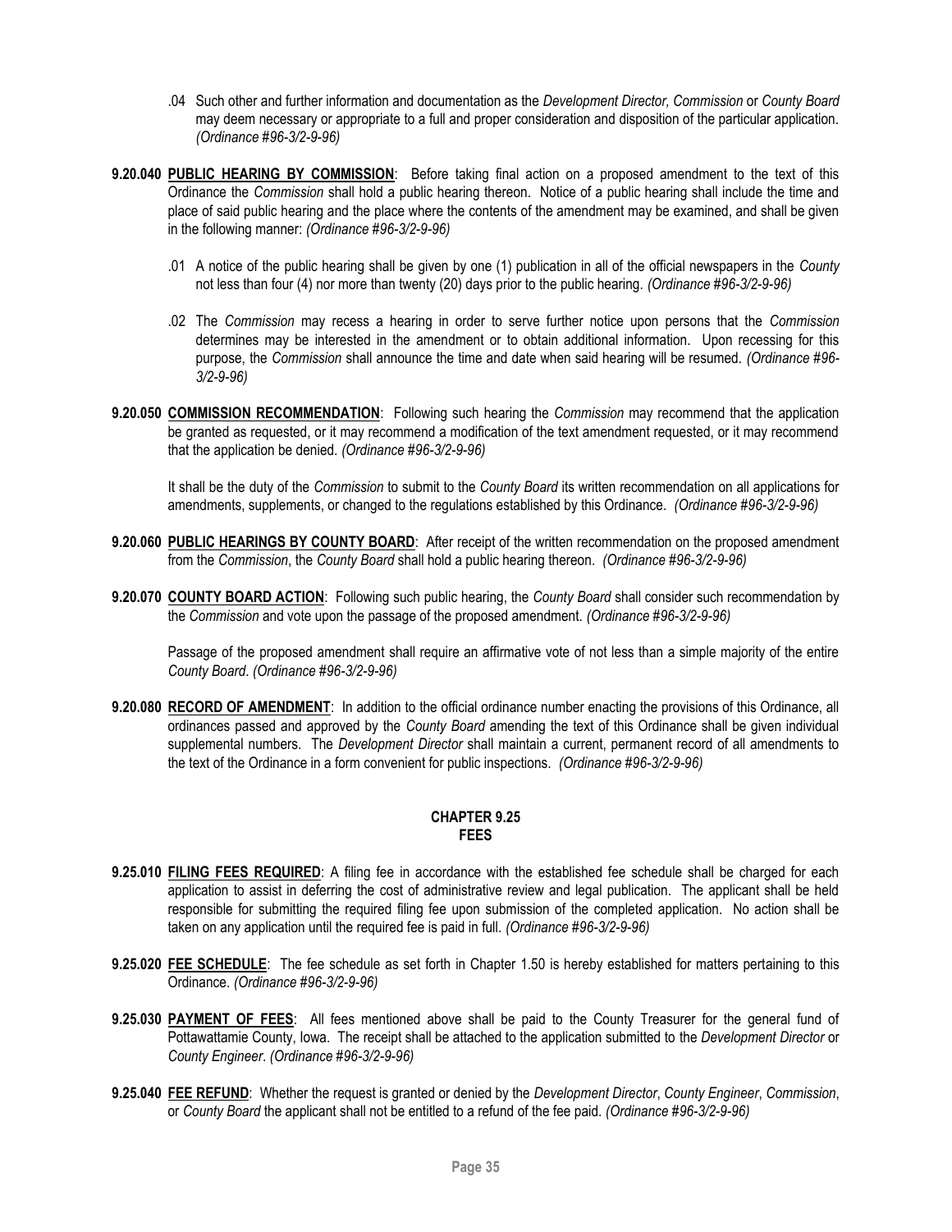.04 Such other and further information and documentation as the *Development Director, Commission* or *County Board* may deem necessary or appropriate to a full and proper consideration and disposition of the particular application. *(Ordinance #96-3/2-9-96)*

**9.20.040 PUBLIC HEARING BY COMMISSION**: Before taking final action on a proposed amendment to the text of this Ordinance the *Commission* shall hold a public hearing thereon. Notice of a public hearing shall include the time and place of said public hearing and the place where the contents of the amendment may be examined, and shall be given in the following manner: *(Ordinance #96-3/2-9-96)*

.01 A notice of the public hearing shall be given by one (1) publication in all of the official newspapers in the *County* not less than four (4) nor more than twenty (20) days prior to the public hearing. *(Ordinance #96-3/2-9-96)*

.02 The *Commission* may recess a hearing in order to serve further notice upon persons that the *Commission* determines may be interested in the amendment or to obtain additional information. Upon recessing for this purpose, the *Commission* shall announce the time and date when said hearing will be resumed. *(Ordinance #96-3/2-9-96)*

**9.20.050 COMMISSION RECOMMENDATION**: Following such hearing the *Commission* may recommend that the application be granted as requested, or it may recommend a modification of the text amendment requested, or it may recommend that the application be denied. *(Ordinance #96-3/2-9-96)*

It shall be the duty of the *Commission* to submit to the *County Board* its written recommendation on all applications for amendments, supplements, or changed to the regulations established by this Ordinance. *(Ordinance #96-3/2-9-96)*

**9.20.060 PUBLIC HEARINGS BY COUNTY BOARD**: After receipt of the written recommendation on the proposed amendment from the *Commission*, the *County Board* shall hold a public hearing thereon. *(Ordinance #96-3/2-9-96)*

**9.20.070 COUNTY BOARD ACTION**: Following such public hearing, the *County Board* shall consider such recommendation by the *Commission* and vote upon the passage of the proposed amendment. *(Ordinance #96-3/2-9-96)*

Passage of the proposed amendment shall require an affirmative vote of not less than a simple majority of the entire *County Board*. *(Ordinance #96-3/2-9-96)*

**9.20.080 RECORD OF AMENDMENT**: In addition to the official ordinance number enacting the provisions of this Ordinance, all ordinances passed and approved by the *County Board* amending the text of this Ordinance shall be given individual supplemental numbers. The *Development Director* shall maintain a current, permanent record of all amendments to the text of the Ordinance in a form convenient for public inspections. *(Ordinance #96-3/2-9-96)*

## CHAPTER 9.25
## FEES

**9.25.010 FILING FEES REQUIRED**: A filing fee in accordance with the established fee schedule shall be charged for each application to assist in deferring the cost of administrative review and legal publication. The applicant shall be held responsible for submitting the required filing fee upon submission of the completed application. No action shall be taken on any application until the required fee is paid in full. *(Ordinance #96-3/2-9-96)*

**9.25.020 FEE SCHEDULE**: The fee schedule as set forth in Chapter 1.50 is hereby established for matters pertaining to this Ordinance. *(Ordinance #96-3/2-9-96)*

**9.25.030 PAYMENT OF FEES**: All fees mentioned above shall be paid to the County Treasurer for the general fund of Pottawattamie County, Iowa. The receipt shall be attached to the application submitted to the *Development Director* or *County Engineer*. *(Ordinance #96-3/2-9-96)*

**9.25.040 FEE REFUND**: Whether the request is granted or denied by the *Development Director*, *County Engineer*, *Commission*, or *County Board* the applicant shall not be entitled to a refund of the fee paid. *(Ordinance #96-3/2-9-96)*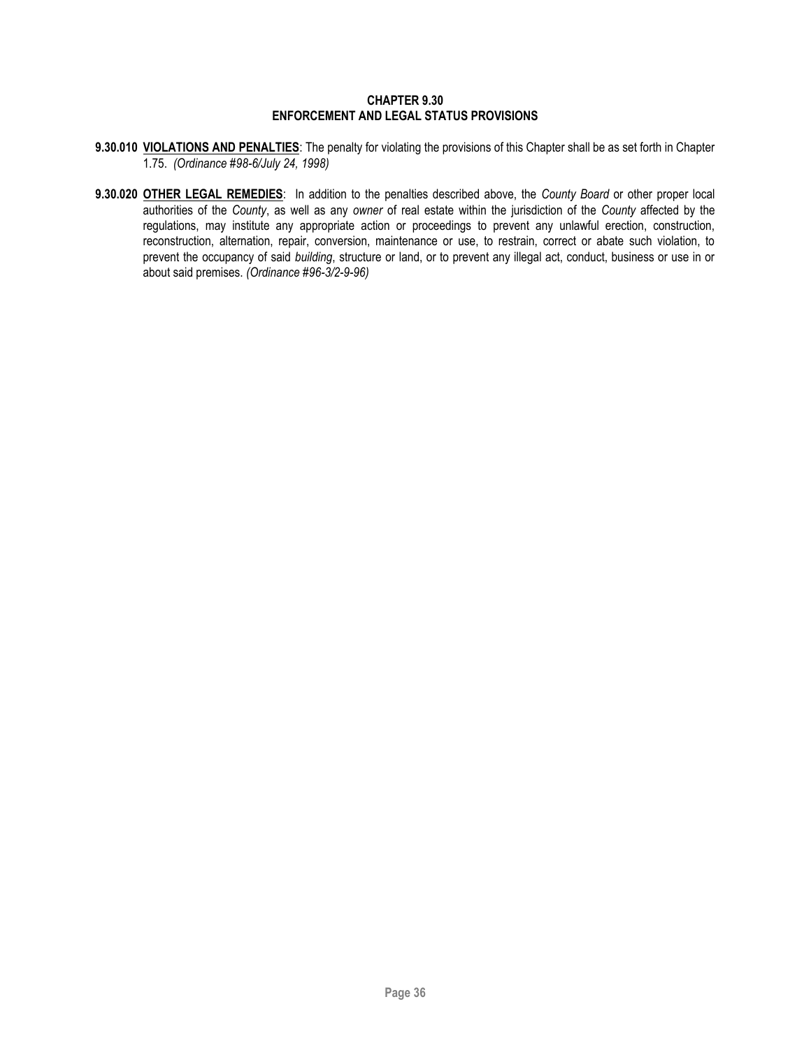## CHAPTER 9.30
## ENFORCEMENT AND LEGAL STATUS PROVISIONS

**9.30.010** **VIOLATIONS AND PENALTIES**: The penalty for violating the provisions of this Chapter shall be as set forth in Chapter 1.75. *(Ordinance #98-6/July 24, 1998)*

**9.30.020** **OTHER LEGAL REMEDIES**: In addition to the penalties described above, the *County Board* or other proper local authorities of the *County*, as well as any *owner* of real estate within the jurisdiction of the *County* affected by the regulations, may institute any appropriate action or proceedings to prevent any unlawful erection, construction, reconstruction, alternation, repair, conversion, maintenance or use, to restrain, correct or abate such violation, to prevent the occupancy of said *building*, structure or land, or to prevent any illegal act, conduct, business or use in or about said premises. *(Ordinance #96-3/2-9-96)*